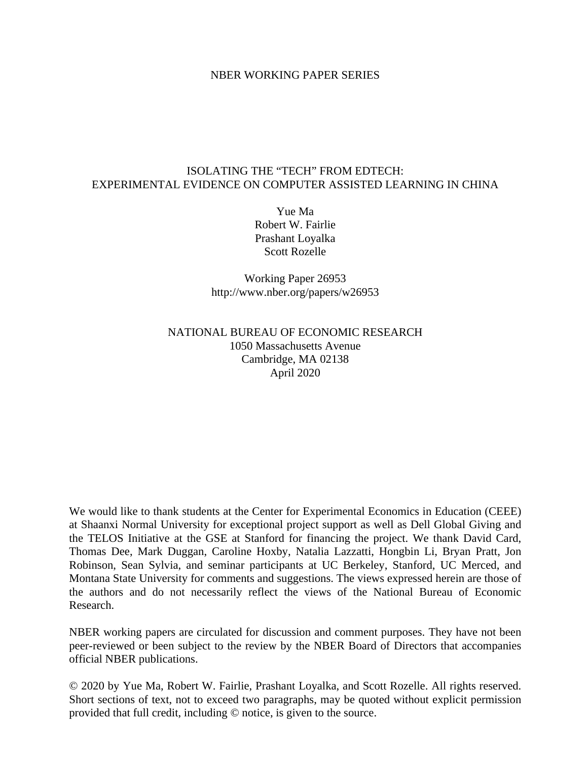NBER WORKING PAPER SERIES

# ISOLATING THE "TECH" FROM EDTECH: EXPERIMENTAL EVIDENCE ON COMPUTER ASSISTED LEARNING IN CHINA

Yue Ma
Robert W. Fairlie
Prashant Loyalka
Scott Rozelle

Working Paper 26953
http://www.nber.org/papers/w26953

NATIONAL BUREAU OF ECONOMIC RESEARCH
1050 Massachusetts Avenue
Cambridge, MA 02138
April 2020

We would like to thank students at the Center for Experimental Economics in Education (CEEE) at Shaanxi Normal University for exceptional project support as well as Dell Global Giving and the TELOS Initiative at the GSE at Stanford for financing the project. We thank David Card, Thomas Dee, Mark Duggan, Caroline Hoxby, Natalia Lazzatti, Hongbin Li, Bryan Pratt, Jon Robinson, Sean Sylvia, and seminar participants at UC Berkeley, Stanford, UC Merced, and Montana State University for comments and suggestions. The views expressed herein are those of the authors and do not necessarily reflect the views of the National Bureau of Economic Research.

NBER working papers are circulated for discussion and comment purposes. They have not been peer-reviewed or been subject to the review by the NBER Board of Directors that accompanies official NBER publications.

© 2020 by Yue Ma, Robert W. Fairlie, Prashant Loyalka, and Scott Rozelle. All rights reserved. Short sections of text, not to exceed two paragraphs, may be quoted without explicit permission provided that full credit, including © notice, is given to the source.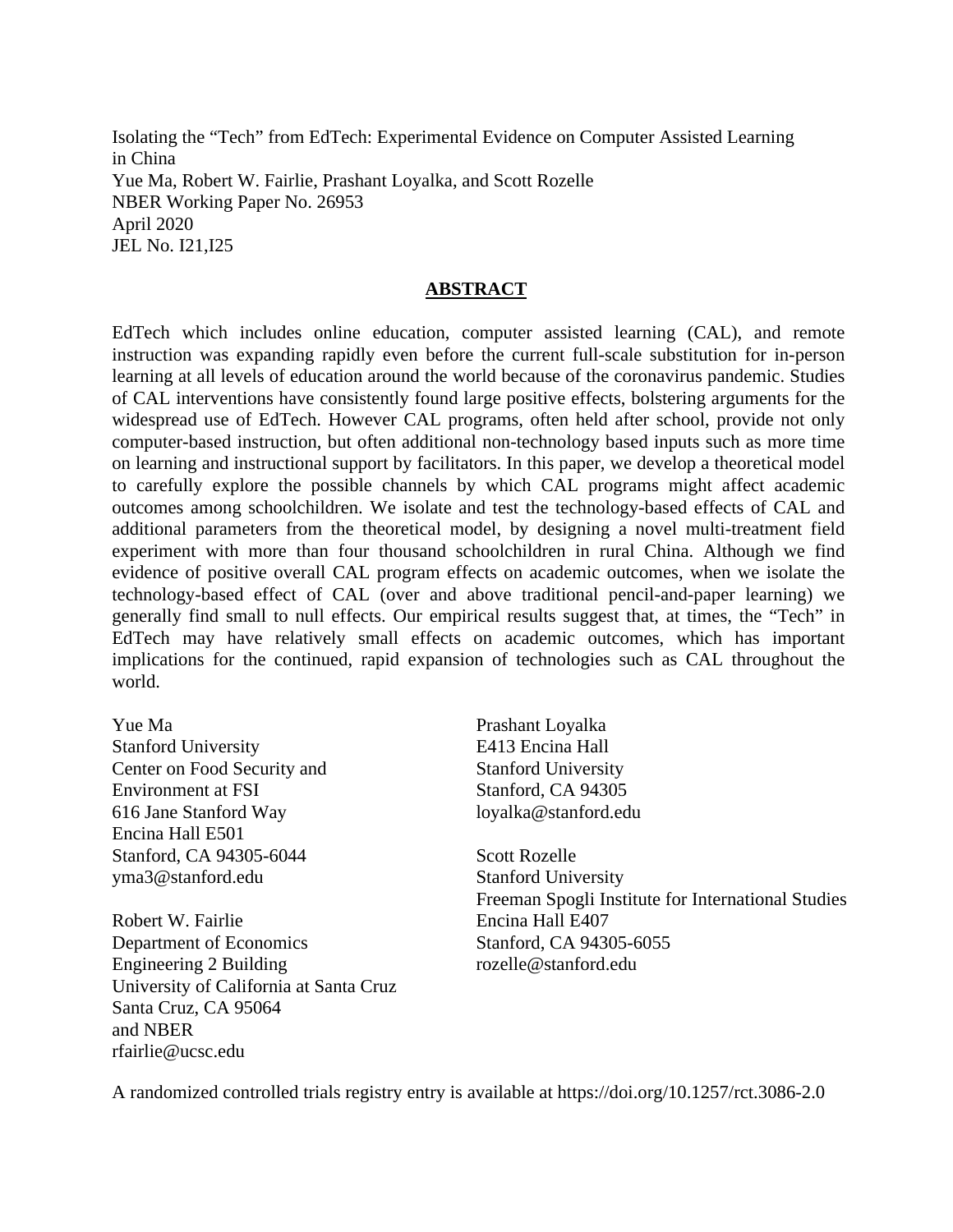Isolating the “Tech” from EdTech: Experimental Evidence on Computer Assisted Learning in China
Yue Ma, Robert W. Fairlie, Prashant Loyalka, and Scott Rozelle
NBER Working Paper No. 26953
April 2020
JEL No. I21,I25

## ABSTRACT

EdTech which includes online education, computer assisted learning (CAL), and remote instruction was expanding rapidly even before the current full-scale substitution for in-person learning at all levels of education around the world because of the coronavirus pandemic. Studies of CAL interventions have consistently found large positive effects, bolstering arguments for the widespread use of EdTech. However CAL programs, often held after school, provide not only computer-based instruction, but often additional non-technology based inputs such as more time on learning and instructional support by facilitators. In this paper, we develop a theoretical model to carefully explore the possible channels by which CAL programs might affect academic outcomes among schoolchildren. We isolate and test the technology-based effects of CAL and additional parameters from the theoretical model, by designing a novel multi-treatment field experiment with more than four thousand schoolchildren in rural China. Although we find evidence of positive overall CAL program effects on academic outcomes, when we isolate the technology-based effect of CAL (over and above traditional pencil-and-paper learning) we generally find small to null effects. Our empirical results suggest that, at times, the “Tech” in EdTech may have relatively small effects on academic outcomes, which has important implications for the continued, rapid expansion of technologies such as CAL throughout the world.

Yue Ma
Stanford University
Center on Food Security and
Environment at FSI
616 Jane Stanford Way
Encina Hall E501
Stanford, CA 94305-6044
yma3@stanford.edu

Robert W. Fairlie
Department of Economics
Engineering 2 Building
University of California at Santa Cruz
Santa Cruz, CA 95064
and NBER
rfairlie@ucsc.edu

Prashant Loyalka
E413 Encina Hall
Stanford University
Stanford, CA 94305
loyalka@stanford.edu

Scott Rozelle
Stanford University
Freeman Spogli Institute for International Studies
Encina Hall E407
Stanford, CA 94305-6055
rozelle@stanford.edu

A randomized controlled trials registry entry is available at https://doi.org/10.1257/rct.3086-2.0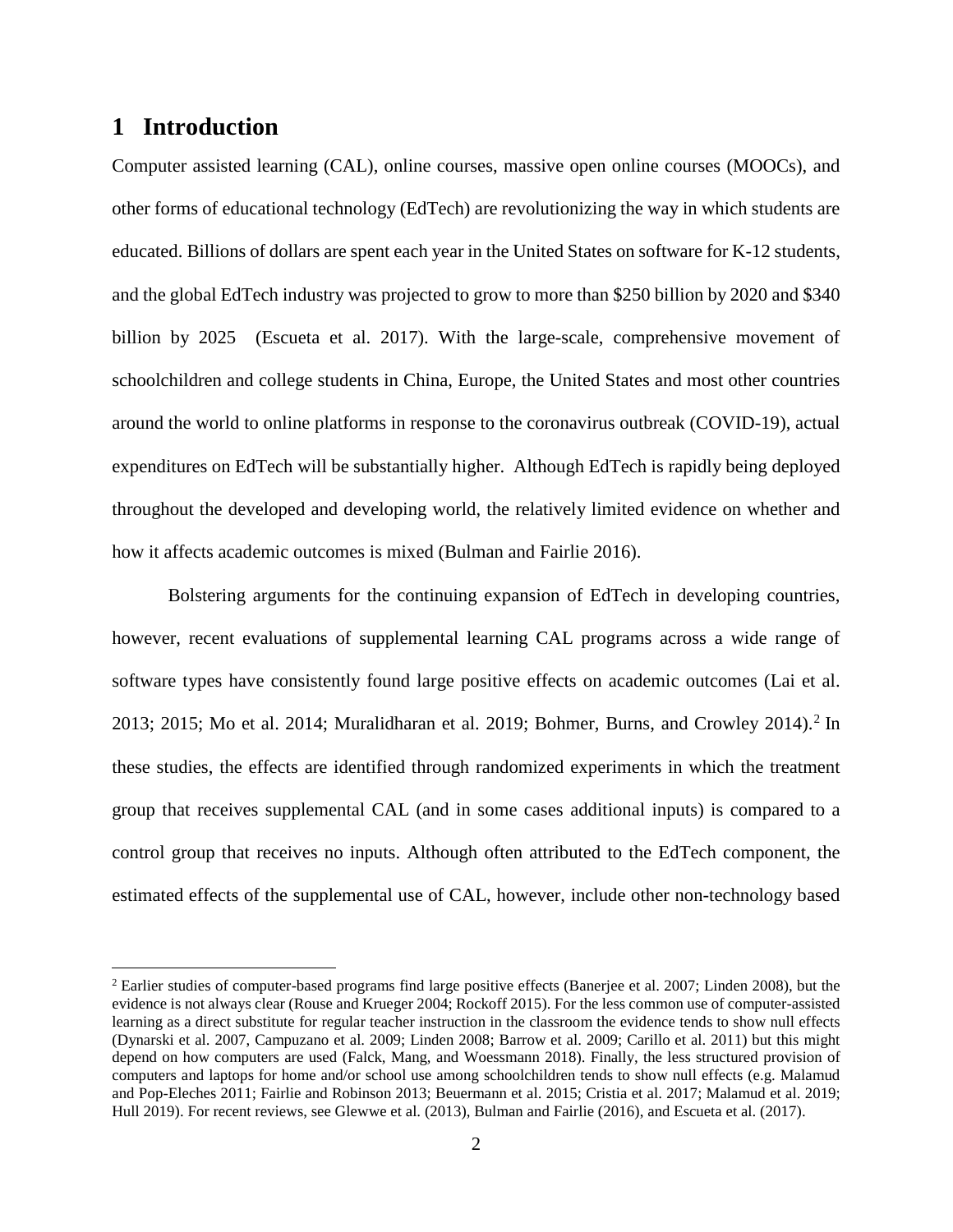# 1 Introduction

Computer assisted learning (CAL), online courses, massive open online courses (MOOCs), and other forms of educational technology (EdTech) are revolutionizing the way in which students are educated. Billions of dollars are spent each year in the United States on software for K-12 students, and the global EdTech industry was projected to grow to more than $250 billion by 2020 and $340 billion by 2025 (Escueta et al. 2017). With the large-scale, comprehensive movement of schoolchildren and college students in China, Europe, the United States and most other countries around the world to online platforms in response to the coronavirus outbreak (COVID-19), actual expenditures on EdTech will be substantially higher. Although EdTech is rapidly being deployed throughout the developed and developing world, the relatively limited evidence on whether and how it affects academic outcomes is mixed (Bulman and Fairlie 2016).

Bolstering arguments for the continuing expansion of EdTech in developing countries, however, recent evaluations of supplemental learning CAL programs across a wide range of software types have consistently found large positive effects on academic outcomes (Lai et al. 2013; 2015; Mo et al. 2014; Muralidharan et al. 2019; Bohmer, Burns, and Crowley 2014).[2] In these studies, the effects are identified through randomized experiments in which the treatment group that receives supplemental CAL (and in some cases additional inputs) is compared to a control group that receives no inputs. Although often attributed to the EdTech component, the estimated effects of the supplemental use of CAL, however, include other non-technology based

[2] Earlier studies of computer-based programs find large positive effects (Banerjee et al. 2007; Linden 2008), but the evidence is not always clear (Rouse and Krueger 2004; Rockoff 2015). For the less common use of computer-assisted learning as a direct substitute for regular teacher instruction in the classroom the evidence tends to show null effects (Dynarski et al. 2007, Campuzano et al. 2009; Linden 2008; Barrow et al. 2009; Carillo et al. 2011) but this might depend on how computers are used (Falck, Mang, and Woessmann 2018). Finally, the less structured provision of computers and laptops for home and/or school use among schoolchildren tends to show null effects (e.g. Malamud and Pop-Eleches 2011; Fairlie and Robinson 2013; Beuermann et al. 2015; Cristia et al. 2017; Malamud et al. 2019; Hull 2019). For recent reviews, see Glewwe et al. (2013), Bulman and Fairlie (2016), and Escueta et al. (2017).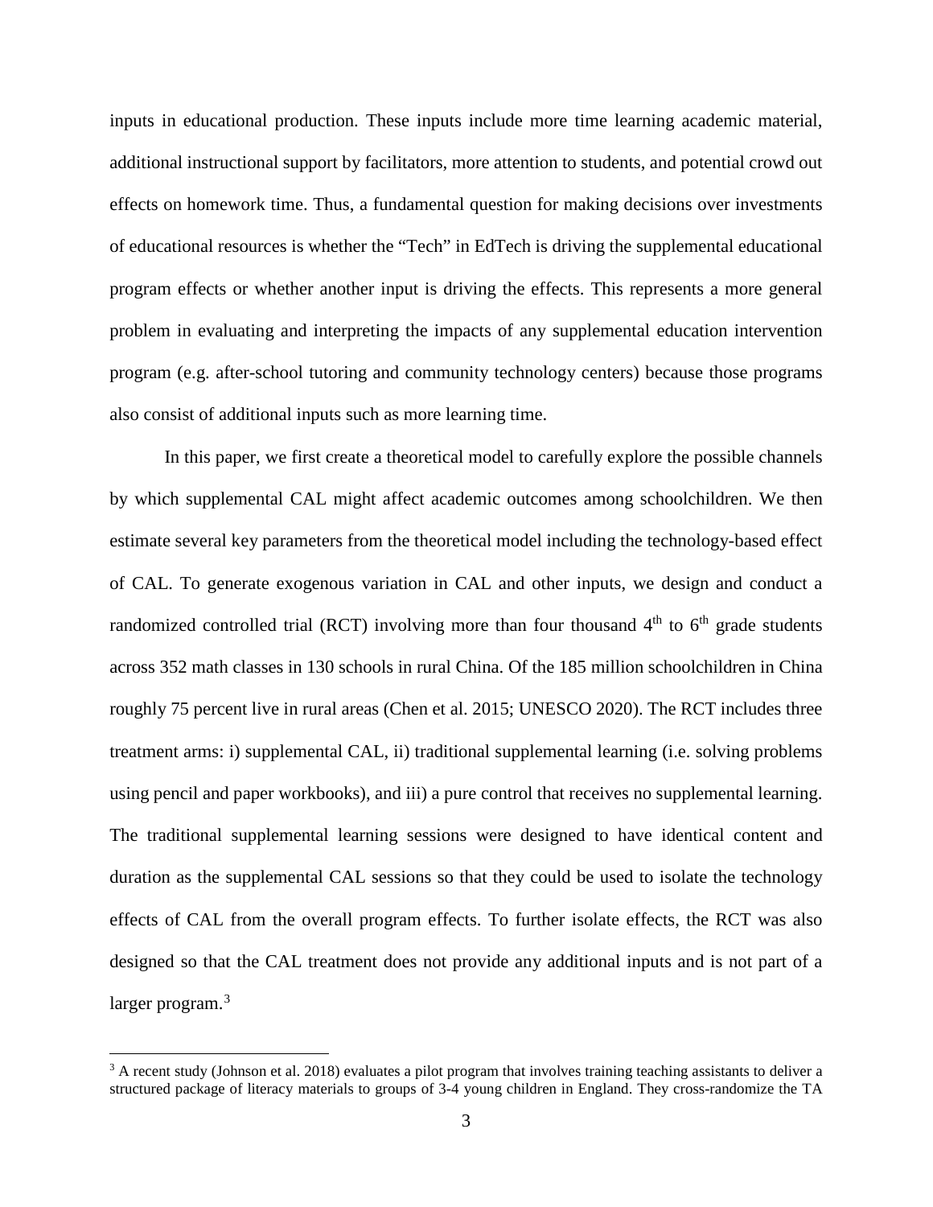inputs in educational production. These inputs include more time learning academic material, additional instructional support by facilitators, more attention to students, and potential crowd out effects on homework time. Thus, a fundamental question for making decisions over investments of educational resources is whether the "Tech" in EdTech is driving the supplemental educational program effects or whether another input is driving the effects. This represents a more general problem in evaluating and interpreting the impacts of any supplemental education intervention program (e.g. after-school tutoring and community technology centers) because those programs also consist of additional inputs such as more learning time.

In this paper, we first create a theoretical model to carefully explore the possible channels by which supplemental CAL might affect academic outcomes among schoolchildren. We then estimate several key parameters from the theoretical model including the technology-based effect of CAL. To generate exogenous variation in CAL and other inputs, we design and conduct a randomized controlled trial (RCT) involving more than four thousand 4th to 6th grade students across 352 math classes in 130 schools in rural China. Of the 185 million schoolchildren in China roughly 75 percent live in rural areas (Chen et al. 2015; UNESCO 2020). The RCT includes three treatment arms: i) supplemental CAL, ii) traditional supplemental learning (i.e. solving problems using pencil and paper workbooks), and iii) a pure control that receives no supplemental learning. The traditional supplemental learning sessions were designed to have identical content and duration as the supplemental CAL sessions so that they could be used to isolate the technology effects of CAL from the overall program effects. To further isolate effects, the RCT was also designed so that the CAL treatment does not provide any additional inputs and is not part of a larger program.[3]

[3] A recent study (Johnson et al. 2018) evaluates a pilot program that involves training teaching assistants to deliver a structured package of literacy materials to groups of 3-4 young children in England. They cross-randomize the TA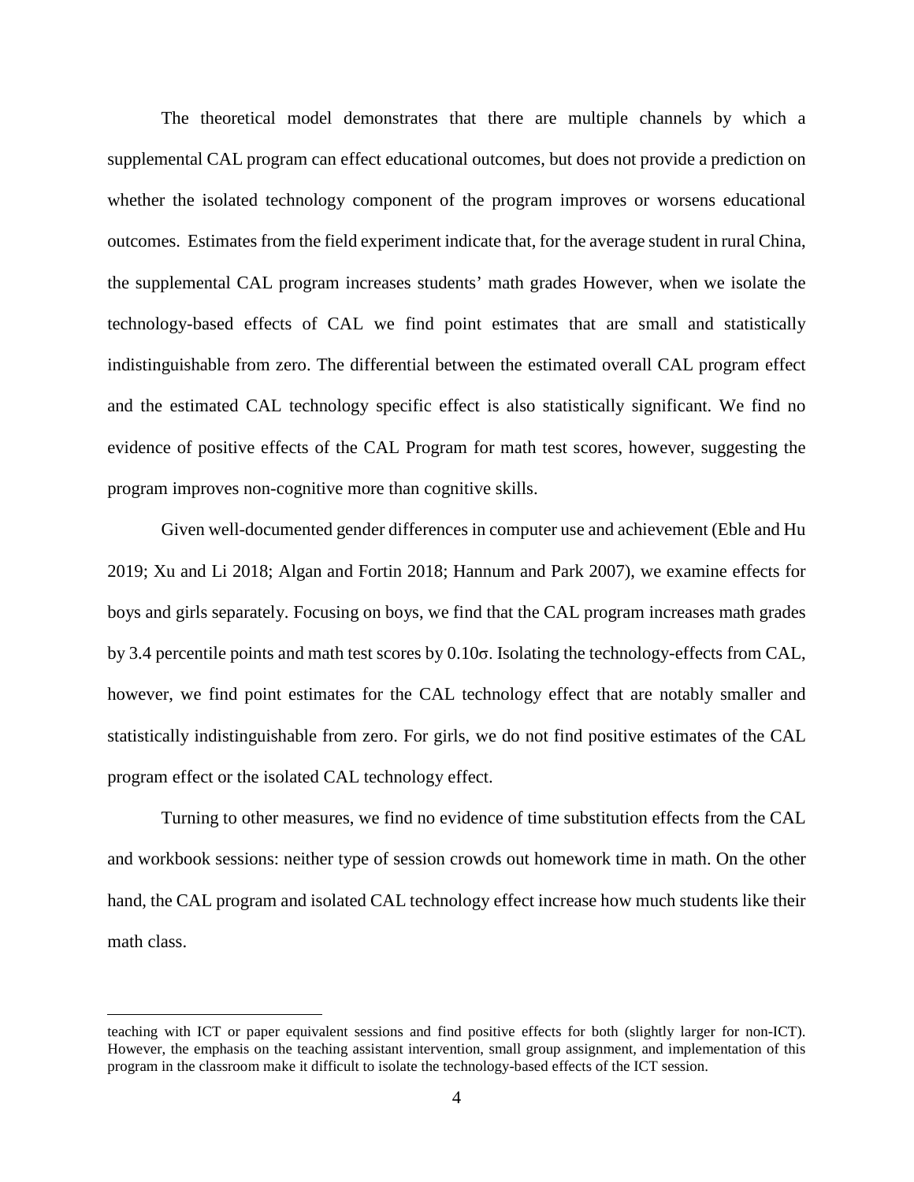The theoretical model demonstrates that there are multiple channels by which a supplemental CAL program can effect educational outcomes, but does not provide a prediction on whether the isolated technology component of the program improves or worsens educational outcomes. Estimates from the field experiment indicate that, for the average student in rural China, the supplemental CAL program increases students' math grades However, when we isolate the technology-based effects of CAL we find point estimates that are small and statistically indistinguishable from zero. The differential between the estimated overall CAL program effect and the estimated CAL technology specific effect is also statistically significant. We find no evidence of positive effects of the CAL Program for math test scores, however, suggesting the program improves non-cognitive more than cognitive skills.

Given well-documented gender differences in computer use and achievement (Eble and Hu 2019; Xu and Li 2018; Algan and Fortin 2018; Hannum and Park 2007), we examine effects for boys and girls separately. Focusing on boys, we find that the CAL program increases math grades by 3.4 percentile points and math test scores by 0.10σ. Isolating the technology-effects from CAL, however, we find point estimates for the CAL technology effect that are notably smaller and statistically indistinguishable from zero. For girls, we do not find positive estimates of the CAL program effect or the isolated CAL technology effect.

Turning to other measures, we find no evidence of time substitution effects from the CAL and workbook sessions: neither type of session crowds out homework time in math. On the other hand, the CAL program and isolated CAL technology effect increase how much students like their math class.

---

teaching with ICT or paper equivalent sessions and find positive effects for both (slightly larger for non-ICT). However, the emphasis on the teaching assistant intervention, small group assignment, and implementation of this program in the classroom make it difficult to isolate the technology-based effects of the ICT session.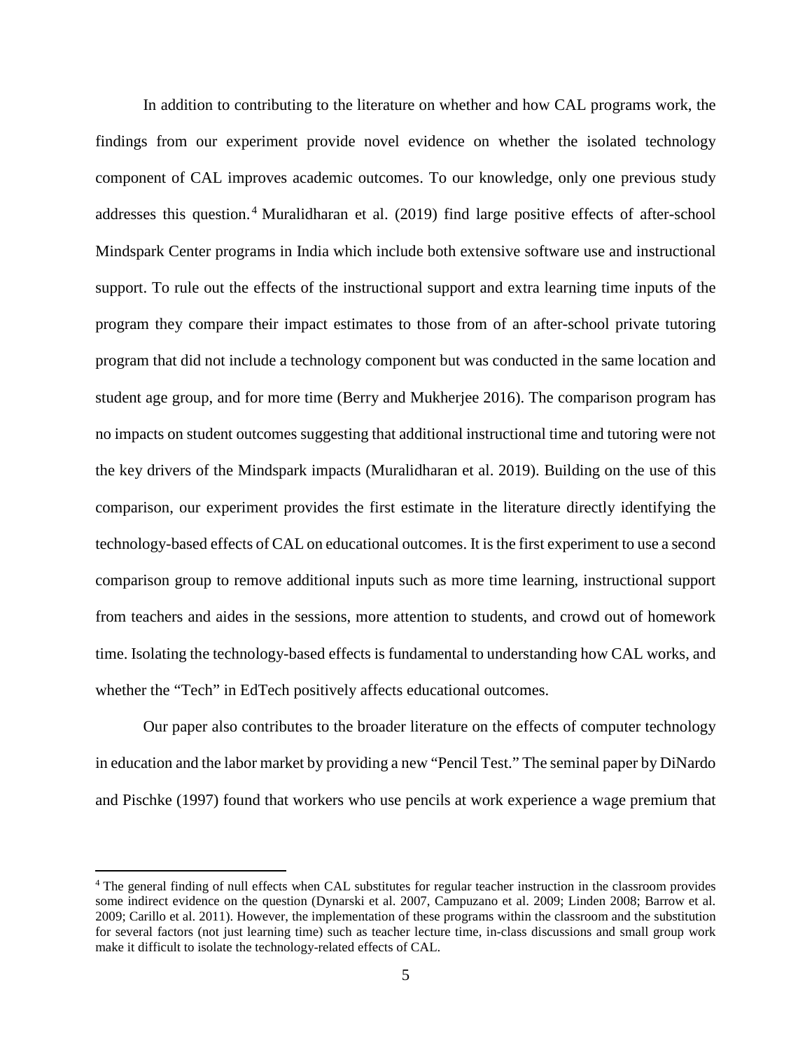In addition to contributing to the literature on whether and how CAL programs work, the findings from our experiment provide novel evidence on whether the isolated technology component of CAL improves academic outcomes. To our knowledge, only one previous study addresses this question.[4] Muralidharan et al. (2019) find large positive effects of after-school Mindspark Center programs in India which include both extensive software use and instructional support. To rule out the effects of the instructional support and extra learning time inputs of the program they compare their impact estimates to those from of an after-school private tutoring program that did not include a technology component but was conducted in the same location and student age group, and for more time (Berry and Mukherjee 2016). The comparison program has no impacts on student outcomes suggesting that additional instructional time and tutoring were not the key drivers of the Mindspark impacts (Muralidharan et al. 2019). Building on the use of this comparison, our experiment provides the first estimate in the literature directly identifying the technology-based effects of CAL on educational outcomes. It is the first experiment to use a second comparison group to remove additional inputs such as more time learning, instructional support from teachers and aides in the sessions, more attention to students, and crowd out of homework time. Isolating the technology-based effects is fundamental to understanding how CAL works, and whether the "Tech" in EdTech positively affects educational outcomes.

Our paper also contributes to the broader literature on the effects of computer technology in education and the labor market by providing a new "Pencil Test." The seminal paper by DiNardo and Pischke (1997) found that workers who use pencils at work experience a wage premium that

[4] The general finding of null effects when CAL substitutes for regular teacher instruction in the classroom provides some indirect evidence on the question (Dynarski et al. 2007, Campuzano et al. 2009; Linden 2008; Barrow et al. 2009; Carillo et al. 2011). However, the implementation of these programs within the classroom and the substitution for several factors (not just learning time) such as teacher lecture time, in-class discussions and small group work make it difficult to isolate the technology-related effects of CAL.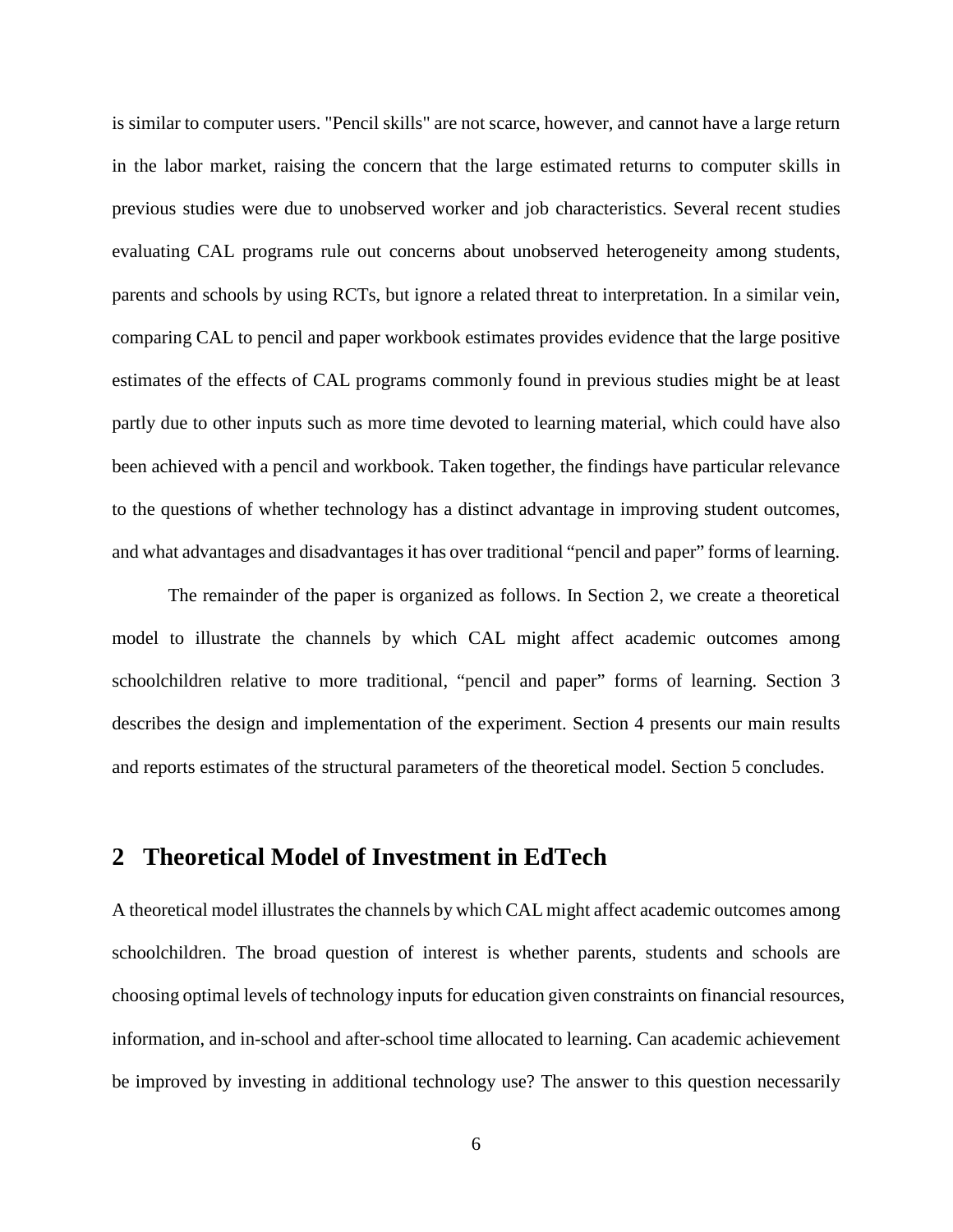is similar to computer users. "Pencil skills" are not scarce, however, and cannot have a large return in the labor market, raising the concern that the large estimated returns to computer skills in previous studies were due to unobserved worker and job characteristics. Several recent studies evaluating CAL programs rule out concerns about unobserved heterogeneity among students, parents and schools by using RCTs, but ignore a related threat to interpretation. In a similar vein, comparing CAL to pencil and paper workbook estimates provides evidence that the large positive estimates of the effects of CAL programs commonly found in previous studies might be at least partly due to other inputs such as more time devoted to learning material, which could have also been achieved with a pencil and workbook. Taken together, the findings have particular relevance to the questions of whether technology has a distinct advantage in improving student outcomes, and what advantages and disadvantages it has over traditional "pencil and paper" forms of learning.

The remainder of the paper is organized as follows. In Section 2, we create a theoretical model to illustrate the channels by which CAL might affect academic outcomes among schoolchildren relative to more traditional, "pencil and paper" forms of learning. Section 3 describes the design and implementation of the experiment. Section 4 presents our main results and reports estimates of the structural parameters of the theoretical model. Section 5 concludes.

## 2 Theoretical Model of Investment in EdTech

A theoretical model illustrates the channels by which CAL might affect academic outcomes among schoolchildren. The broad question of interest is whether parents, students and schools are choosing optimal levels of technology inputs for education given constraints on financial resources, information, and in-school and after-school time allocated to learning. Can academic achievement be improved by investing in additional technology use? The answer to this question necessarily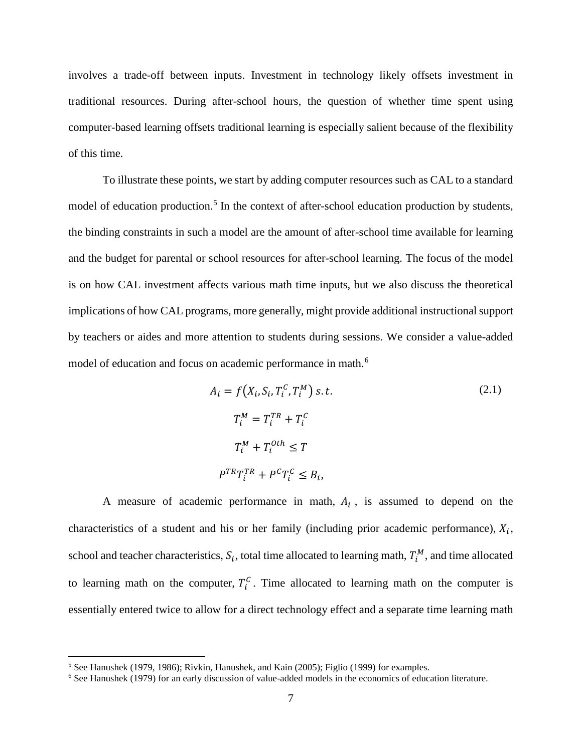involves a trade-off between inputs. Investment in technology likely offsets investment in traditional resources. During after-school hours, the question of whether time spent using computer-based learning offsets traditional learning is especially salient because of the flexibility of this time.

To illustrate these points, we start by adding computer resources such as CAL to a standard model of education production.[5] In the context of after-school education production by students, the binding constraints in such a model are the amount of after-school time available for learning and the budget for parental or school resources for after-school learning. The focus of the model is on how CAL investment affects various math time inputs, but we also discuss the theoretical implications of how CAL programs, more generally, might provide additional instructional support by teachers or aides and more attention to students during sessions. We consider a value-added model of education and focus on academic performance in math.[6]

$$
\begin{gathered}
A_i = f\left(X_i, S_i, T_i^C, T_i^M\right) \; s.t. \qquad (2.1) \\
T_i^M = T_i^{TR} + T_i^C \\
T_i^M + T_i^{Oth} \leq T \\
P^{TR} T_i^{TR} + P^C T_i^C \leq B_i,
\end{gathered}
$$

A measure of academic performance in math, $A_i$, is assumed to depend on the characteristics of a student and his or her family (including prior academic performance), $X_i$, school and teacher characteristics, $S_i$, total time allocated to learning math, $T_i^M$, and time allocated to learning math on the computer, $T_i^C$. Time allocated to learning math on the computer is essentially entered twice to allow for a direct technology effect and a separate time learning math

[5] See Hanushek (1979, 1986); Rivkin, Hanushek, and Kain (2005); Figlio (1999) for examples.

[6] See Hanushek (1979) for an early discussion of value-added models in the economics of education literature.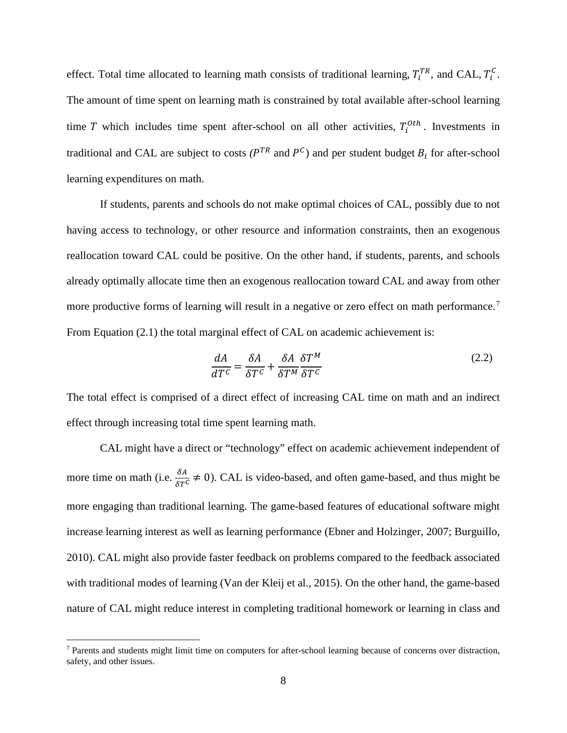effect. Total time allocated to learning math consists of traditional learning, $T_i^{TR}$, and CAL, $T_i^{C}$. The amount of time spent on learning math is constrained by total available after-school learning time $T$ which includes time spent after-school on all other activities, $T_i^{Oth}$. Investments in traditional and CAL are subject to costs ($P^{TR}$ and $P^{C}$) and per student budget $B_i$ for after-school learning expenditures on math.

If students, parents and schools do not make optimal choices of CAL, possibly due to not having access to technology, or other resource and information constraints, then an exogenous reallocation toward CAL could be positive. On the other hand, if students, parents, and schools already optimally allocate time then an exogenous reallocation toward CAL and away from other more productive forms of learning will result in a negative or zero effect on math performance.[7] From Equation (2.1) the total marginal effect of CAL on academic achievement is:

$$\frac{dA}{dT^C} = \frac{\delta A}{\delta T^C} + \frac{\delta A}{\delta T^M}\frac{\delta T^M}{\delta T^C} \tag{2.2}$$

The total effect is comprised of a direct effect of increasing CAL time on math and an indirect effect through increasing total time spent learning math.

CAL might have a direct or "technology" effect on academic achievement independent of more time on math (i.e. $\frac{\delta A}{\delta T^C} \neq 0$). CAL is video-based, and often game-based, and thus might be more engaging than traditional learning. The game-based features of educational software might increase learning interest as well as learning performance (Ebner and Holzinger, 2007; Burguillo, 2010). CAL might also provide faster feedback on problems compared to the feedback associated with traditional modes of learning (Van der Kleij et al., 2015). On the other hand, the game-based nature of CAL might reduce interest in completing traditional homework or learning in class and

[7] Parents and students might limit time on computers for after-school learning because of concerns over distraction, safety, and other issues.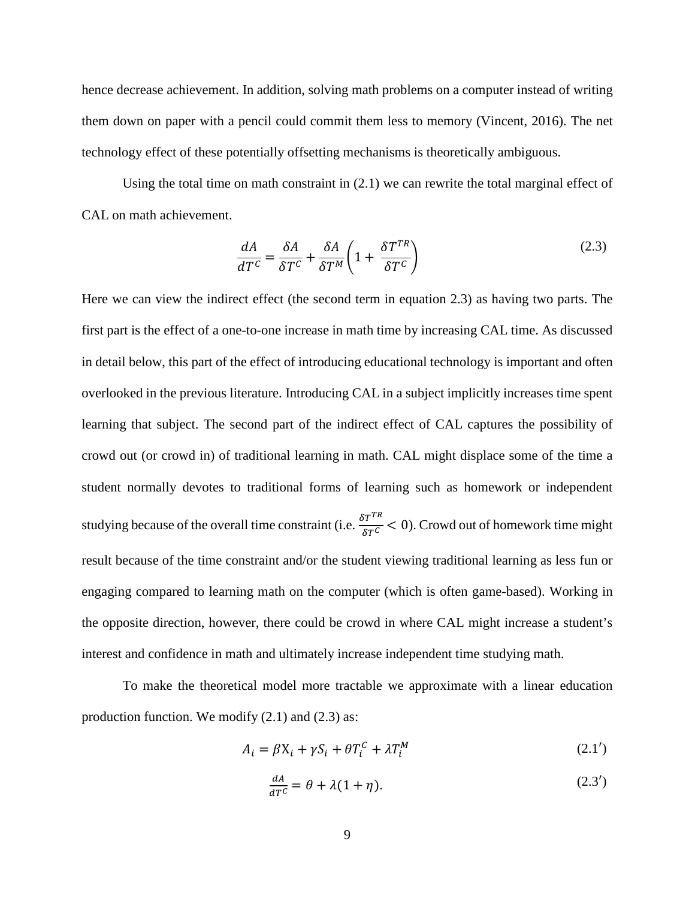hence decrease achievement. In addition, solving math problems on a computer instead of writing them down on paper with a pencil could commit them less to memory (Vincent, 2016). The net technology effect of these potentially offsetting mechanisms is theoretically ambiguous.

Using the total time on math constraint in (2.1) we can rewrite the total marginal effect of CAL on math achievement.

$$\frac{dA}{dT^C} = \frac{\delta A}{\delta T^C} + \frac{\delta A}{\delta T^M}\left(1 + \frac{\delta T^{TR}}{\delta T^C}\right) \tag{2.3}$$

Here we can view the indirect effect (the second term in equation 2.3) as having two parts. The first part is the effect of a one-to-one increase in math time by increasing CAL time. As discussed in detail below, this part of the effect of introducing educational technology is important and often overlooked in the previous literature. Introducing CAL in a subject implicitly increases time spent learning that subject. The second part of the indirect effect of CAL captures the possibility of crowd out (or crowd in) of traditional learning in math. CAL might displace some of the time a student normally devotes to traditional forms of learning such as homework or independent studying because of the overall time constraint (i.e. $\frac{\delta T^{TR}}{\delta T^C} < 0$). Crowd out of homework time might result because of the time constraint and/or the student viewing traditional learning as less fun or engaging compared to learning math on the computer (which is often game-based). Working in the opposite direction, however, there could be crowd in where CAL might increase a student's interest and confidence in math and ultimately increase independent time studying math.

To make the theoretical model more tractable we approximate with a linear education production function. We modify (2.1) and (2.3) as:

$$A_i = \beta X_i + \gamma S_i + \theta T_i^C + \lambda T_i^M \tag{2.1$'$}$$

$$\frac{dA}{dT^C} = \theta + \lambda(1 + \eta). \tag{2.3$'$}$$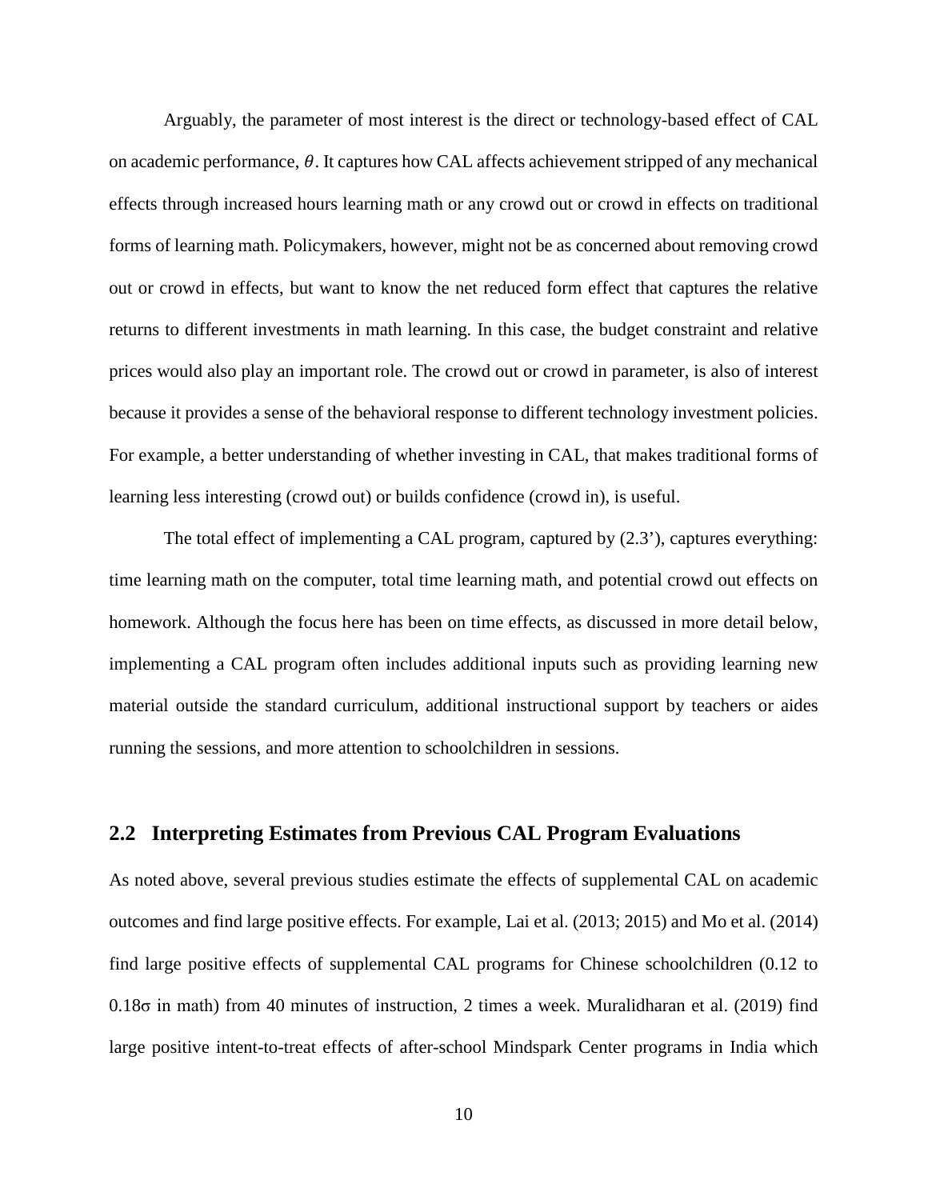Arguably, the parameter of most interest is the direct or technology-based effect of CAL on academic performance, $\theta$. It captures how CAL affects achievement stripped of any mechanical effects through increased hours learning math or any crowd out or crowd in effects on traditional forms of learning math. Policymakers, however, might not be as concerned about removing crowd out or crowd in effects, but want to know the net reduced form effect that captures the relative returns to different investments in math learning. In this case, the budget constraint and relative prices would also play an important role. The crowd out or crowd in parameter, is also of interest because it provides a sense of the behavioral response to different technology investment policies. For example, a better understanding of whether investing in CAL, that makes traditional forms of learning less interesting (crowd out) or builds confidence (crowd in), is useful.

The total effect of implementing a CAL program, captured by (2.3'), captures everything: time learning math on the computer, total time learning math, and potential crowd out effects on homework. Although the focus here has been on time effects, as discussed in more detail below, implementing a CAL program often includes additional inputs such as providing learning new material outside the standard curriculum, additional instructional support by teachers or aides running the sessions, and more attention to schoolchildren in sessions.

## 2.2 Interpreting Estimates from Previous CAL Program Evaluations

As noted above, several previous studies estimate the effects of supplemental CAL on academic outcomes and find large positive effects. For example, Lai et al. (2013; 2015) and Mo et al. (2014) find large positive effects of supplemental CAL programs for Chinese schoolchildren (0.12 to 0.18σ in math) from 40 minutes of instruction, 2 times a week. Muralidharan et al. (2019) find large positive intent-to-treat effects of after-school Mindspark Center programs in India which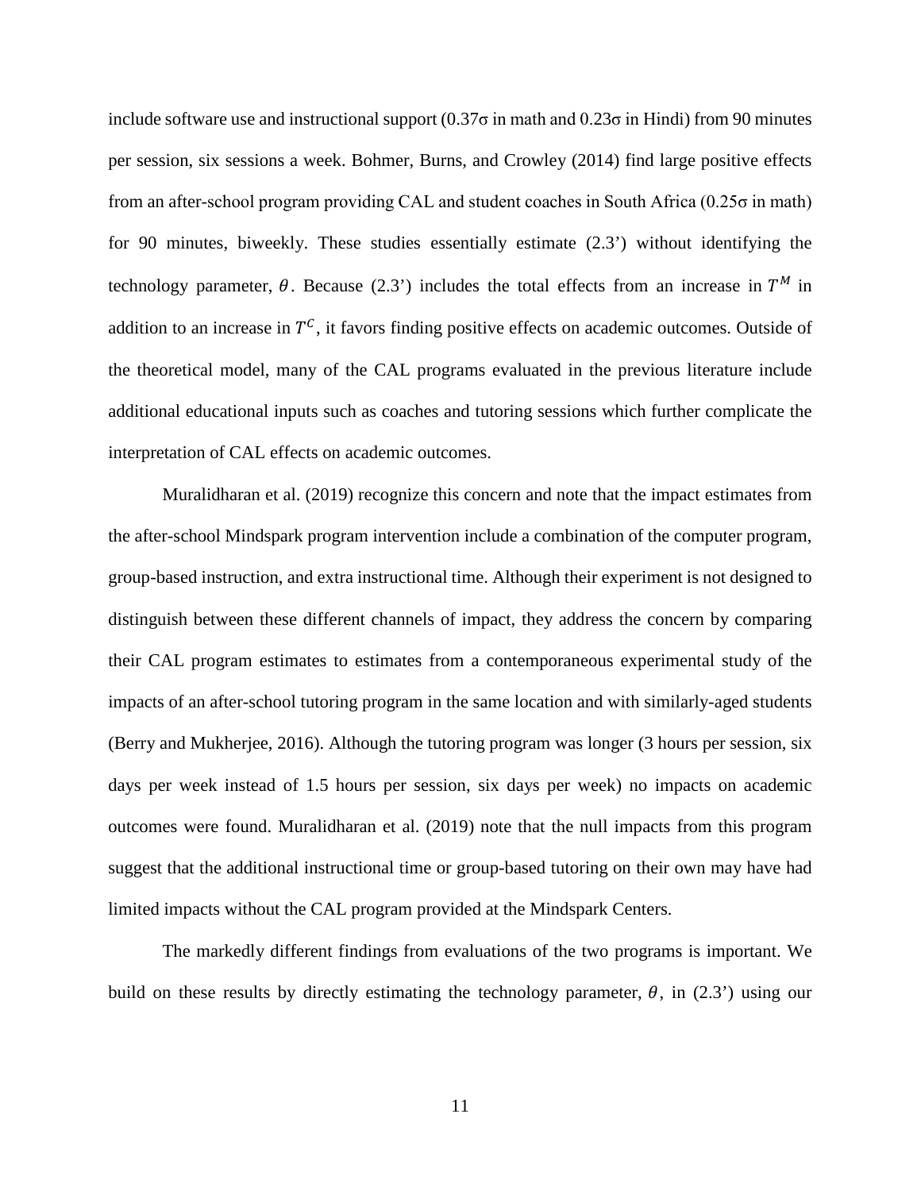include software use and instructional support (0.37σ in math and 0.23σ in Hindi) from 90 minutes per session, six sessions a week. Bohmer, Burns, and Crowley (2014) find large positive effects from an after-school program providing CAL and student coaches in South Africa (0.25σ in math) for 90 minutes, biweekly. These studies essentially estimate (2.3') without identifying the technology parameter, $\theta$. Because (2.3') includes the total effects from an increase in $T^M$ in addition to an increase in $T^C$, it favors finding positive effects on academic outcomes. Outside of the theoretical model, many of the CAL programs evaluated in the previous literature include additional educational inputs such as coaches and tutoring sessions which further complicate the interpretation of CAL effects on academic outcomes.

Muralidharan et al. (2019) recognize this concern and note that the impact estimates from the after-school Mindspark program intervention include a combination of the computer program, group-based instruction, and extra instructional time. Although their experiment is not designed to distinguish between these different channels of impact, they address the concern by comparing their CAL program estimates to estimates from a contemporaneous experimental study of the impacts of an after-school tutoring program in the same location and with similarly-aged students (Berry and Mukherjee, 2016). Although the tutoring program was longer (3 hours per session, six days per week instead of 1.5 hours per session, six days per week) no impacts on academic outcomes were found. Muralidharan et al. (2019) note that the null impacts from this program suggest that the additional instructional time or group-based tutoring on their own may have had limited impacts without the CAL program provided at the Mindspark Centers.

The markedly different findings from evaluations of the two programs is important. We build on these results by directly estimating the technology parameter, $\theta$, in (2.3') using our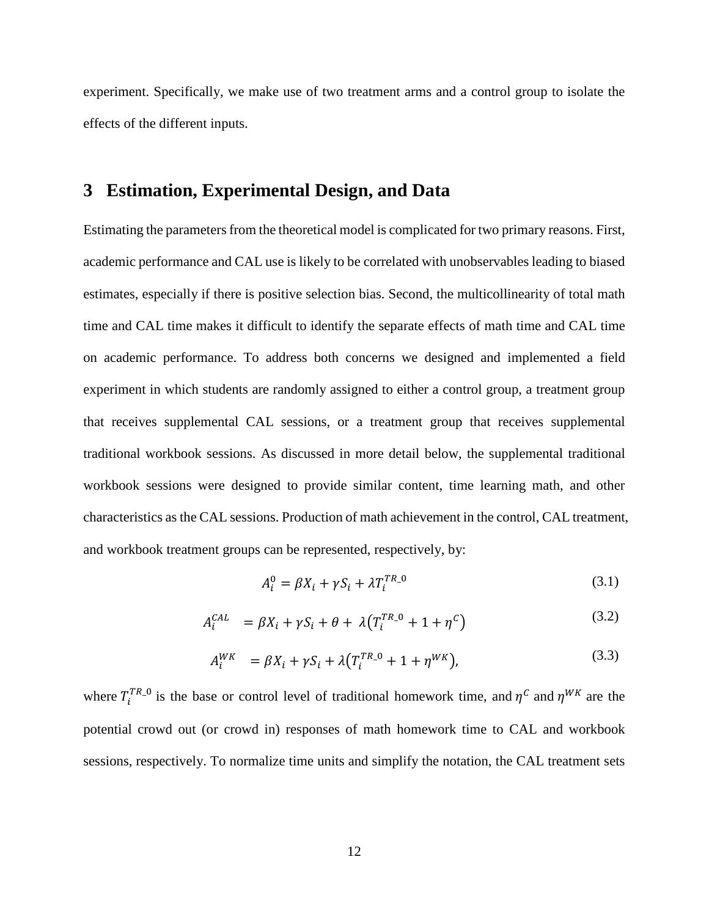experiment. Specifically, we make use of two treatment arms and a control group to isolate the effects of the different inputs.

## 3 Estimation, Experimental Design, and Data

Estimating the parameters from the theoretical model is complicated for two primary reasons. First, academic performance and CAL use is likely to be correlated with unobservables leading to biased estimates, especially if there is positive selection bias. Second, the multicollinearity of total math time and CAL time makes it difficult to identify the separate effects of math time and CAL time on academic performance. To address both concerns we designed and implemented a field experiment in which students are randomly assigned to either a control group, a treatment group that receives supplemental CAL sessions, or a treatment group that receives supplemental traditional workbook sessions. As discussed in more detail below, the supplemental traditional workbook sessions were designed to provide similar content, time learning math, and other characteristics as the CAL sessions. Production of math achievement in the control, CAL treatment, and workbook treatment groups can be represented, respectively, by:

$$A_i^0 = \beta X_i + \gamma S_i + \lambda T_i^{TR\_0} \tag{3.1}$$

$$A_i^{CAL} = \beta X_i + \gamma S_i + \theta + \lambda\left(T_i^{TR\_0} + 1 + \eta^C\right) \tag{3.2}$$

$$A_i^{WK} = \beta X_i + \gamma S_i + \lambda\left(T_i^{TR\_0} + 1 + \eta^{WK}\right), \tag{3.3}$$

where $T_i^{TR\_0}$ is the base or control level of traditional homework time, and $\eta^C$ and $\eta^{WK}$ are the potential crowd out (or crowd in) responses of math homework time to CAL and workbook sessions, respectively. To normalize time units and simplify the notation, the CAL treatment sets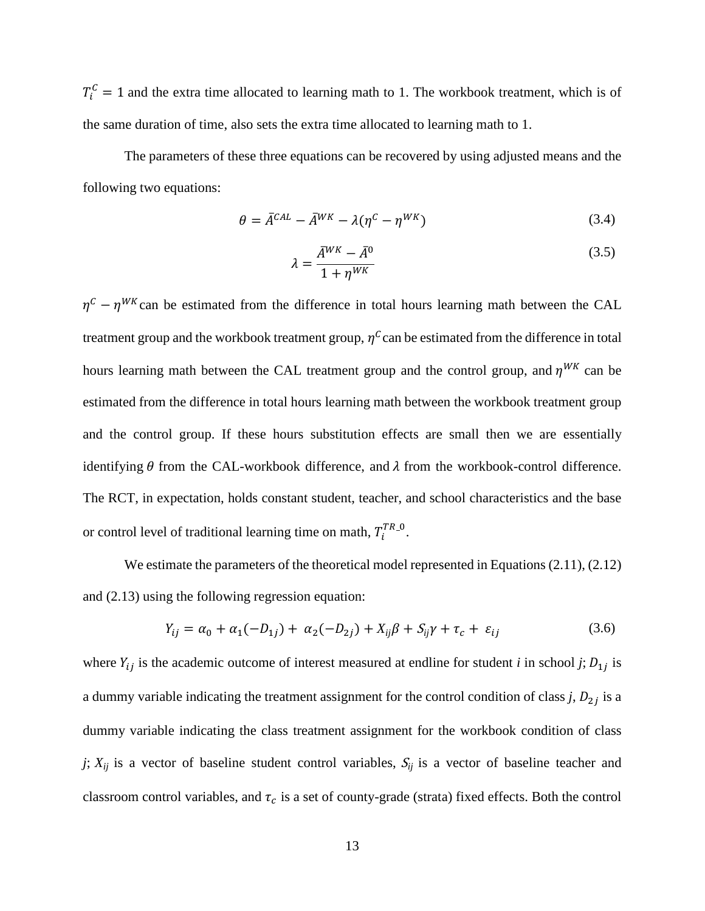$T_i^C = 1$ and the extra time allocated to learning math to 1. The workbook treatment, which is of the same duration of time, also sets the extra time allocated to learning math to 1.

The parameters of these three equations can be recovered by using adjusted means and the following two equations:

$$\theta = \bar{A}^{CAL} - \bar{A}^{WK} - \lambda(\eta^C - \eta^{WK}) \tag{3.4}$$

$$\lambda = \frac{\bar{A}^{WK} - \bar{A}^0}{1 + \eta^{WK}} \tag{3.5}$$

$\eta^C - \eta^{WK}$ can be estimated from the difference in total hours learning math between the CAL treatment group and the workbook treatment group, $\eta^C$ can be estimated from the difference in total hours learning math between the CAL treatment group and the control group, and $\eta^{WK}$ can be estimated from the difference in total hours learning math between the workbook treatment group and the control group. If these hours substitution effects are small then we are essentially identifying $\theta$ from the CAL-workbook difference, and $\lambda$ from the workbook-control difference. The RCT, in expectation, holds constant student, teacher, and school characteristics and the base or control level of traditional learning time on math, $T_i^{TR\_0}$.

We estimate the parameters of the theoretical model represented in Equations (2.11), (2.12) and (2.13) using the following regression equation:

$$Y_{ij} = \alpha_0 + \alpha_1(-D_{1j}) + \alpha_2(-D_{2j}) + X_{ij}\beta + S_{ij}\gamma + \tau_c + \varepsilon_{ij} \tag{3.6}$$

where $Y_{ij}$ is the academic outcome of interest measured at endline for student *i* in school *j*; $D_{1j}$ is a dummy variable indicating the treatment assignment for the control condition of class *j*, $D_{2j}$ is a dummy variable indicating the class treatment assignment for the workbook condition of class *j*; $X_{ij}$ is a vector of baseline student control variables, $S_{ij}$ is a vector of baseline teacher and classroom control variables, and $\tau_c$ is a set of county-grade (strata) fixed effects. Both the control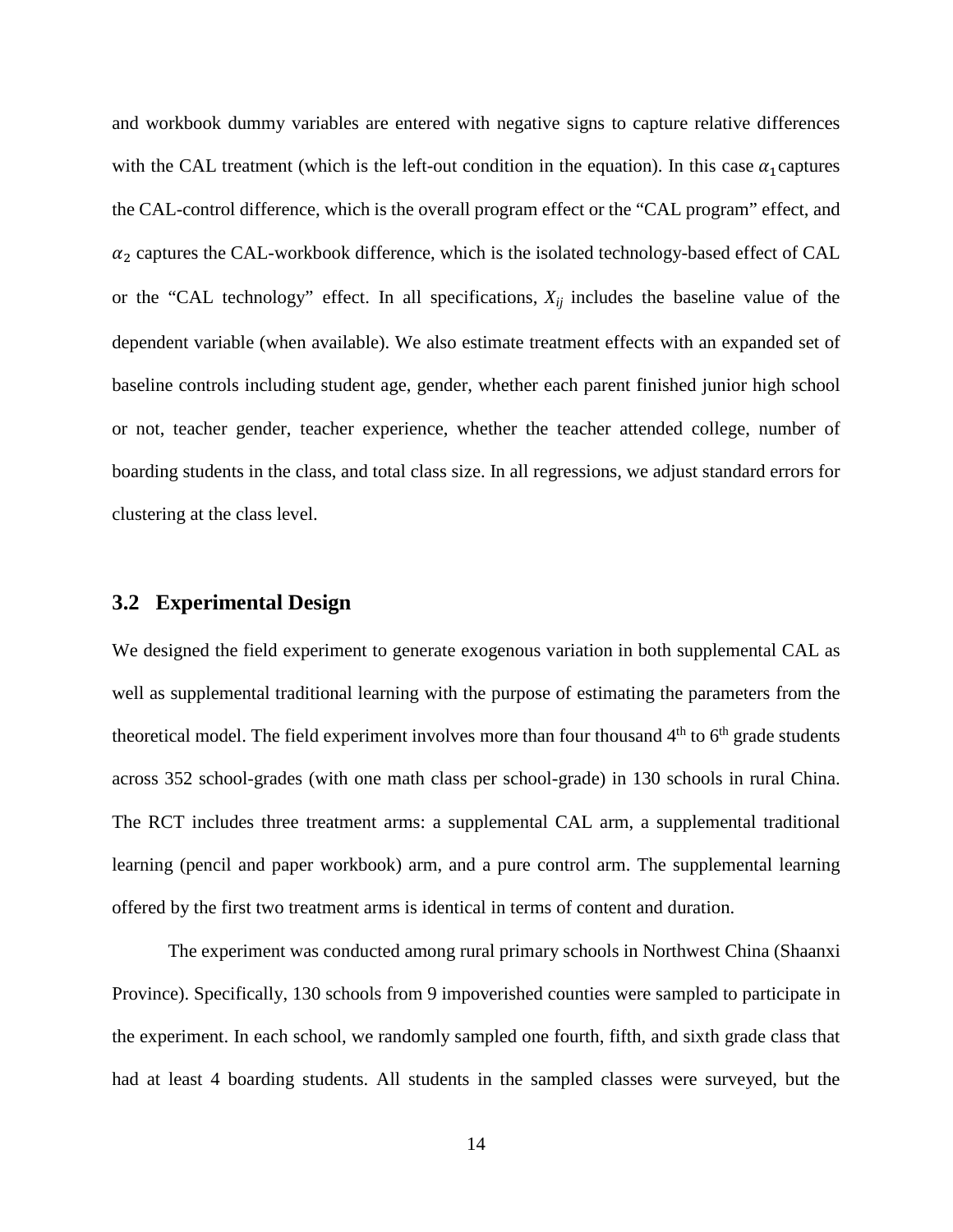and workbook dummy variables are entered with negative signs to capture relative differences with the CAL treatment (which is the left-out condition in the equation). In this case $\alpha_1$ captures the CAL-control difference, which is the overall program effect or the "CAL program" effect, and $\alpha_2$ captures the CAL-workbook difference, which is the isolated technology-based effect of CAL or the "CAL technology" effect. In all specifications, $X_{ij}$ includes the baseline value of the dependent variable (when available). We also estimate treatment effects with an expanded set of baseline controls including student age, gender, whether each parent finished junior high school or not, teacher gender, teacher experience, whether the teacher attended college, number of boarding students in the class, and total class size. In all regressions, we adjust standard errors for clustering at the class level.

## 3.2 Experimental Design

We designed the field experiment to generate exogenous variation in both supplemental CAL as well as supplemental traditional learning with the purpose of estimating the parameters from the theoretical model. The field experiment involves more than four thousand 4th to 6th grade students across 352 school-grades (with one math class per school-grade) in 130 schools in rural China. The RCT includes three treatment arms: a supplemental CAL arm, a supplemental traditional learning (pencil and paper workbook) arm, and a pure control arm. The supplemental learning offered by the first two treatment arms is identical in terms of content and duration.

The experiment was conducted among rural primary schools in Northwest China (Shaanxi Province). Specifically, 130 schools from 9 impoverished counties were sampled to participate in the experiment. In each school, we randomly sampled one fourth, fifth, and sixth grade class that had at least 4 boarding students. All students in the sampled classes were surveyed, but the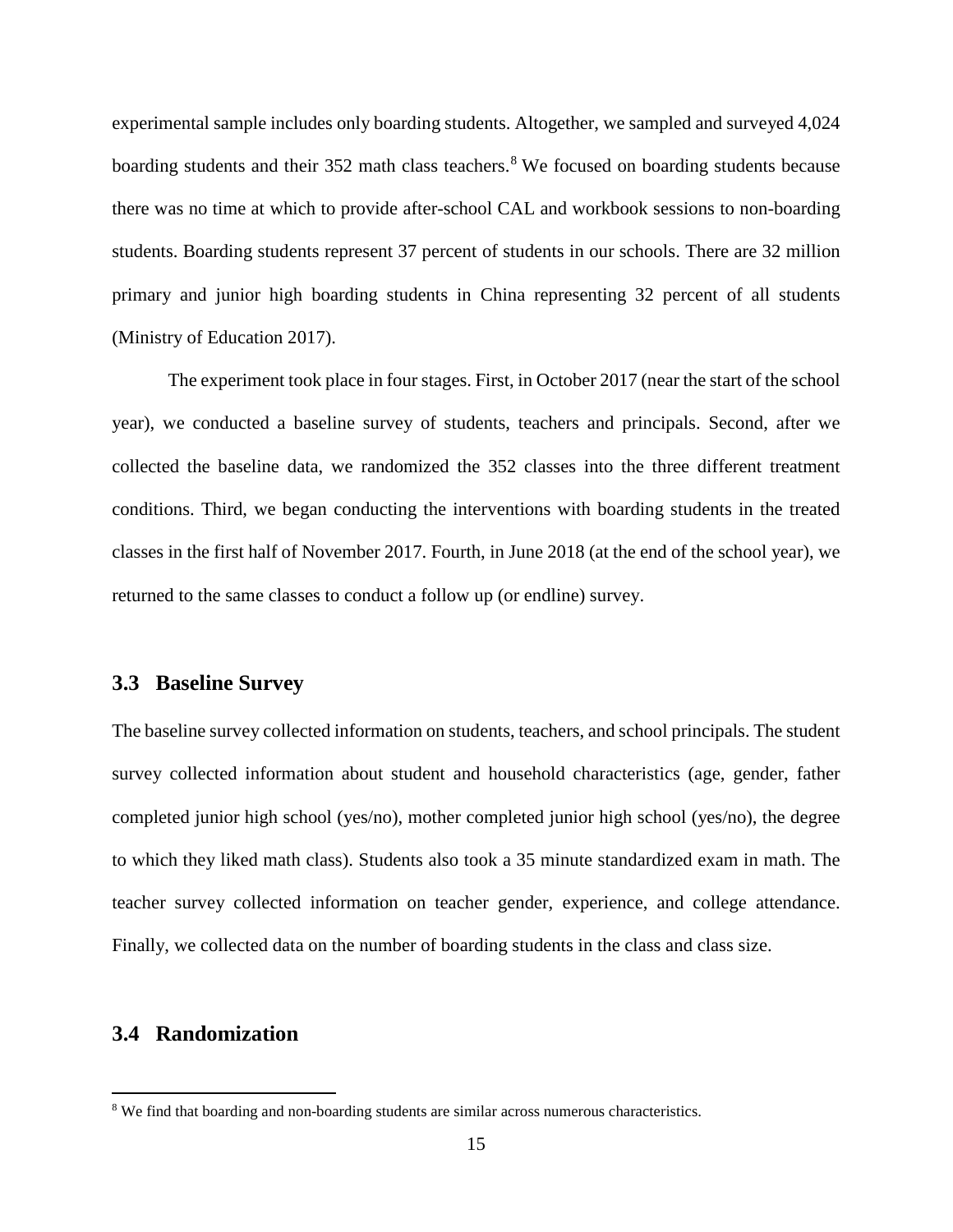experimental sample includes only boarding students. Altogether, we sampled and surveyed 4,024 boarding students and their 352 math class teachers.[8] We focused on boarding students because there was no time at which to provide after-school CAL and workbook sessions to non-boarding students. Boarding students represent 37 percent of students in our schools. There are 32 million primary and junior high boarding students in China representing 32 percent of all students (Ministry of Education 2017).

The experiment took place in four stages. First, in October 2017 (near the start of the school year), we conducted a baseline survey of students, teachers and principals. Second, after we collected the baseline data, we randomized the 352 classes into the three different treatment conditions. Third, we began conducting the interventions with boarding students in the treated classes in the first half of November 2017. Fourth, in June 2018 (at the end of the school year), we returned to the same classes to conduct a follow up (or endline) survey.

### 3.3 Baseline Survey

The baseline survey collected information on students, teachers, and school principals. The student survey collected information about student and household characteristics (age, gender, father completed junior high school (yes/no), mother completed junior high school (yes/no), the degree to which they liked math class). Students also took a 35 minute standardized exam in math. The teacher survey collected information on teacher gender, experience, and college attendance. Finally, we collected data on the number of boarding students in the class and class size.

### 3.4 Randomization

[8] We find that boarding and non-boarding students are similar across numerous characteristics.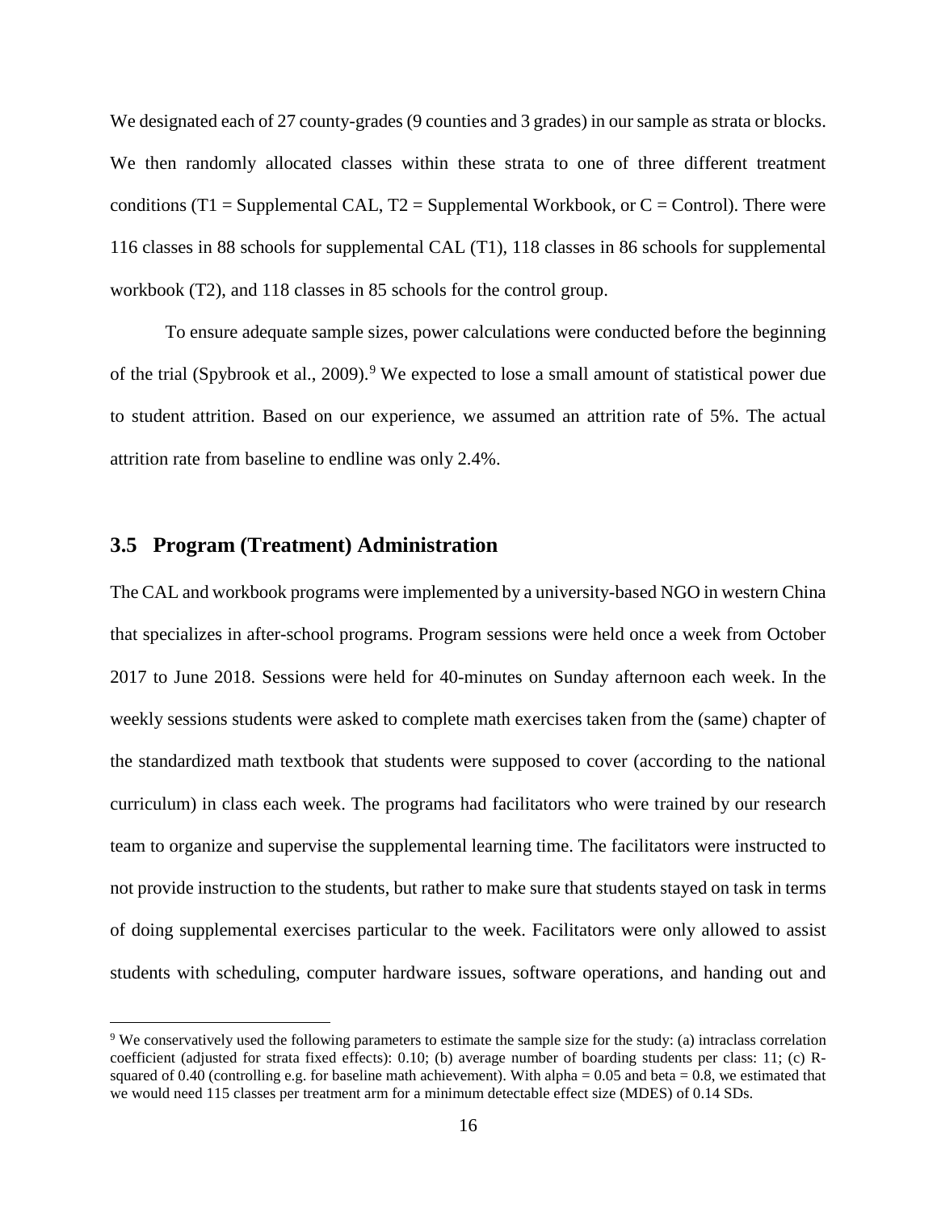We designated each of 27 county-grades (9 counties and 3 grades) in our sample as strata or blocks. We then randomly allocated classes within these strata to one of three different treatment conditions (T1 = Supplemental CAL, T2 = Supplemental Workbook, or C = Control). There were 116 classes in 88 schools for supplemental CAL (T1), 118 classes in 86 schools for supplemental workbook (T2), and 118 classes in 85 schools for the control group.

To ensure adequate sample sizes, power calculations were conducted before the beginning of the trial (Spybrook et al., 2009).[9] We expected to lose a small amount of statistical power due to student attrition. Based on our experience, we assumed an attrition rate of 5%. The actual attrition rate from baseline to endline was only 2.4%.

## 3.5 Program (Treatment) Administration

The CAL and workbook programs were implemented by a university-based NGO in western China that specializes in after-school programs. Program sessions were held once a week from October 2017 to June 2018. Sessions were held for 40-minutes on Sunday afternoon each week. In the weekly sessions students were asked to complete math exercises taken from the (same) chapter of the standardized math textbook that students were supposed to cover (according to the national curriculum) in class each week. The programs had facilitators who were trained by our research team to organize and supervise the supplemental learning time. The facilitators were instructed to not provide instruction to the students, but rather to make sure that students stayed on task in terms of doing supplemental exercises particular to the week. Facilitators were only allowed to assist students with scheduling, computer hardware issues, software operations, and handing out and

[9] We conservatively used the following parameters to estimate the sample size for the study: (a) intraclass correlation coefficient (adjusted for strata fixed effects): 0.10; (b) average number of boarding students per class: 11; (c) R-squared of 0.40 (controlling e.g. for baseline math achievement). With alpha = 0.05 and beta = 0.8, we estimated that we would need 115 classes per treatment arm for a minimum detectable effect size (MDES) of 0.14 SDs.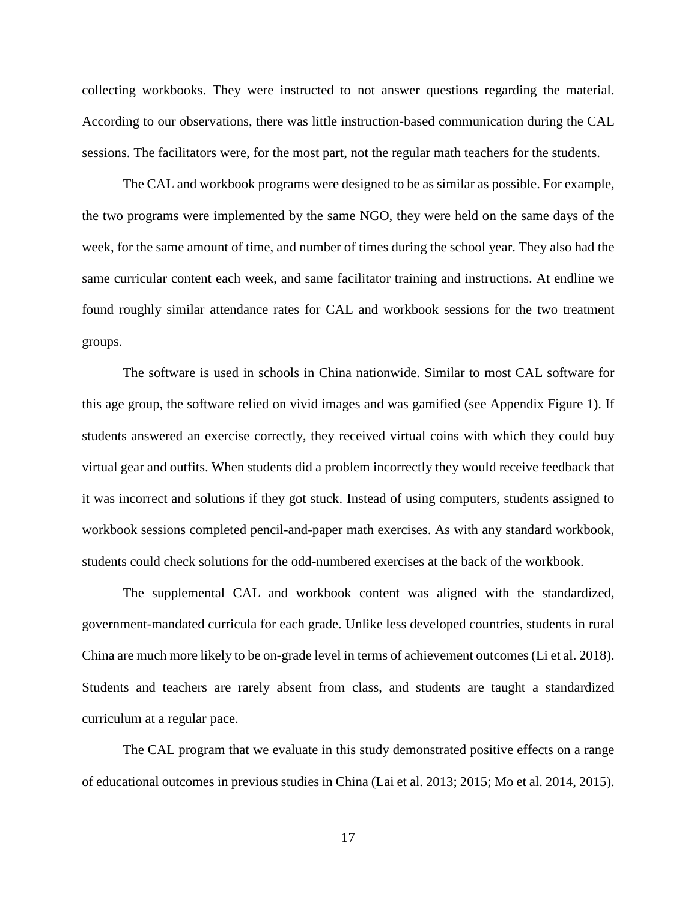collecting workbooks. They were instructed to not answer questions regarding the material. According to our observations, there was little instruction-based communication during the CAL sessions. The facilitators were, for the most part, not the regular math teachers for the students.

The CAL and workbook programs were designed to be as similar as possible. For example, the two programs were implemented by the same NGO, they were held on the same days of the week, for the same amount of time, and number of times during the school year. They also had the same curricular content each week, and same facilitator training and instructions. At endline we found roughly similar attendance rates for CAL and workbook sessions for the two treatment groups.

The software is used in schools in China nationwide. Similar to most CAL software for this age group, the software relied on vivid images and was gamified (see Appendix Figure 1). If students answered an exercise correctly, they received virtual coins with which they could buy virtual gear and outfits. When students did a problem incorrectly they would receive feedback that it was incorrect and solutions if they got stuck. Instead of using computers, students assigned to workbook sessions completed pencil-and-paper math exercises. As with any standard workbook, students could check solutions for the odd-numbered exercises at the back of the workbook.

The supplemental CAL and workbook content was aligned with the standardized, government-mandated curricula for each grade. Unlike less developed countries, students in rural China are much more likely to be on-grade level in terms of achievement outcomes (Li et al. 2018). Students and teachers are rarely absent from class, and students are taught a standardized curriculum at a regular pace.

The CAL program that we evaluate in this study demonstrated positive effects on a range of educational outcomes in previous studies in China (Lai et al. 2013; 2015; Mo et al. 2014, 2015).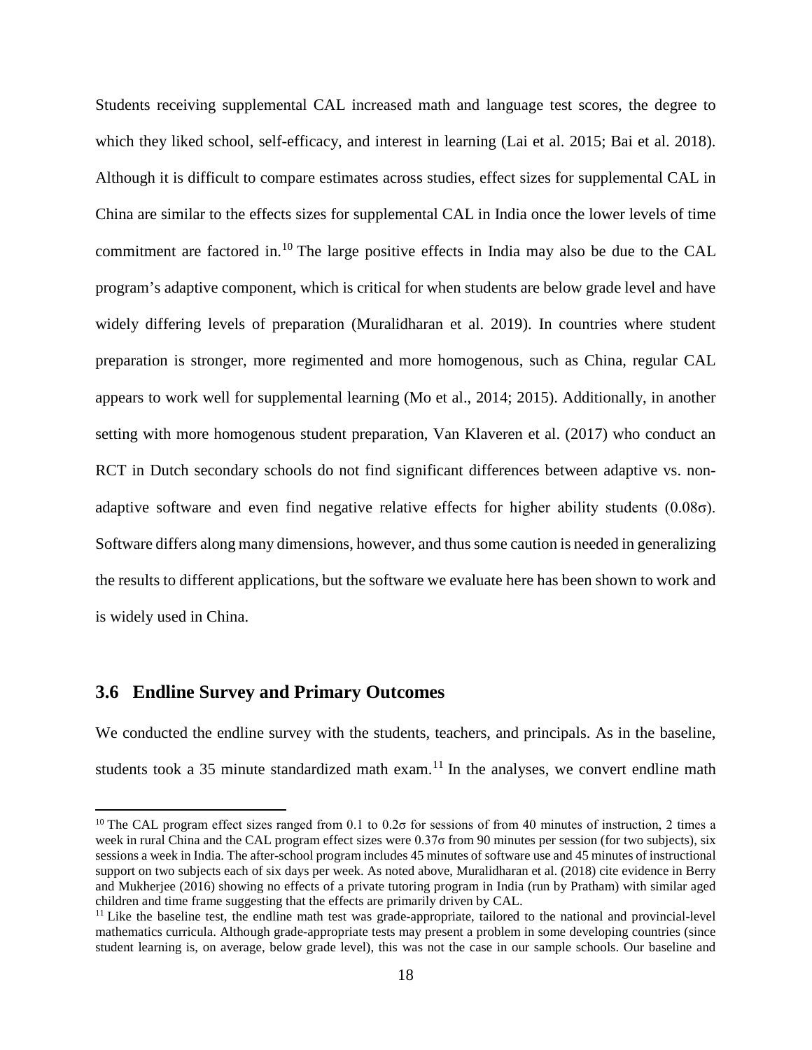Students receiving supplemental CAL increased math and language test scores, the degree to which they liked school, self-efficacy, and interest in learning (Lai et al. 2015; Bai et al. 2018). Although it is difficult to compare estimates across studies, effect sizes for supplemental CAL in China are similar to the effects sizes for supplemental CAL in India once the lower levels of time commitment are factored in.[10] The large positive effects in India may also be due to the CAL program's adaptive component, which is critical for when students are below grade level and have widely differing levels of preparation (Muralidharan et al. 2019). In countries where student preparation is stronger, more regimented and more homogenous, such as China, regular CAL appears to work well for supplemental learning (Mo et al., 2014; 2015). Additionally, in another setting with more homogenous student preparation, Van Klaveren et al. (2017) who conduct an RCT in Dutch secondary schools do not find significant differences between adaptive vs. non-adaptive software and even find negative relative effects for higher ability students (0.08σ). Software differs along many dimensions, however, and thus some caution is needed in generalizing the results to different applications, but the software we evaluate here has been shown to work and is widely used in China.

### 3.6 Endline Survey and Primary Outcomes

We conducted the endline survey with the students, teachers, and principals. As in the baseline, students took a 35 minute standardized math exam.[11] In the analyses, we convert endline math

[10] The CAL program effect sizes ranged from 0.1 to 0.2σ for sessions of from 40 minutes of instruction, 2 times a week in rural China and the CAL program effect sizes were 0.37σ from 90 minutes per session (for two subjects), six sessions a week in India. The after-school program includes 45 minutes of software use and 45 minutes of instructional support on two subjects each of six days per week. As noted above, Muralidharan et al. (2018) cite evidence in Berry and Mukherjee (2016) showing no effects of a private tutoring program in India (run by Pratham) with similar aged children and time frame suggesting that the effects are primarily driven by CAL.

[11] Like the baseline test, the endline math test was grade-appropriate, tailored to the national and provincial-level mathematics curricula. Although grade-appropriate tests may present a problem in some developing countries (since student learning is, on average, below grade level), this was not the case in our sample schools. Our baseline and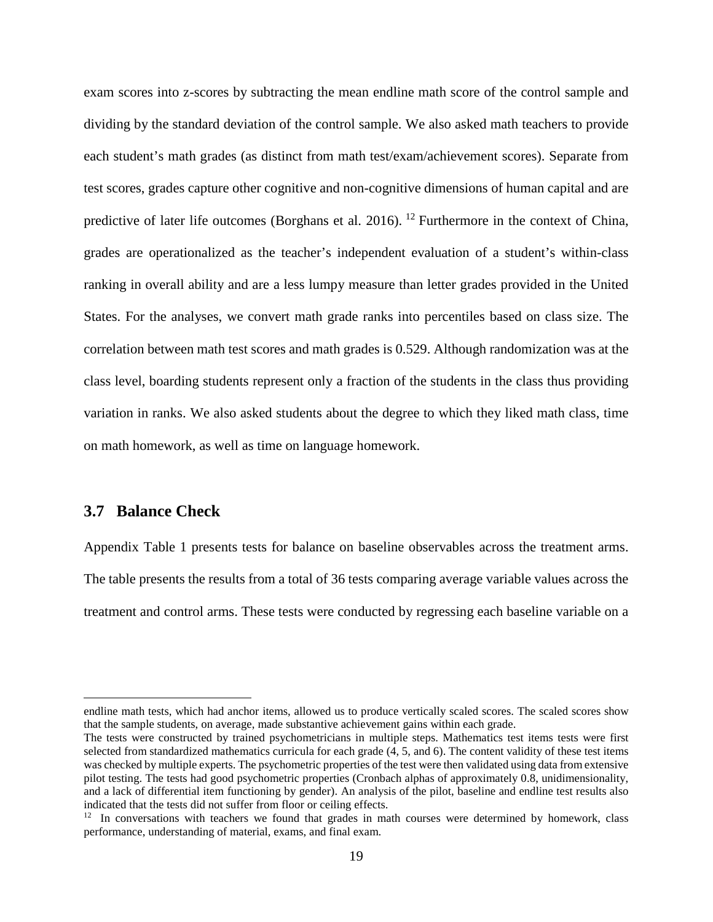exam scores into z-scores by subtracting the mean endline math score of the control sample and dividing by the standard deviation of the control sample. We also asked math teachers to provide each student's math grades (as distinct from math test/exam/achievement scores). Separate from test scores, grades capture other cognitive and non-cognitive dimensions of human capital and are predictive of later life outcomes (Borghans et al. 2016). [12] Furthermore in the context of China, grades are operationalized as the teacher's independent evaluation of a student's within-class ranking in overall ability and are a less lumpy measure than letter grades provided in the United States. For the analyses, we convert math grade ranks into percentiles based on class size. The correlation between math test scores and math grades is 0.529. Although randomization was at the class level, boarding students represent only a fraction of the students in the class thus providing variation in ranks. We also asked students about the degree to which they liked math class, time on math homework, as well as time on language homework.

### 3.7 Balance Check

Appendix Table 1 presents tests for balance on baseline observables across the treatment arms. The table presents the results from a total of 36 tests comparing average variable values across the treatment and control arms. These tests were conducted by regressing each baseline variable on a

---

endline math tests, which had anchor items, allowed us to produce vertically scaled scores. The scaled scores show that the sample students, on average, made substantive achievement gains within each grade.
The tests were constructed by trained psychometricians in multiple steps. Mathematics test items tests were first selected from standardized mathematics curricula for each grade (4, 5, and 6). The content validity of these test items was checked by multiple experts. The psychometric properties of the test were then validated using data from extensive pilot testing. The tests had good psychometric properties (Cronbach alphas of approximately 0.8, unidimensionality, and a lack of differential item functioning by gender). An analysis of the pilot, baseline and endline test results also indicated that the tests did not suffer from floor or ceiling effects.

[12] In conversations with teachers we found that grades in math courses were determined by homework, class performance, understanding of material, exams, and final exam.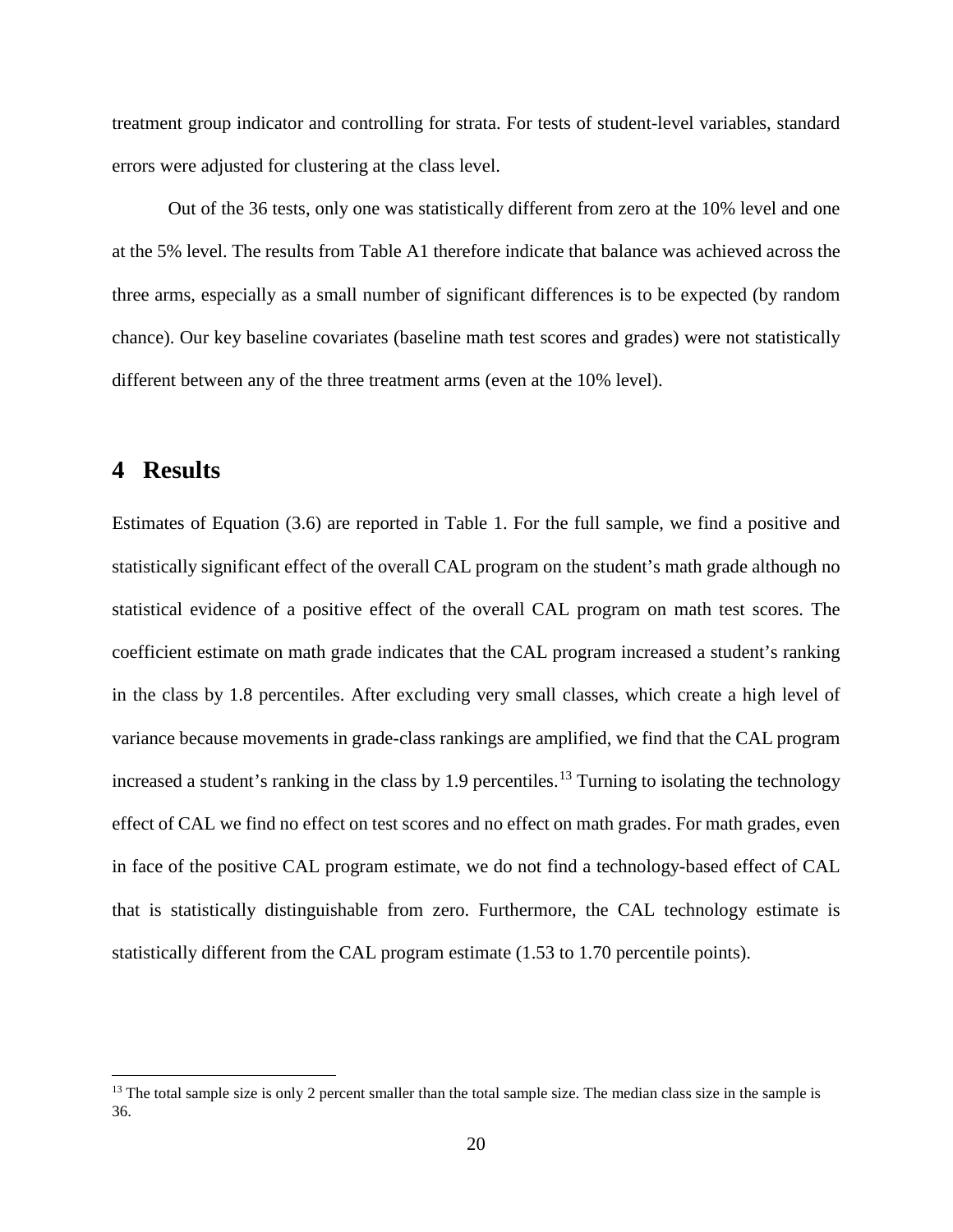treatment group indicator and controlling for strata. For tests of student-level variables, standard errors were adjusted for clustering at the class level.

Out of the 36 tests, only one was statistically different from zero at the 10% level and one at the 5% level. The results from Table A1 therefore indicate that balance was achieved across the three arms, especially as a small number of significant differences is to be expected (by random chance). Our key baseline covariates (baseline math test scores and grades) were not statistically different between any of the three treatment arms (even at the 10% level).

# 4 Results

Estimates of Equation (3.6) are reported in Table 1. For the full sample, we find a positive and statistically significant effect of the overall CAL program on the student's math grade although no statistical evidence of a positive effect of the overall CAL program on math test scores. The coefficient estimate on math grade indicates that the CAL program increased a student's ranking in the class by 1.8 percentiles. After excluding very small classes, which create a high level of variance because movements in grade-class rankings are amplified, we find that the CAL program increased a student's ranking in the class by 1.9 percentiles.[13] Turning to isolating the technology effect of CAL we find no effect on test scores and no effect on math grades. For math grades, even in face of the positive CAL program estimate, we do not find a technology-based effect of CAL that is statistically distinguishable from zero. Furthermore, the CAL technology estimate is statistically different from the CAL program estimate (1.53 to 1.70 percentile points).

[13] The total sample size is only 2 percent smaller than the total sample size. The median class size in the sample is 36.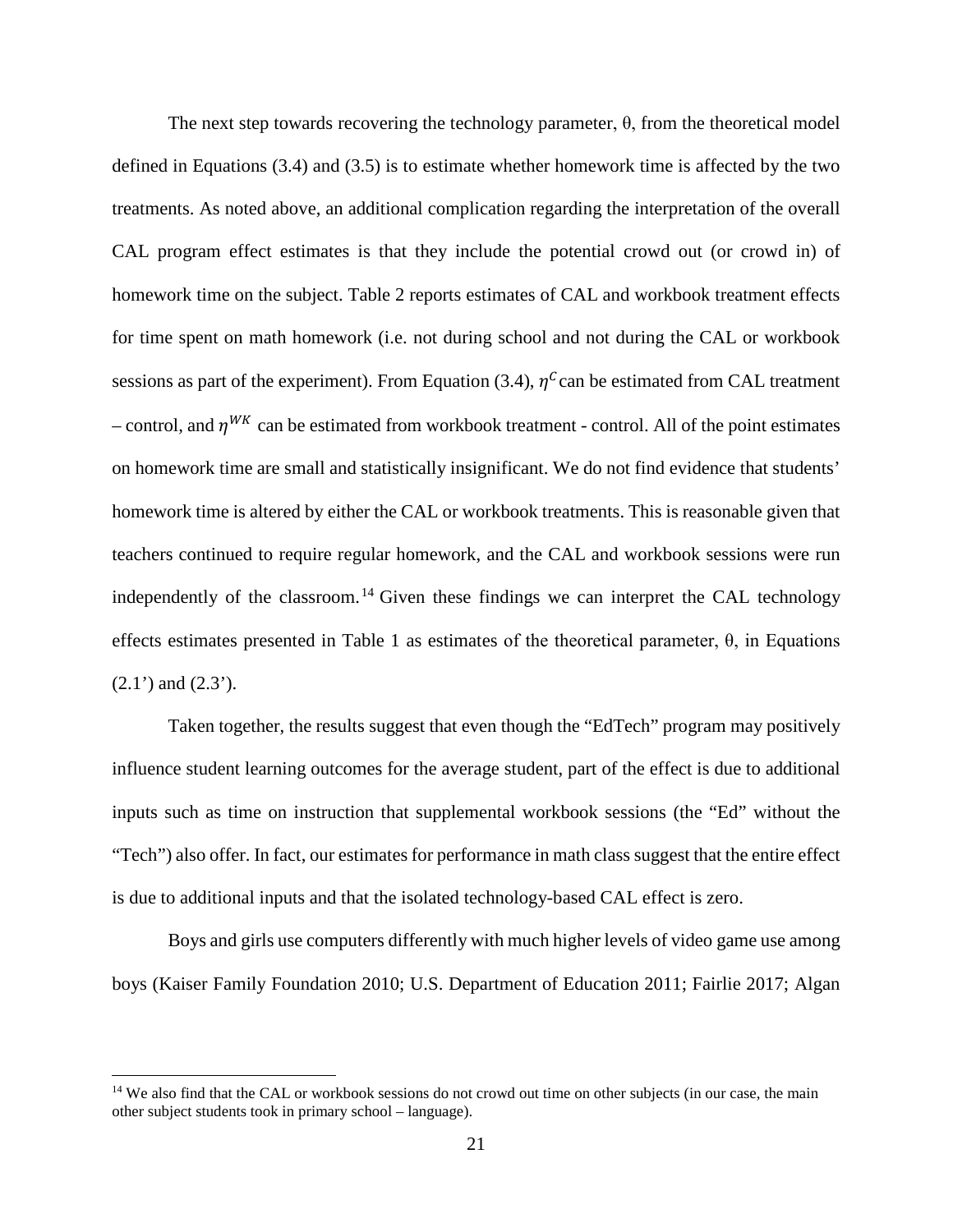The next step towards recovering the technology parameter, θ, from the theoretical model defined in Equations (3.4) and (3.5) is to estimate whether homework time is affected by the two treatments. As noted above, an additional complication regarding the interpretation of the overall CAL program effect estimates is that they include the potential crowd out (or crowd in) of homework time on the subject. Table 2 reports estimates of CAL and workbook treatment effects for time spent on math homework (i.e. not during school and not during the CAL or workbook sessions as part of the experiment). From Equation (3.4), $\eta^{C}$ can be estimated from CAL treatment – control, and $\eta^{WK}$ can be estimated from workbook treatment - control. All of the point estimates on homework time are small and statistically insignificant. We do not find evidence that students' homework time is altered by either the CAL or workbook treatments. This is reasonable given that teachers continued to require regular homework, and the CAL and workbook sessions were run independently of the classroom.[14] Given these findings we can interpret the CAL technology effects estimates presented in Table 1 as estimates of the theoretical parameter, θ, in Equations (2.1') and (2.3').

Taken together, the results suggest that even though the "EdTech" program may positively influence student learning outcomes for the average student, part of the effect is due to additional inputs such as time on instruction that supplemental workbook sessions (the "Ed" without the "Tech") also offer. In fact, our estimates for performance in math class suggest that the entire effect is due to additional inputs and that the isolated technology-based CAL effect is zero.

Boys and girls use computers differently with much higher levels of video game use among boys (Kaiser Family Foundation 2010; U.S. Department of Education 2011; Fairlie 2017; Algan

---

[14] We also find that the CAL or workbook sessions do not crowd out time on other subjects (in our case, the main other subject students took in primary school – language).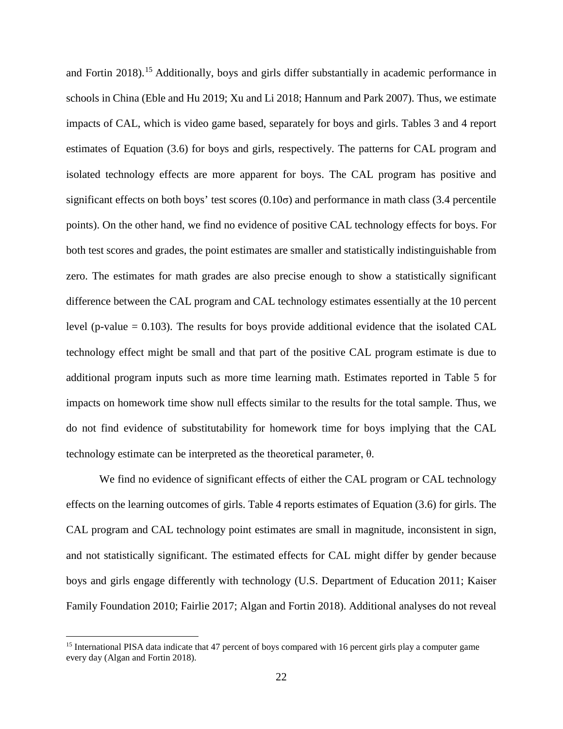and Fortin 2018).[15] Additionally, boys and girls differ substantially in academic performance in schools in China (Eble and Hu 2019; Xu and Li 2018; Hannum and Park 2007). Thus, we estimate impacts of CAL, which is video game based, separately for boys and girls. Tables 3 and 4 report estimates of Equation (3.6) for boys and girls, respectively. The patterns for CAL program and isolated technology effects are more apparent for boys. The CAL program has positive and significant effects on both boys' test scores (0.10σ) and performance in math class (3.4 percentile points). On the other hand, we find no evidence of positive CAL technology effects for boys. For both test scores and grades, the point estimates are smaller and statistically indistinguishable from zero. The estimates for math grades are also precise enough to show a statistically significant difference between the CAL program and CAL technology estimates essentially at the 10 percent level (p-value = 0.103). The results for boys provide additional evidence that the isolated CAL technology effect might be small and that part of the positive CAL program estimate is due to additional program inputs such as more time learning math. Estimates reported in Table 5 for impacts on homework time show null effects similar to the results for the total sample. Thus, we do not find evidence of substitutability for homework time for boys implying that the CAL technology estimate can be interpreted as the theoretical parameter, θ.

We find no evidence of significant effects of either the CAL program or CAL technology effects on the learning outcomes of girls. Table 4 reports estimates of Equation (3.6) for girls. The CAL program and CAL technology point estimates are small in magnitude, inconsistent in sign, and not statistically significant. The estimated effects for CAL might differ by gender because boys and girls engage differently with technology (U.S. Department of Education 2011; Kaiser Family Foundation 2010; Fairlie 2017; Algan and Fortin 2018). Additional analyses do not reveal

[15] International PISA data indicate that 47 percent of boys compared with 16 percent girls play a computer game every day (Algan and Fortin 2018).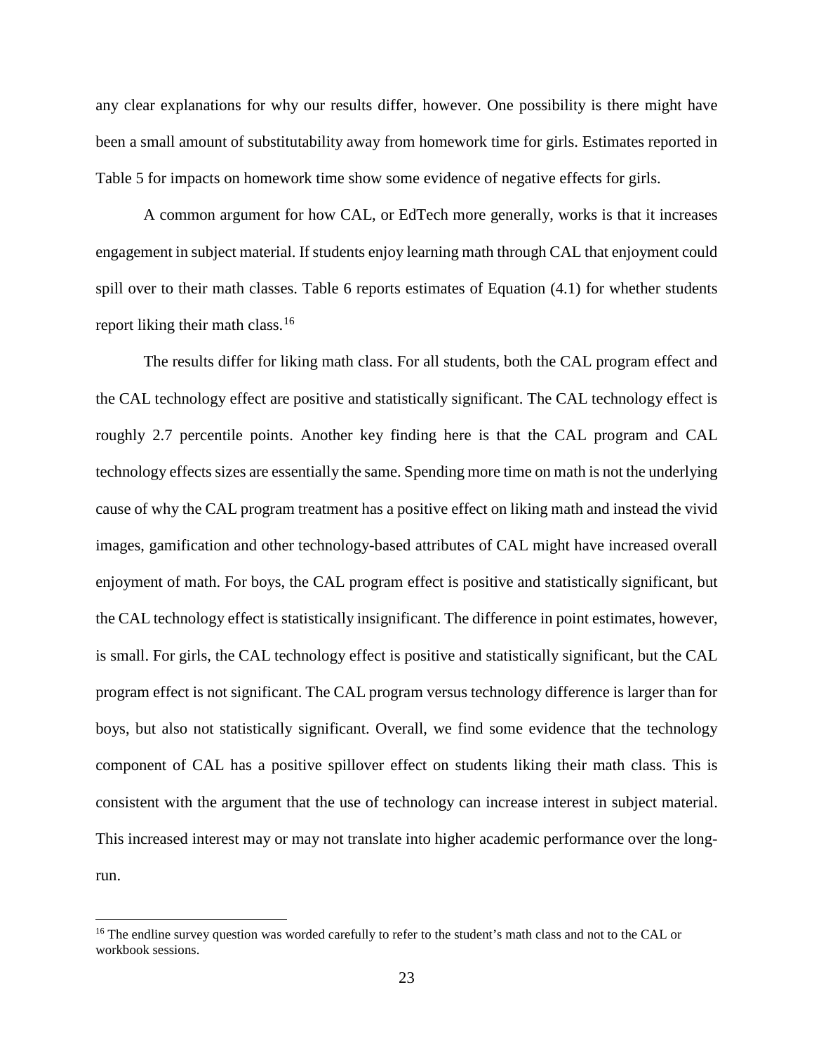any clear explanations for why our results differ, however. One possibility is there might have been a small amount of substitutability away from homework time for girls. Estimates reported in Table 5 for impacts on homework time show some evidence of negative effects for girls.

A common argument for how CAL, or EdTech more generally, works is that it increases engagement in subject material. If students enjoy learning math through CAL that enjoyment could spill over to their math classes. Table 6 reports estimates of Equation (4.1) for whether students report liking their math class.[16]

The results differ for liking math class. For all students, both the CAL program effect and the CAL technology effect are positive and statistically significant. The CAL technology effect is roughly 2.7 percentile points. Another key finding here is that the CAL program and CAL technology effects sizes are essentially the same. Spending more time on math is not the underlying cause of why the CAL program treatment has a positive effect on liking math and instead the vivid images, gamification and other technology-based attributes of CAL might have increased overall enjoyment of math. For boys, the CAL program effect is positive and statistically significant, but the CAL technology effect is statistically insignificant. The difference in point estimates, however, is small. For girls, the CAL technology effect is positive and statistically significant, but the CAL program effect is not significant. The CAL program versus technology difference is larger than for boys, but also not statistically significant. Overall, we find some evidence that the technology component of CAL has a positive spillover effect on students liking their math class. This is consistent with the argument that the use of technology can increase interest in subject material. This increased interest may or may not translate into higher academic performance over the long-run.

[16] The endline survey question was worded carefully to refer to the student's math class and not to the CAL or workbook sessions.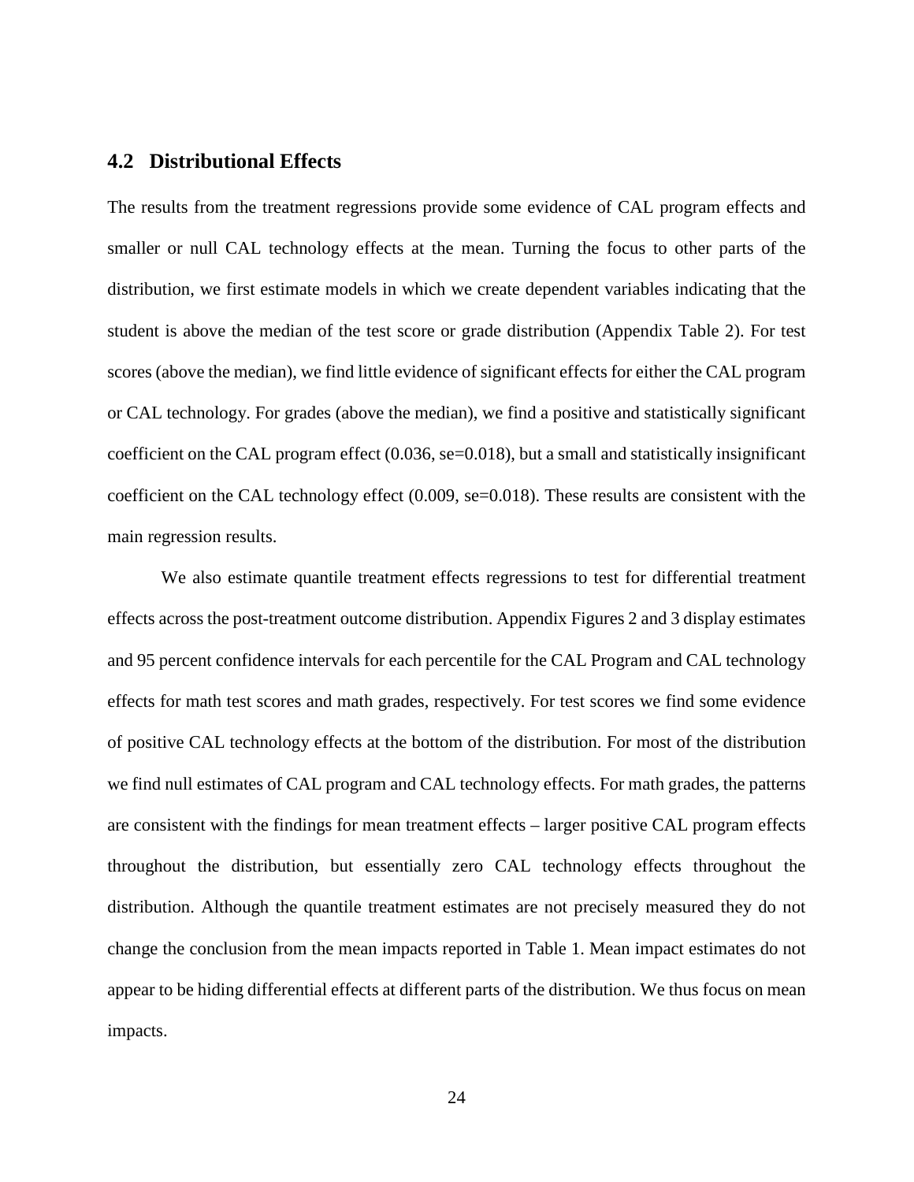### 4.2 Distributional Effects

The results from the treatment regressions provide some evidence of CAL program effects and smaller or null CAL technology effects at the mean. Turning the focus to other parts of the distribution, we first estimate models in which we create dependent variables indicating that the student is above the median of the test score or grade distribution (Appendix Table 2). For test scores (above the median), we find little evidence of significant effects for either the CAL program or CAL technology. For grades (above the median), we find a positive and statistically significant coefficient on the CAL program effect (0.036, se=0.018), but a small and statistically insignificant coefficient on the CAL technology effect (0.009, se=0.018). These results are consistent with the main regression results.

We also estimate quantile treatment effects regressions to test for differential treatment effects across the post-treatment outcome distribution. Appendix Figures 2 and 3 display estimates and 95 percent confidence intervals for each percentile for the CAL Program and CAL technology effects for math test scores and math grades, respectively. For test scores we find some evidence of positive CAL technology effects at the bottom of the distribution. For most of the distribution we find null estimates of CAL program and CAL technology effects. For math grades, the patterns are consistent with the findings for mean treatment effects – larger positive CAL program effects throughout the distribution, but essentially zero CAL technology effects throughout the distribution. Although the quantile treatment estimates are not precisely measured they do not change the conclusion from the mean impacts reported in Table 1. Mean impact estimates do not appear to be hiding differential effects at different parts of the distribution. We thus focus on mean impacts.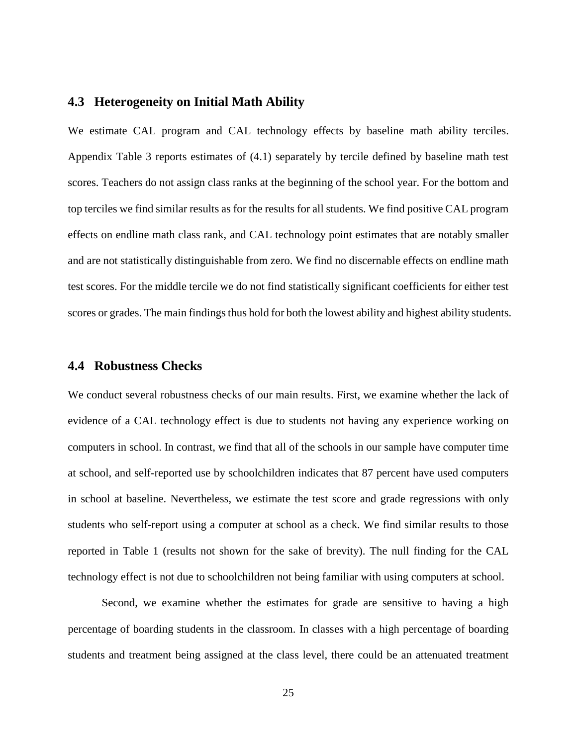### 4.3 Heterogeneity on Initial Math Ability

We estimate CAL program and CAL technology effects by baseline math ability terciles. Appendix Table 3 reports estimates of (4.1) separately by tercile defined by baseline math test scores. Teachers do not assign class ranks at the beginning of the school year. For the bottom and top terciles we find similar results as for the results for all students. We find positive CAL program effects on endline math class rank, and CAL technology point estimates that are notably smaller and are not statistically distinguishable from zero. We find no discernable effects on endline math test scores. For the middle tercile we do not find statistically significant coefficients for either test scores or grades. The main findings thus hold for both the lowest ability and highest ability students.

### 4.4 Robustness Checks

We conduct several robustness checks of our main results. First, we examine whether the lack of evidence of a CAL technology effect is due to students not having any experience working on computers in school. In contrast, we find that all of the schools in our sample have computer time at school, and self-reported use by schoolchildren indicates that 87 percent have used computers in school at baseline. Nevertheless, we estimate the test score and grade regressions with only students who self-report using a computer at school as a check. We find similar results to those reported in Table 1 (results not shown for the sake of brevity). The null finding for the CAL technology effect is not due to schoolchildren not being familiar with using computers at school.

Second, we examine whether the estimates for grade are sensitive to having a high percentage of boarding students in the classroom. In classes with a high percentage of boarding students and treatment being assigned at the class level, there could be an attenuated treatment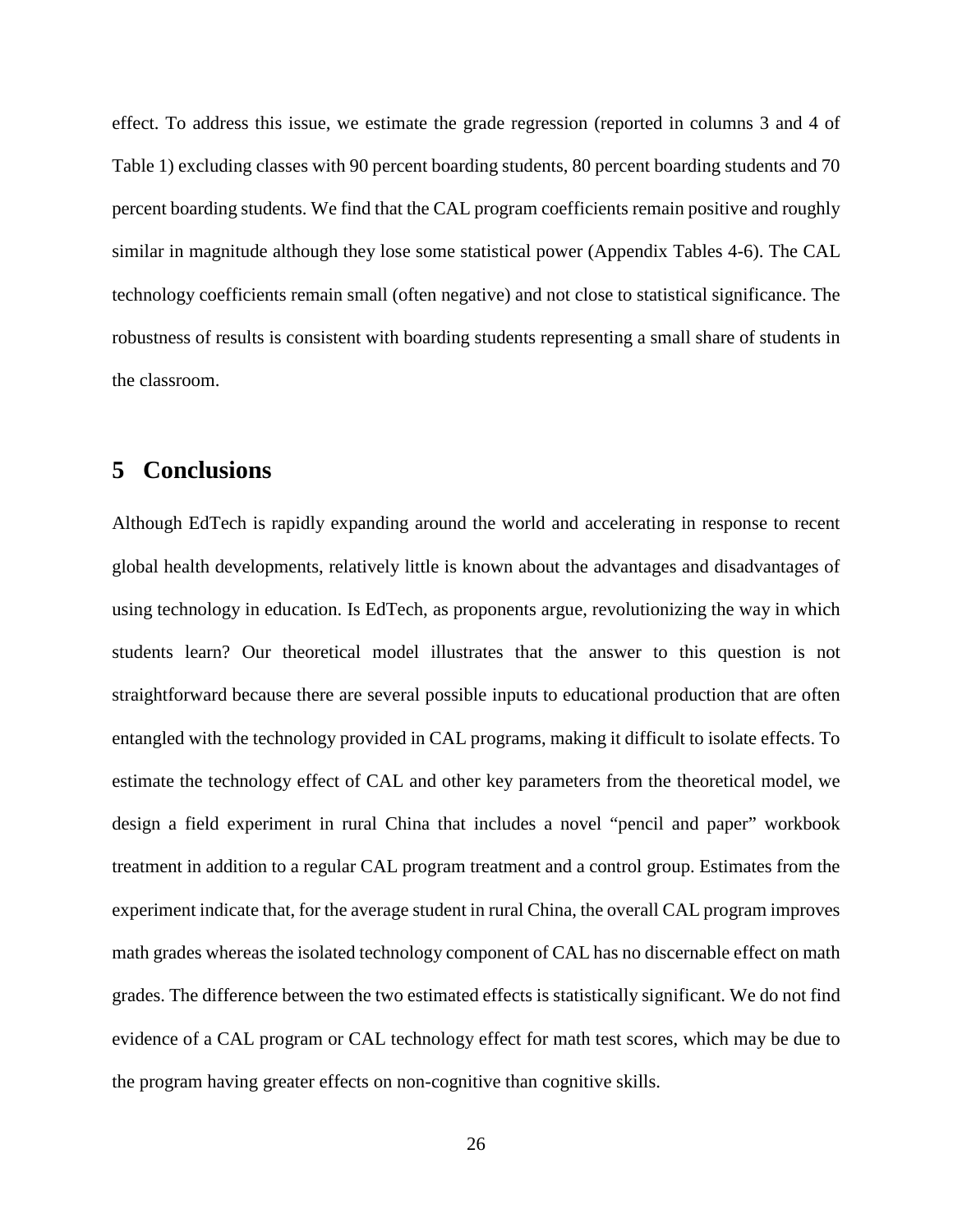effect. To address this issue, we estimate the grade regression (reported in columns 3 and 4 of Table 1) excluding classes with 90 percent boarding students, 80 percent boarding students and 70 percent boarding students. We find that the CAL program coefficients remain positive and roughly similar in magnitude although they lose some statistical power (Appendix Tables 4-6). The CAL technology coefficients remain small (often negative) and not close to statistical significance. The robustness of results is consistent with boarding students representing a small share of students in the classroom.

# 5 Conclusions

Although EdTech is rapidly expanding around the world and accelerating in response to recent global health developments, relatively little is known about the advantages and disadvantages of using technology in education. Is EdTech, as proponents argue, revolutionizing the way in which students learn? Our theoretical model illustrates that the answer to this question is not straightforward because there are several possible inputs to educational production that are often entangled with the technology provided in CAL programs, making it difficult to isolate effects. To estimate the technology effect of CAL and other key parameters from the theoretical model, we design a field experiment in rural China that includes a novel "pencil and paper" workbook treatment in addition to a regular CAL program treatment and a control group. Estimates from the experiment indicate that, for the average student in rural China, the overall CAL program improves math grades whereas the isolated technology component of CAL has no discernable effect on math grades. The difference between the two estimated effects is statistically significant. We do not find evidence of a CAL program or CAL technology effect for math test scores, which may be due to the program having greater effects on non-cognitive than cognitive skills.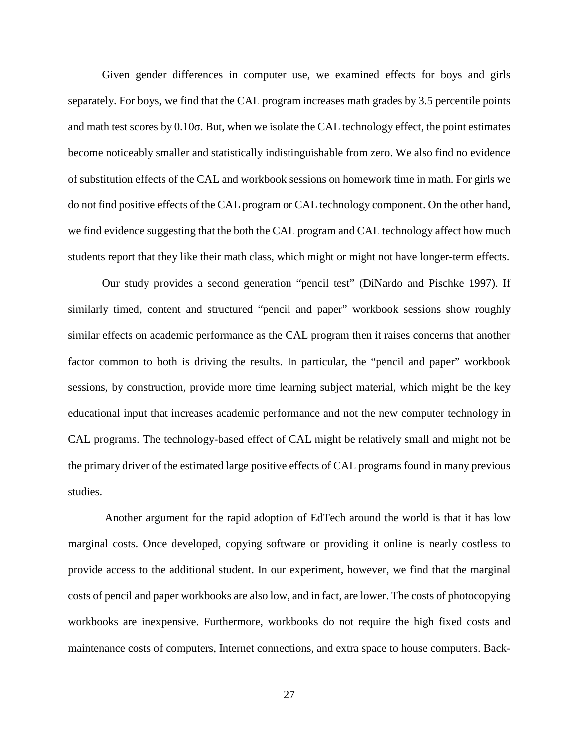Given gender differences in computer use, we examined effects for boys and girls separately. For boys, we find that the CAL program increases math grades by 3.5 percentile points and math test scores by $0.10\sigma$. But, when we isolate the CAL technology effect, the point estimates become noticeably smaller and statistically indistinguishable from zero. We also find no evidence of substitution effects of the CAL and workbook sessions on homework time in math. For girls we do not find positive effects of the CAL program or CAL technology component. On the other hand, we find evidence suggesting that the both the CAL program and CAL technology affect how much students report that they like their math class, which might or might not have longer-term effects.

Our study provides a second generation "pencil test" (DiNardo and Pischke 1997). If similarly timed, content and structured "pencil and paper" workbook sessions show roughly similar effects on academic performance as the CAL program then it raises concerns that another factor common to both is driving the results. In particular, the "pencil and paper" workbook sessions, by construction, provide more time learning subject material, which might be the key educational input that increases academic performance and not the new computer technology in CAL programs. The technology-based effect of CAL might be relatively small and might not be the primary driver of the estimated large positive effects of CAL programs found in many previous studies.

Another argument for the rapid adoption of EdTech around the world is that it has low marginal costs. Once developed, copying software or providing it online is nearly costless to provide access to the additional student. In our experiment, however, we find that the marginal costs of pencil and paper workbooks are also low, and in fact, are lower. The costs of photocopying workbooks are inexpensive. Furthermore, workbooks do not require the high fixed costs and maintenance costs of computers, Internet connections, and extra space to house computers. Back-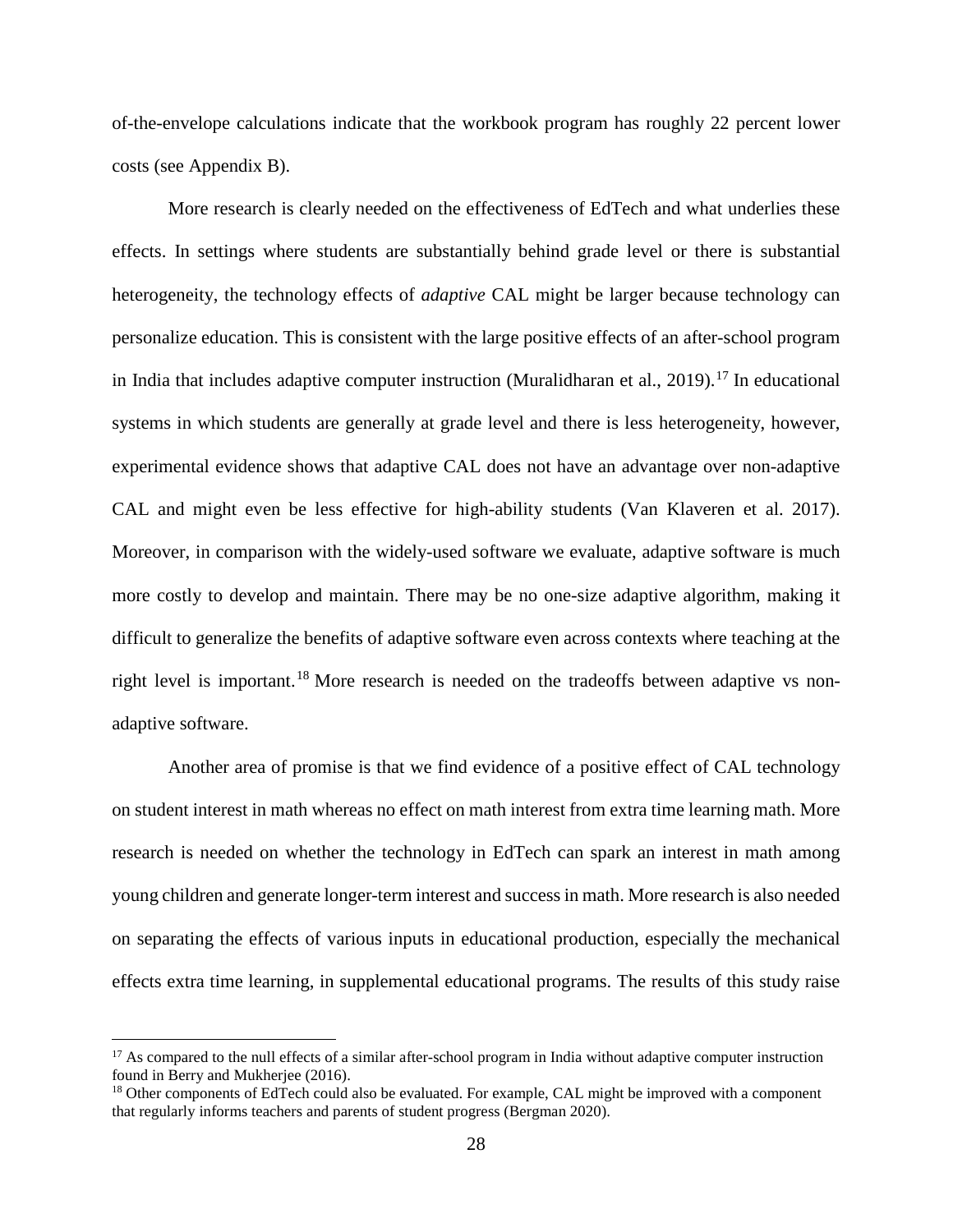of-the-envelope calculations indicate that the workbook program has roughly 22 percent lower costs (see Appendix B).

More research is clearly needed on the effectiveness of EdTech and what underlies these effects. In settings where students are substantially behind grade level or there is substantial heterogeneity, the technology effects of *adaptive* CAL might be larger because technology can personalize education. This is consistent with the large positive effects of an after-school program in India that includes adaptive computer instruction (Muralidharan et al., 2019).[17] In educational systems in which students are generally at grade level and there is less heterogeneity, however, experimental evidence shows that adaptive CAL does not have an advantage over non-adaptive CAL and might even be less effective for high-ability students (Van Klaveren et al. 2017). Moreover, in comparison with the widely-used software we evaluate, adaptive software is much more costly to develop and maintain. There may be no one-size adaptive algorithm, making it difficult to generalize the benefits of adaptive software even across contexts where teaching at the right level is important.[18] More research is needed on the tradeoffs between adaptive vs non-adaptive software.

Another area of promise is that we find evidence of a positive effect of CAL technology on student interest in math whereas no effect on math interest from extra time learning math. More research is needed on whether the technology in EdTech can spark an interest in math among young children and generate longer-term interest and success in math. More research is also needed on separating the effects of various inputs in educational production, especially the mechanical effects extra time learning, in supplemental educational programs. The results of this study raise

[17] As compared to the null effects of a similar after-school program in India without adaptive computer instruction found in Berry and Mukherjee (2016).

[18] Other components of EdTech could also be evaluated. For example, CAL might be improved with a component that regularly informs teachers and parents of student progress (Bergman 2020).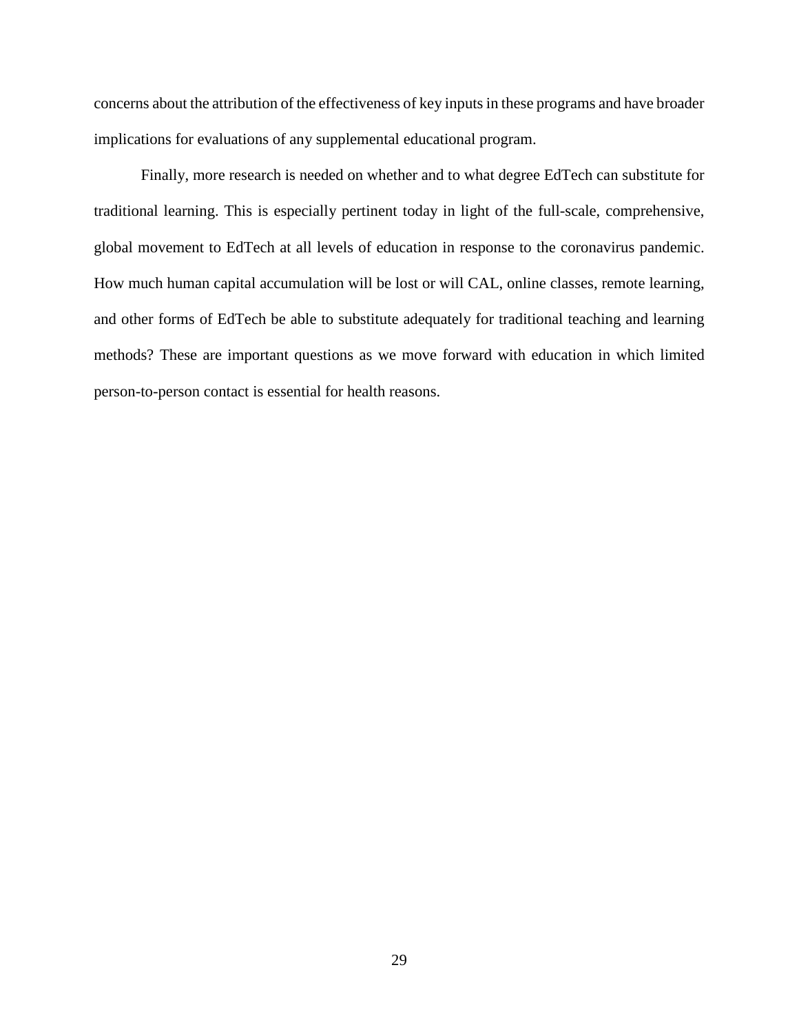concerns about the attribution of the effectiveness of key inputs in these programs and have broader implications for evaluations of any supplemental educational program.

Finally, more research is needed on whether and to what degree EdTech can substitute for traditional learning. This is especially pertinent today in light of the full-scale, comprehensive, global movement to EdTech at all levels of education in response to the coronavirus pandemic. How much human capital accumulation will be lost or will CAL, online classes, remote learning, and other forms of EdTech be able to substitute adequately for traditional teaching and learning methods? These are important questions as we move forward with education in which limited person-to-person contact is essential for health reasons.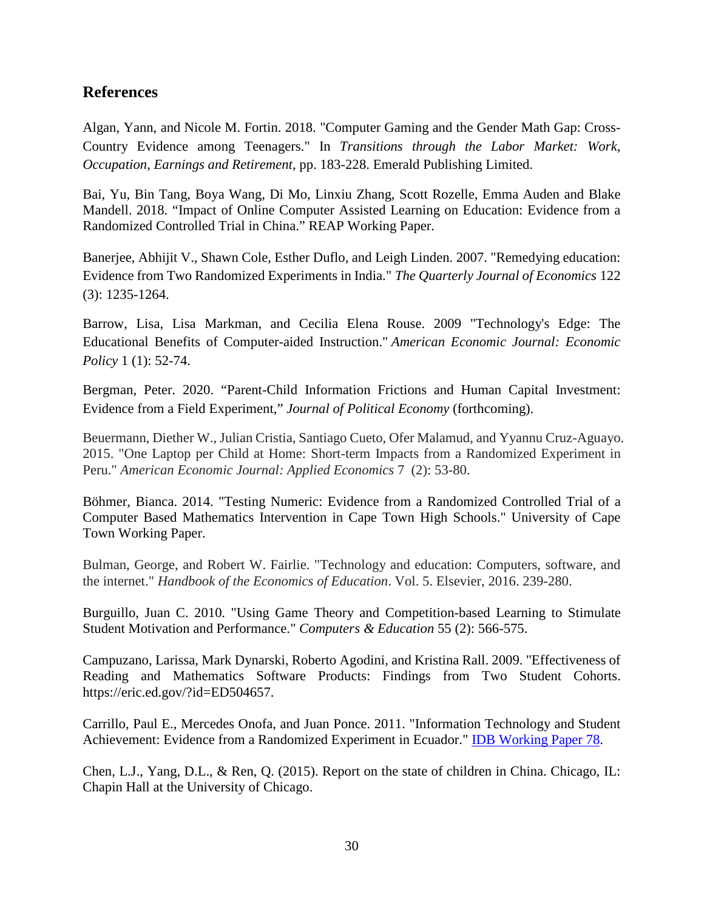## References

Algan, Yann, and Nicole M. Fortin. 2018. "Computer Gaming and the Gender Math Gap: Cross-Country Evidence among Teenagers." In *Transitions through the Labor Market: Work, Occupation, Earnings and Retirement*, pp. 183-228. Emerald Publishing Limited.

Bai, Yu, Bin Tang, Boya Wang, Di Mo, Linxiu Zhang, Scott Rozelle, Emma Auden and Blake Mandell. 2018. "Impact of Online Computer Assisted Learning on Education: Evidence from a Randomized Controlled Trial in China." REAP Working Paper.

Banerjee, Abhijit V., Shawn Cole, Esther Duflo, and Leigh Linden. 2007. "Remedying education: Evidence from Two Randomized Experiments in India." *The Quarterly Journal of Economics* 122 (3): 1235-1264.

Barrow, Lisa, Lisa Markman, and Cecilia Elena Rouse. 2009 "Technology's Edge: The Educational Benefits of Computer-aided Instruction." *American Economic Journal: Economic Policy* 1 (1): 52-74.

Bergman, Peter. 2020. "Parent-Child Information Frictions and Human Capital Investment: Evidence from a Field Experiment," *Journal of Political Economy* (forthcoming).

Beuermann, Diether W., Julian Cristia, Santiago Cueto, Ofer Malamud, and Yyannu Cruz-Aguayo. 2015. "One Laptop per Child at Home: Short-term Impacts from a Randomized Experiment in Peru." *American Economic Journal: Applied Economics* 7 (2): 53-80.

Böhmer, Bianca. 2014. "Testing Numeric: Evidence from a Randomized Controlled Trial of a Computer Based Mathematics Intervention in Cape Town High Schools." University of Cape Town Working Paper.

Bulman, George, and Robert W. Fairlie. "Technology and education: Computers, software, and the internet." *Handbook of the Economics of Education*. Vol. 5. Elsevier, 2016. 239-280.

Burguillo, Juan C. 2010. "Using Game Theory and Competition-based Learning to Stimulate Student Motivation and Performance." *Computers & Education* 55 (2): 566-575.

Campuzano, Larissa, Mark Dynarski, Roberto Agodini, and Kristina Rall. 2009. "Effectiveness of Reading and Mathematics Software Products: Findings from Two Student Cohorts. https://eric.ed.gov/?id=ED504657.

Carrillo, Paul E., Mercedes Onofa, and Juan Ponce. 2011. "Information Technology and Student Achievement: Evidence from a Randomized Experiment in Ecuador." IDB Working Paper 78.

Chen, L.J., Yang, D.L., & Ren, Q. (2015). Report on the state of children in China. Chicago, IL: Chapin Hall at the University of Chicago.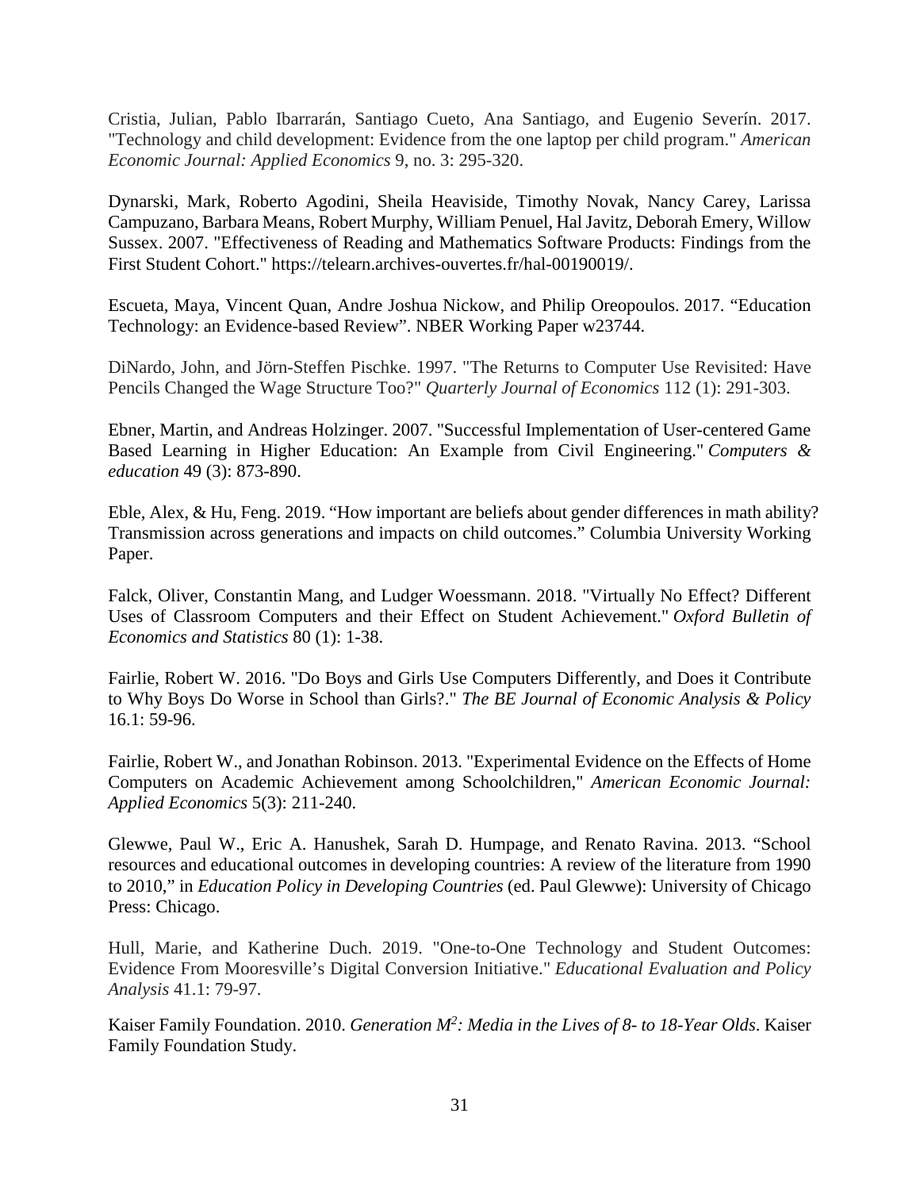Cristia, Julian, Pablo Ibarrarán, Santiago Cueto, Ana Santiago, and Eugenio Severín. 2017. "Technology and child development: Evidence from the one laptop per child program." *American Economic Journal: Applied Economics* 9, no. 3: 295-320.

Dynarski, Mark, Roberto Agodini, Sheila Heaviside, Timothy Novak, Nancy Carey, Larissa Campuzano, Barbara Means, Robert Murphy, William Penuel, Hal Javitz, Deborah Emery, Willow Sussex. 2007. "Effectiveness of Reading and Mathematics Software Products: Findings from the First Student Cohort." https://telearn.archives-ouvertes.fr/hal-00190019/.

Escueta, Maya, Vincent Quan, Andre Joshua Nickow, and Philip Oreopoulos. 2017. "Education Technology: an Evidence-based Review". NBER Working Paper w23744.

DiNardo, John, and Jörn-Steffen Pischke. 1997. "The Returns to Computer Use Revisited: Have Pencils Changed the Wage Structure Too?" *Quarterly Journal of Economics* 112 (1): 291-303.

Ebner, Martin, and Andreas Holzinger. 2007. "Successful Implementation of User-centered Game Based Learning in Higher Education: An Example from Civil Engineering." *Computers & education* 49 (3): 873-890.

Eble, Alex, & Hu, Feng. 2019. "How important are beliefs about gender differences in math ability? Transmission across generations and impacts on child outcomes." Columbia University Working Paper.

Falck, Oliver, Constantin Mang, and Ludger Woessmann. 2018. "Virtually No Effect? Different Uses of Classroom Computers and their Effect on Student Achievement." *Oxford Bulletin of Economics and Statistics* 80 (1): 1-38.

Fairlie, Robert W. 2016. "Do Boys and Girls Use Computers Differently, and Does it Contribute to Why Boys Do Worse in School than Girls?." *The BE Journal of Economic Analysis & Policy* 16.1: 59-96.

Fairlie, Robert W., and Jonathan Robinson. 2013. "Experimental Evidence on the Effects of Home Computers on Academic Achievement among Schoolchildren," *American Economic Journal: Applied Economics* 5(3): 211-240.

Glewwe, Paul W., Eric A. Hanushek, Sarah D. Humpage, and Renato Ravina. 2013. "School resources and educational outcomes in developing countries: A review of the literature from 1990 to 2010," in *Education Policy in Developing Countries* (ed. Paul Glewwe): University of Chicago Press: Chicago.

Hull, Marie, and Katherine Duch. 2019. "One-to-One Technology and Student Outcomes: Evidence From Mooresville's Digital Conversion Initiative." *Educational Evaluation and Policy Analysis* 41.1: 79-97.

Kaiser Family Foundation. 2010. *Generation $M^2$: Media in the Lives of 8- to 18-Year Olds*. Kaiser Family Foundation Study.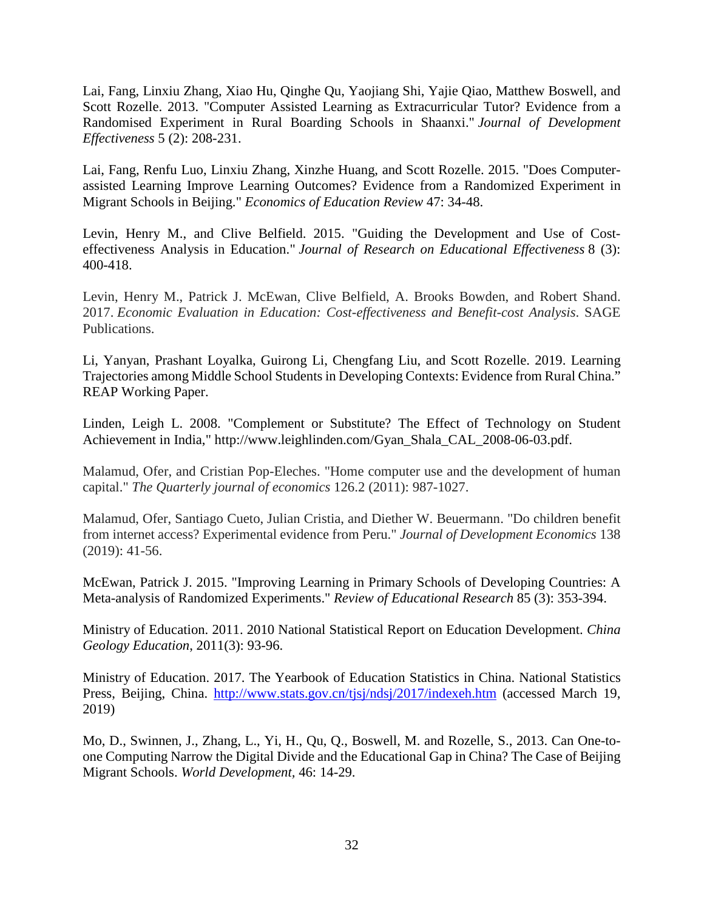Lai, Fang, Linxiu Zhang, Xiao Hu, Qinghe Qu, Yaojiang Shi, Yajie Qiao, Matthew Boswell, and Scott Rozelle. 2013. "Computer Assisted Learning as Extracurricular Tutor? Evidence from a Randomised Experiment in Rural Boarding Schools in Shaanxi." *Journal of Development Effectiveness* 5 (2): 208-231.

Lai, Fang, Renfu Luo, Linxiu Zhang, Xinzhe Huang, and Scott Rozelle. 2015. "Does Computer-assisted Learning Improve Learning Outcomes? Evidence from a Randomized Experiment in Migrant Schools in Beijing." *Economics of Education Review* 47: 34-48.

Levin, Henry M., and Clive Belfield. 2015. "Guiding the Development and Use of Cost-effectiveness Analysis in Education." *Journal of Research on Educational Effectiveness* 8 (3): 400-418.

Levin, Henry M., Patrick J. McEwan, Clive Belfield, A. Brooks Bowden, and Robert Shand. 2017. *Economic Evaluation in Education: Cost-effectiveness and Benefit-cost Analysis*. SAGE Publications.

Li, Yanyan, Prashant Loyalka, Guirong Li, Chengfang Liu, and Scott Rozelle. 2019. Learning Trajectories among Middle School Students in Developing Contexts: Evidence from Rural China." REAP Working Paper.

Linden, Leigh L. 2008. "Complement or Substitute? The Effect of Technology on Student Achievement in India," http://www.leighlinden.com/Gyan_Shala_CAL_2008-06-03.pdf.

Malamud, Ofer, and Cristian Pop-Eleches. "Home computer use and the development of human capital." *The Quarterly journal of economics* 126.2 (2011): 987-1027.

Malamud, Ofer, Santiago Cueto, Julian Cristia, and Diether W. Beuermann. "Do children benefit from internet access? Experimental evidence from Peru." *Journal of Development Economics* 138 (2019): 41-56.

McEwan, Patrick J. 2015. "Improving Learning in Primary Schools of Developing Countries: A Meta-analysis of Randomized Experiments." *Review of Educational Research* 85 (3): 353-394.

Ministry of Education. 2011. 2010 National Statistical Report on Education Development. *China Geology Education*, 2011(3): 93-96.

Ministry of Education. 2017. The Yearbook of Education Statistics in China. National Statistics Press, Beijing, China. http://www.stats.gov.cn/tjsj/ndsj/2017/indexeh.htm (accessed March 19, 2019)

Mo, D., Swinnen, J., Zhang, L., Yi, H., Qu, Q., Boswell, M. and Rozelle, S., 2013. Can One-to-one Computing Narrow the Digital Divide and the Educational Gap in China? The Case of Beijing Migrant Schools. *World Development,* 46: 14-29.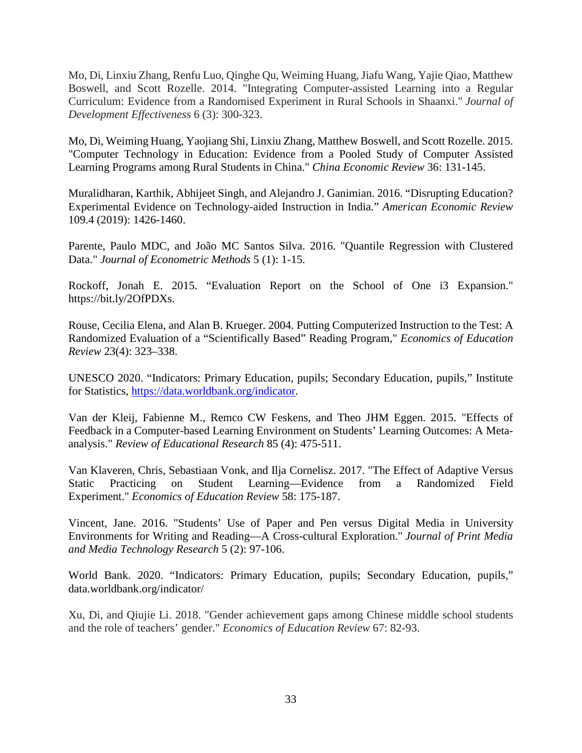Mo, Di, Linxiu Zhang, Renfu Luo, Qinghe Qu, Weiming Huang, Jiafu Wang, Yajie Qiao, Matthew Boswell, and Scott Rozelle. 2014. "Integrating Computer-assisted Learning into a Regular Curriculum: Evidence from a Randomised Experiment in Rural Schools in Shaanxi." *Journal of Development Effectiveness* 6 (3): 300-323.

Mo, Di, Weiming Huang, Yaojiang Shi, Linxiu Zhang, Matthew Boswell, and Scott Rozelle. 2015. "Computer Technology in Education: Evidence from a Pooled Study of Computer Assisted Learning Programs among Rural Students in China." *China Economic Review* 36: 131-145.

Muralidharan, Karthik, Abhijeet Singh, and Alejandro J. Ganimian. 2016. "Disrupting Education? Experimental Evidence on Technology-aided Instruction in India." *American Economic Review* 109.4 (2019): 1426-1460.

Parente, Paulo MDC, and João MC Santos Silva. 2016. "Quantile Regression with Clustered Data." *Journal of Econometric Methods* 5 (1): 1-15.

Rockoff, Jonah E. 2015. "Evaluation Report on the School of One i3 Expansion." https://bit.ly/2OfPDXs.

Rouse, Cecilia Elena, and Alan B. Krueger. 2004. Putting Computerized Instruction to the Test: A Randomized Evaluation of a "Scientifically Based" Reading Program," *Economics of Education Review* 23(4): 323–338.

UNESCO 2020. "Indicators: Primary Education, pupils; Secondary Education, pupils," Institute for Statistics, [https://data.worldbank.org/indicator](https://data.worldbank.org/indicator).

Van der Kleij, Fabienne M., Remco CW Feskens, and Theo JHM Eggen. 2015. "Effects of Feedback in a Computer-based Learning Environment on Students' Learning Outcomes: A Meta-analysis." *Review of Educational Research* 85 (4): 475-511.

Van Klaveren, Chris, Sebastiaan Vonk, and Ilja Cornelisz. 2017. "The Effect of Adaptive Versus Static Practicing on Student Learning—Evidence from a Randomized Field Experiment." *Economics of Education Review* 58: 175-187.

Vincent, Jane. 2016. "Students' Use of Paper and Pen versus Digital Media in University Environments for Writing and Reading—A Cross-cultural Exploration." *Journal of Print Media and Media Technology Research* 5 (2): 97-106.

World Bank. 2020. "Indicators: Primary Education, pupils; Secondary Education, pupils," data.worldbank.org/indicator/

Xu, Di, and Qiujie Li. 2018. "Gender achievement gaps among Chinese middle school students and the role of teachers' gender." *Economics of Education Review* 67: 82-93.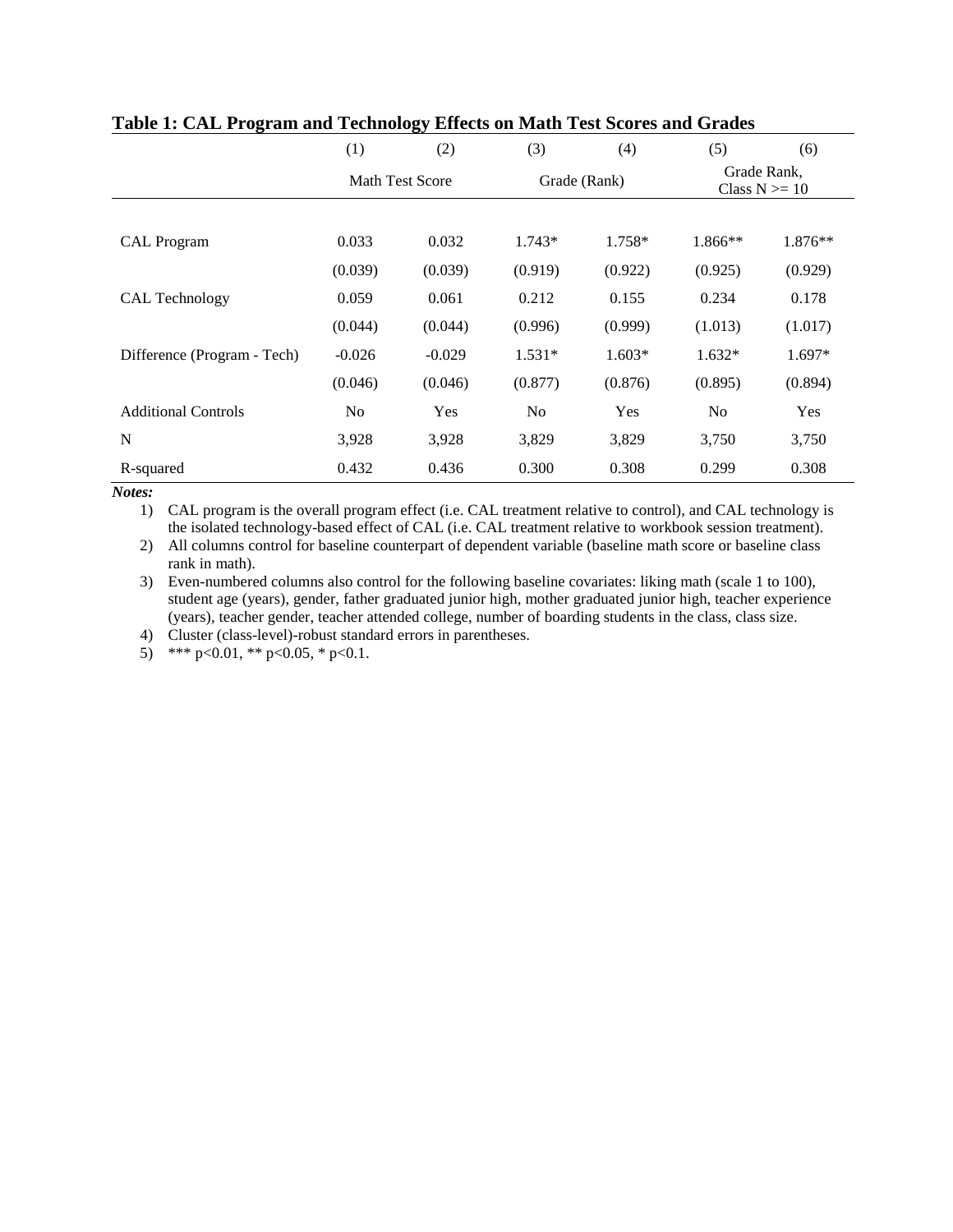**Table 1: CAL Program and Technology Effects on Math Test Scores and Grades**

| | (1) | (2) | (3) | (4) | (5) | (6) |
|---|---|---|---|---|---|---|
| | Math Test Score | | Grade (Rank) | | Grade Rank, Class N >= 10 | |
| CAL Program | 0.033 | 0.032 | 1.743* | 1.758* | 1.866** | 1.876** |
| | (0.039) | (0.039) | (0.919) | (0.922) | (0.925) | (0.929) |
| CAL Technology | 0.059 | 0.061 | 0.212 | 0.155 | 0.234 | 0.178 |
| | (0.044) | (0.044) | (0.996) | (0.999) | (1.013) | (1.017) |
| Difference (Program - Tech) | -0.026 | -0.029 | 1.531* | 1.603* | 1.632* | 1.697* |
| | (0.046) | (0.046) | (0.877) | (0.876) | (0.895) | (0.894) |
| Additional Controls | No | Yes | No | Yes | No | Yes |
| N | 3,928 | 3,928 | 3,829 | 3,829 | 3,750 | 3,750 |
| R-squared | 0.432 | 0.436 | 0.300 | 0.308 | 0.299 | 0.308 |

***Notes:***

1) CAL program is the overall program effect (i.e. CAL treatment relative to control), and CAL technology is the isolated technology-based effect of CAL (i.e. CAL treatment relative to workbook session treatment).
2) All columns control for baseline counterpart of dependent variable (baseline math score or baseline class rank in math).
3) Even-numbered columns also control for the following baseline covariates: liking math (scale 1 to 100), student age (years), gender, father graduated junior high, mother graduated junior high, teacher experience (years), teacher gender, teacher attended college, number of boarding students in the class, class size.
4) Cluster (class-level)-robust standard errors in parentheses.
5) *** p<0.01, ** p<0.05, * p<0.1.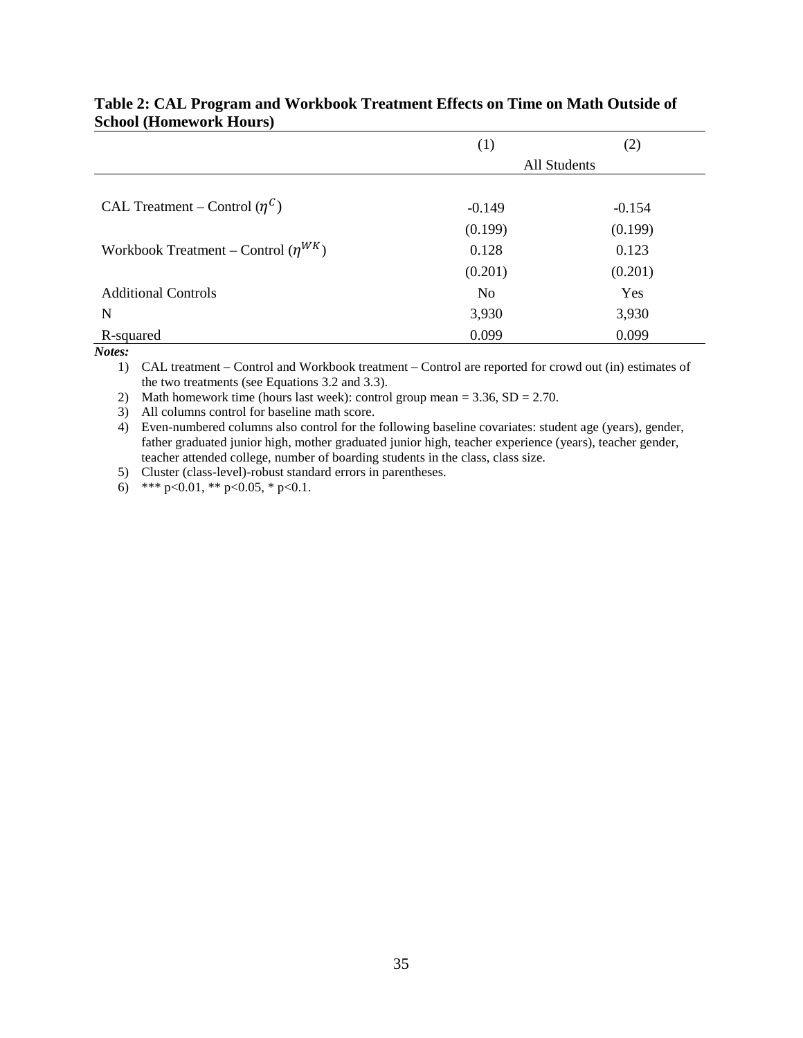**Table 2: CAL Program and Workbook Treatment Effects on Time on Math Outside of School (Homework Hours)**

| | (1) | (2) |
|---|---|---|
| | All Students | |
| CAL Treatment – Control ($\eta^{C}$) | -0.149 | -0.154 |
| | (0.199) | (0.199) |
| Workbook Treatment – Control ($\eta^{WK}$) | 0.128 | 0.123 |
| | (0.201) | (0.201) |
| Additional Controls | No | Yes |
| N | 3,930 | 3,930 |
| R-squared | 0.099 | 0.099 |

***Notes:***

1) CAL treatment – Control and Workbook treatment – Control are reported for crowd out (in) estimates of the two treatments (see Equations 3.2 and 3.3).
2) Math homework time (hours last week): control group mean = 3.36, SD = 2.70.
3) All columns control for baseline math score.
4) Even-numbered columns also control for the following baseline covariates: student age (years), gender, father graduated junior high, mother graduated junior high, teacher experience (years), teacher gender, teacher attended college, number of boarding students in the class, class size.
5) Cluster (class-level)-robust standard errors in parentheses.
6) *** p<0.01, ** p<0.05, * p<0.1.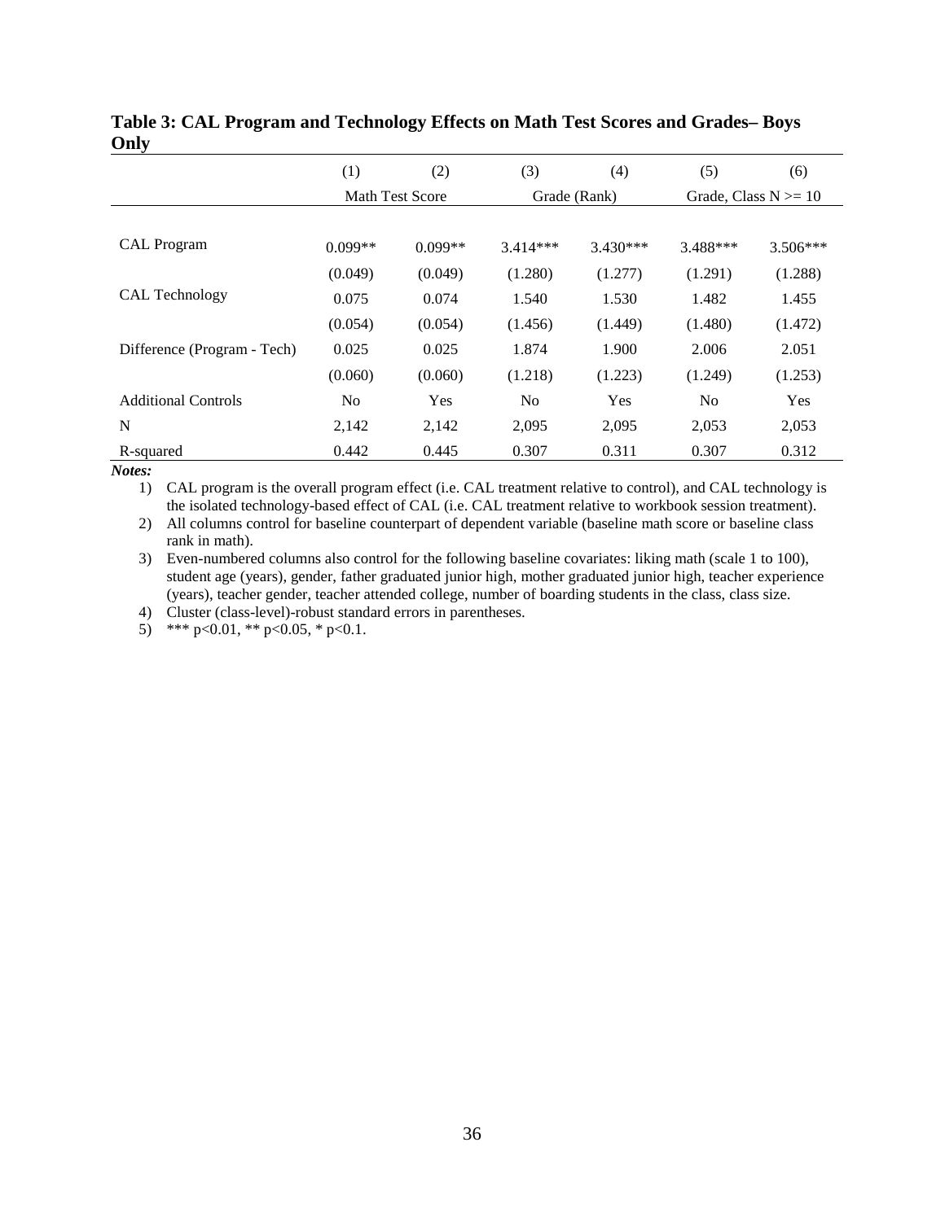**Table 3: CAL Program and Technology Effects on Math Test Scores and Grades– Boys Only**

| | (1) | (2) | (3) | (4) | (5) | (6) |
|---|---|---|---|---|---|---|
| | Math Test Score | | Grade (Rank) | | Grade, Class N >= 10 | |
| CAL Program | 0.099** | 0.099** | 3.414*** | 3.430*** | 3.488*** | 3.506*** |
| | (0.049) | (0.049) | (1.280) | (1.277) | (1.291) | (1.288) |
| CAL Technology | 0.075 | 0.074 | 1.540 | 1.530 | 1.482 | 1.455 |
| | (0.054) | (0.054) | (1.456) | (1.449) | (1.480) | (1.472) |
| Difference (Program - Tech) | 0.025 | 0.025 | 1.874 | 1.900 | 2.006 | 2.051 |
| | (0.060) | (0.060) | (1.218) | (1.223) | (1.249) | (1.253) |
| Additional Controls | No | Yes | No | Yes | No | Yes |
| N | 2,142 | 2,142 | 2,095 | 2,095 | 2,053 | 2,053 |
| R-squared | 0.442 | 0.445 | 0.307 | 0.311 | 0.307 | 0.312 |

***Notes:***

1) CAL program is the overall program effect (i.e. CAL treatment relative to control), and CAL technology is the isolated technology-based effect of CAL (i.e. CAL treatment relative to workbook session treatment).
2) All columns control for baseline counterpart of dependent variable (baseline math score or baseline class rank in math).
3) Even-numbered columns also control for the following baseline covariates: liking math (scale 1 to 100), student age (years), gender, father graduated junior high, mother graduated junior high, teacher experience (years), teacher gender, teacher attended college, number of boarding students in the class, class size.
4) Cluster (class-level)-robust standard errors in parentheses.
5) *** p<0.01, ** p<0.05, * p<0.1.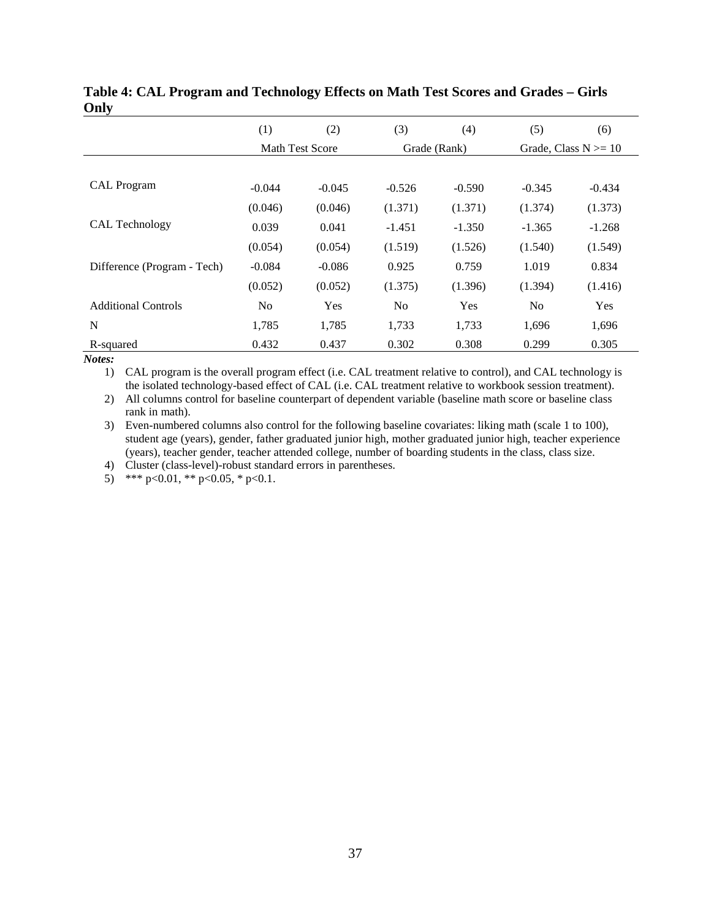**Table 4: CAL Program and Technology Effects on Math Test Scores and Grades – Girls Only**

| | (1) | (2) | (3) | (4) | (5) | (6) |
|---|---|---|---|---|---|---|
| | Math Test Score | | Grade (Rank) | | Grade, Class N >= 10 | |
| CAL Program | -0.044 | -0.045 | -0.526 | -0.590 | -0.345 | -0.434 |
| | (0.046) | (0.046) | (1.371) | (1.371) | (1.374) | (1.373) |
| CAL Technology | 0.039 | 0.041 | -1.451 | -1.350 | -1.365 | -1.268 |
| | (0.054) | (0.054) | (1.519) | (1.526) | (1.540) | (1.549) |
| Difference (Program - Tech) | -0.084 | -0.086 | 0.925 | 0.759 | 1.019 | 0.834 |
| | (0.052) | (0.052) | (1.375) | (1.396) | (1.394) | (1.416) |
| Additional Controls | No | Yes | No | Yes | No | Yes |
| N | 1,785 | 1,785 | 1,733 | 1,733 | 1,696 | 1,696 |
| R-squared | 0.432 | 0.437 | 0.302 | 0.308 | 0.299 | 0.305 |

***Notes:***

1) CAL program is the overall program effect (i.e. CAL treatment relative to control), and CAL technology is the isolated technology-based effect of CAL (i.e. CAL treatment relative to workbook session treatment).
2) All columns control for baseline counterpart of dependent variable (baseline math score or baseline class rank in math).
3) Even-numbered columns also control for the following baseline covariates: liking math (scale 1 to 100), student age (years), gender, father graduated junior high, mother graduated junior high, teacher experience (years), teacher gender, teacher attended college, number of boarding students in the class, class size.
4) Cluster (class-level)-robust standard errors in parentheses.
5) *** p<0.01, ** p<0.05, * p<0.1.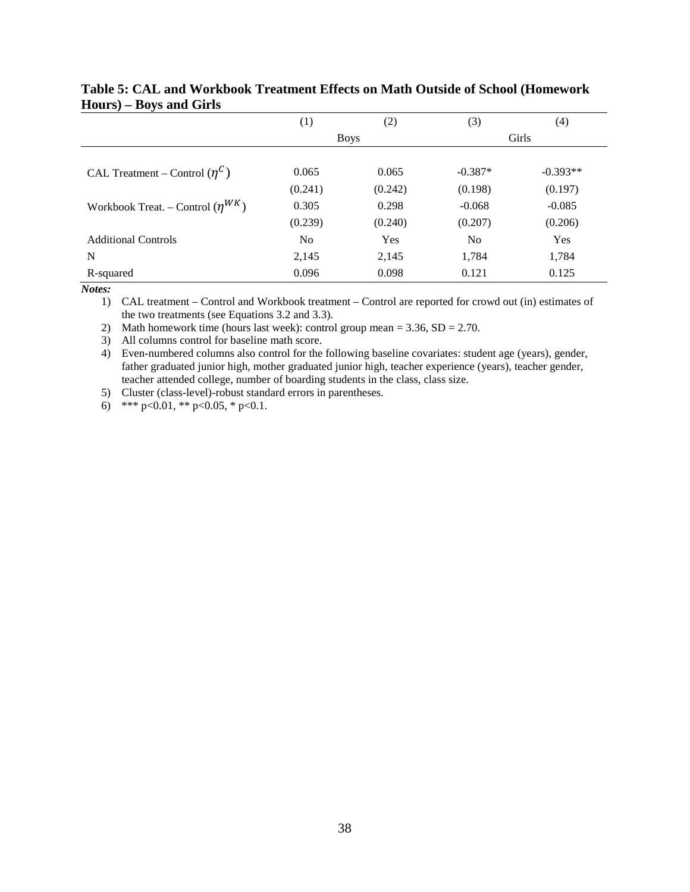**Table 5: CAL and Workbook Treatment Effects on Math Outside of School (Homework Hours) – Boys and Girls**

| | (1) | (2) | (3) | (4) |
|---|---|---|---|---|
| | Boys | | Girls | |
| CAL Treatment – Control ($\eta^{C}$) | 0.065 | 0.065 | -0.387* | -0.393** |
| | (0.241) | (0.242) | (0.198) | (0.197) |
| Workbook Treat. – Control ($\eta^{WK}$) | 0.305 | 0.298 | -0.068 | -0.085 |
| | (0.239) | (0.240) | (0.207) | (0.206) |
| Additional Controls | No | Yes | No | Yes |
| N | 2,145 | 2,145 | 1,784 | 1,784 |
| R-squared | 0.096 | 0.098 | 0.121 | 0.125 |

***Notes:***

1) CAL treatment – Control and Workbook treatment – Control are reported for crowd out (in) estimates of the two treatments (see Equations 3.2 and 3.3).
2) Math homework time (hours last week): control group mean = 3.36, SD = 2.70.
3) All columns control for baseline math score.
4) Even-numbered columns also control for the following baseline covariates: student age (years), gender, father graduated junior high, mother graduated junior high, teacher experience (years), teacher gender, teacher attended college, number of boarding students in the class, class size.
5) Cluster (class-level)-robust standard errors in parentheses.
6) *** p<0.01, ** p<0.05, * p<0.1.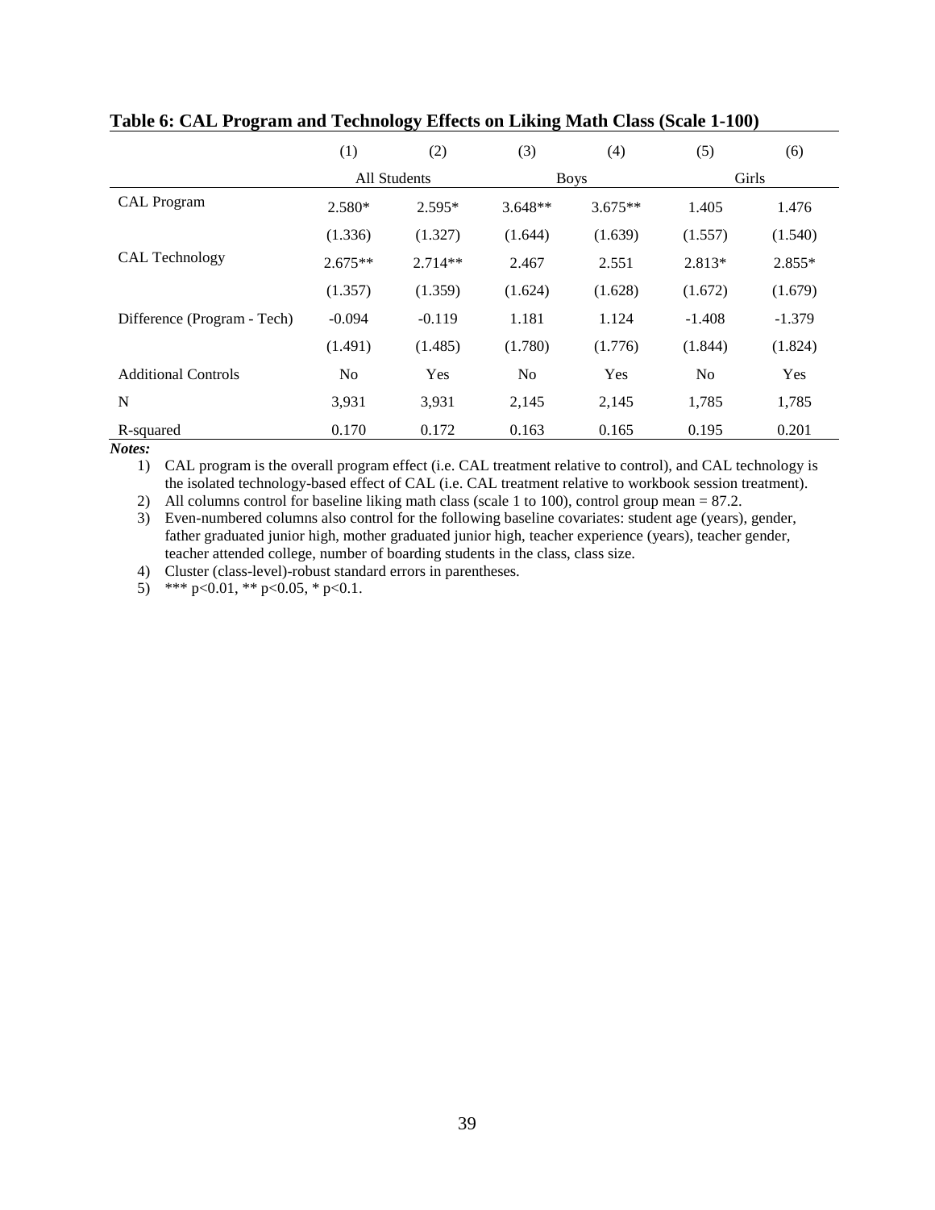**Table 6: CAL Program and Technology Effects on Liking Math Class (Scale 1-100)**

| | (1) | (2) | (3) | (4) | (5) | (6) |
|---|---|---|---|---|---|---|
| | All Students | | Boys | | Girls | |
| CAL Program | 2.580* | 2.595* | 3.648** | 3.675** | 1.405 | 1.476 |
| | (1.336) | (1.327) | (1.644) | (1.639) | (1.557) | (1.540) |
| CAL Technology | 2.675** | 2.714** | 2.467 | 2.551 | 2.813* | 2.855* |
| | (1.357) | (1.359) | (1.624) | (1.628) | (1.672) | (1.679) |
| Difference (Program - Tech) | -0.094 | -0.119 | 1.181 | 1.124 | -1.408 | -1.379 |
| | (1.491) | (1.485) | (1.780) | (1.776) | (1.844) | (1.824) |
| Additional Controls | No | Yes | No | Yes | No | Yes |
| N | 3,931 | 3,931 | 2,145 | 2,145 | 1,785 | 1,785 |
| R-squared | 0.170 | 0.172 | 0.163 | 0.165 | 0.195 | 0.201 |

***Notes:***

1) CAL program is the overall program effect (i.e. CAL treatment relative to control), and CAL technology is the isolated technology-based effect of CAL (i.e. CAL treatment relative to workbook session treatment).
2) All columns control for baseline liking math class (scale 1 to 100), control group mean = 87.2.
3) Even-numbered columns also control for the following baseline covariates: student age (years), gender, father graduated junior high, mother graduated junior high, teacher experience (years), teacher gender, teacher attended college, number of boarding students in the class, class size.
4) Cluster (class-level)-robust standard errors in parentheses.
5) *** p<0.01, ** p<0.05, * p<0.1.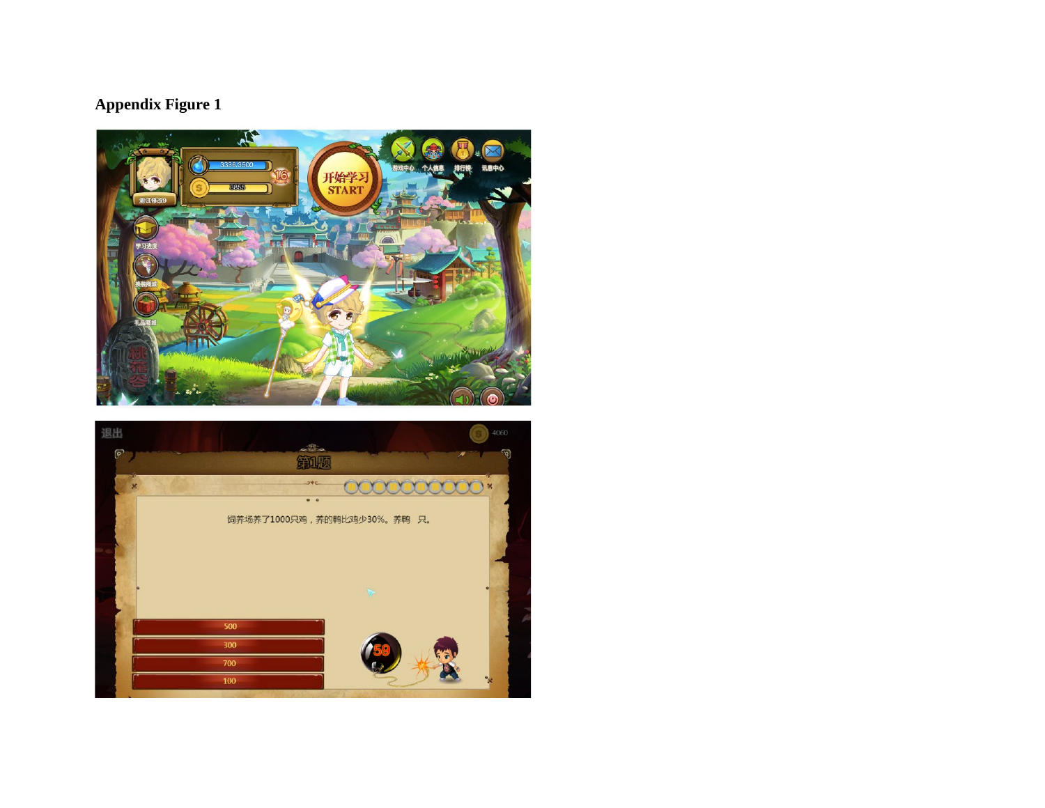## Appendix Figure 1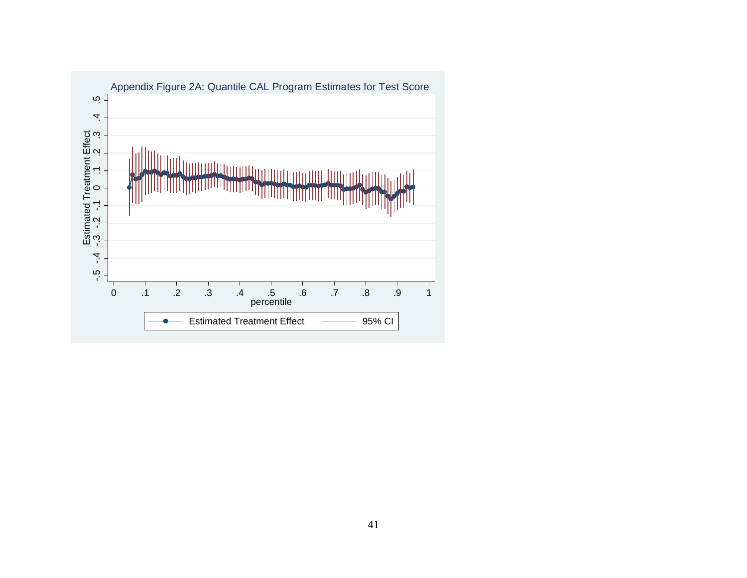Appendix Figure 2A: Quantile CAL Program Estimates for Test Score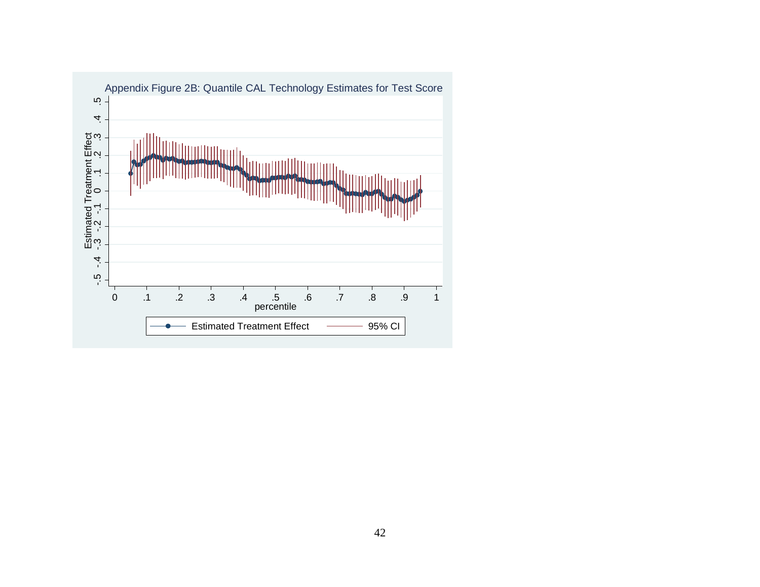Appendix Figure 2B: Quantile CAL Technology Estimates for Test Score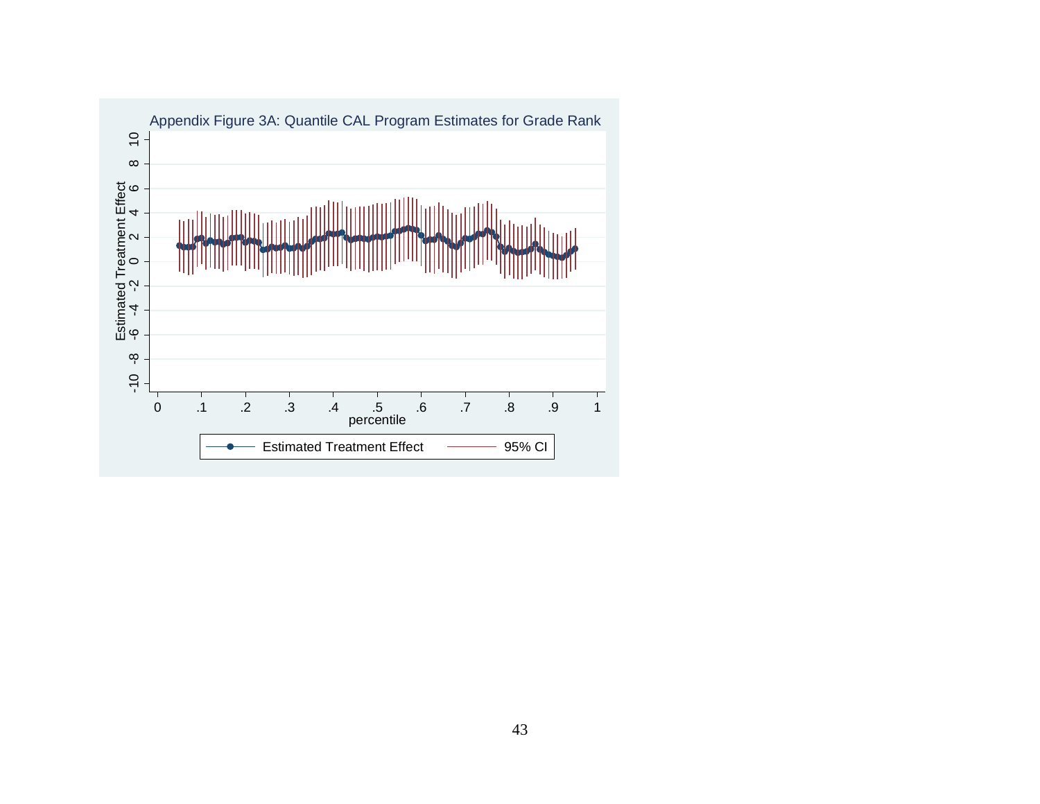Appendix Figure 3A: Quantile CAL Program Estimates for Grade Rank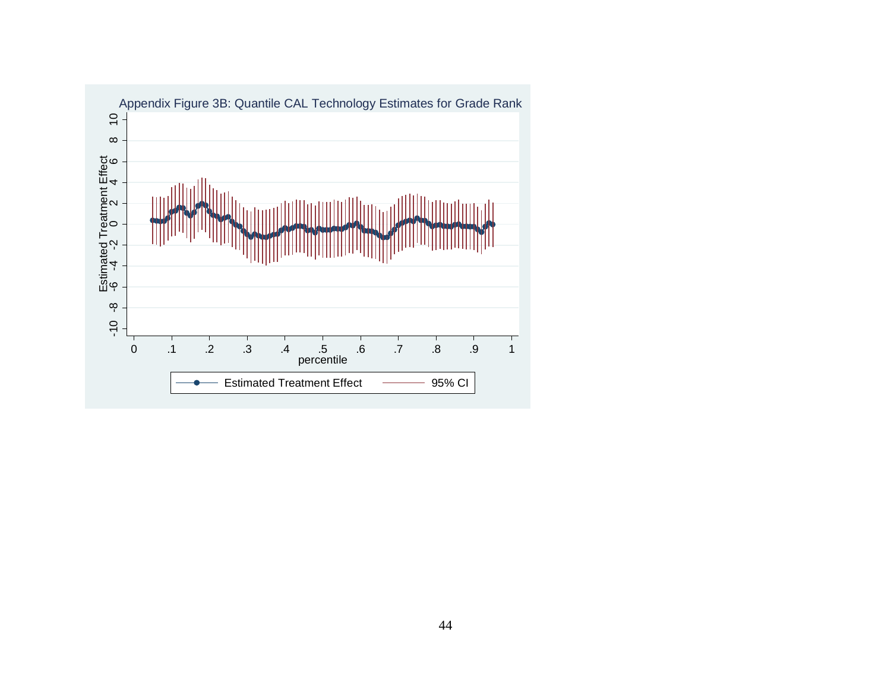Appendix Figure 3B: Quantile CAL Technology Estimates for Grade Rank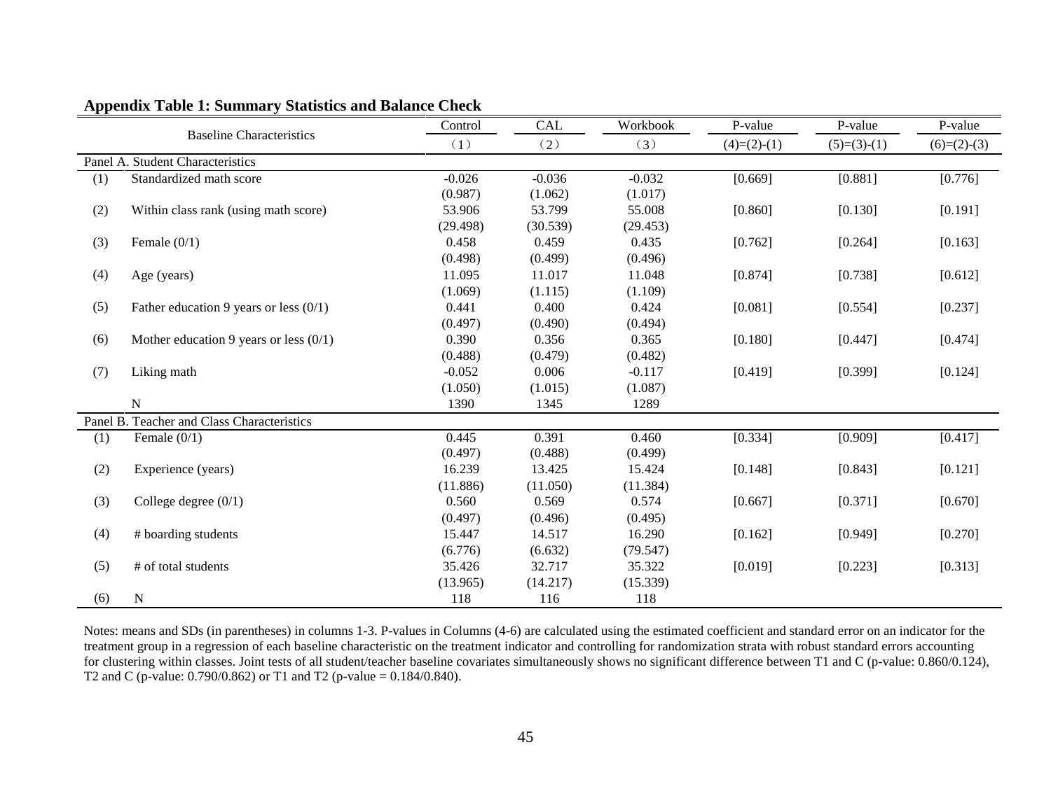**Appendix Table 1: Summary Statistics and Balance Check**

| | Baseline Characteristics | Control | CAL | Workbook | P-value | P-value | P-value |
|---|---|---|---|---|---|---|---|
| | | （1） | （2） | （3） | (4)=(2)-(1) | (5)=(3)-(1) | (6)=(2)-(3) |
| Panel A. Student Characteristics | | | | | | | |
| (1) | Standardized math score | -0.026 | -0.036 | -0.032 | [0.669] | [0.881] | [0.776] |
| | | (0.987) | (1.062) | (1.017) | | | |
| (2) | Within class rank (using math score) | 53.906 | 53.799 | 55.008 | [0.860] | [0.130] | [0.191] |
| | | (29.498) | (30.539) | (29.453) | | | |
| (3) | Female (0/1) | 0.458 | 0.459 | 0.435 | [0.762] | [0.264] | [0.163] |
| | | (0.498) | (0.499) | (0.496) | | | |
| (4) | Age (years) | 11.095 | 11.017 | 11.048 | [0.874] | [0.738] | [0.612] |
| | | (1.069) | (1.115) | (1.109) | | | |
| (5) | Father education 9 years or less (0/1) | 0.441 | 0.400 | 0.424 | [0.081] | [0.554] | [0.237] |
| | | (0.497) | (0.490) | (0.494) | | | |
| (6) | Mother education 9 years or less (0/1) | 0.390 | 0.356 | 0.365 | [0.180] | [0.447] | [0.474] |
| | | (0.488) | (0.479) | (0.482) | | | |
| (7) | Liking math | -0.052 | 0.006 | -0.117 | [0.419] | [0.399] | [0.124] |
| | | (1.050) | (1.015) | (1.087) | | | |
| | N | 1390 | 1345 | 1289 | | | |
| Panel B. Teacher and Class Characteristics | | | | | | | |
| (1) | Female (0/1) | 0.445 | 0.391 | 0.460 | [0.334] | [0.909] | [0.417] |
| | | (0.497) | (0.488) | (0.499) | | | |
| (2) | Experience (years) | 16.239 | 13.425 | 15.424 | [0.148] | [0.843] | [0.121] |
| | | (11.886) | (11.050) | (11.384) | | | |
| (3) | College degree (0/1) | 0.560 | 0.569 | 0.574 | [0.667] | [0.371] | [0.670] |
| | | (0.497) | (0.496) | (0.495) | | | |
| (4) | # boarding students | 15.447 | 14.517 | 16.290 | [0.162] | [0.949] | [0.270] |
| | | (6.776) | (6.632) | (79.547) | | | |
| (5) | # of total students | 35.426 | 32.717 | 35.322 | [0.019] | [0.223] | [0.313] |
| | | (13.965) | (14.217) | (15.339) | | | |
| (6) | N | 118 | 116 | 118 | | | |

Notes: means and SDs (in parentheses) in columns 1-3. P-values in Columns (4-6) are calculated using the estimated coefficient and standard error on an indicator for the treatment group in a regression of each baseline characteristic on the treatment indicator and controlling for randomization strata with robust standard errors accounting for clustering within classes. Joint tests of all student/teacher baseline covariates simultaneously shows no significant difference between T1 and C (p-value: 0.860/0.124), T2 and C (p-value: 0.790/0.862) or T1 and T2 (p-value = 0.184/0.840).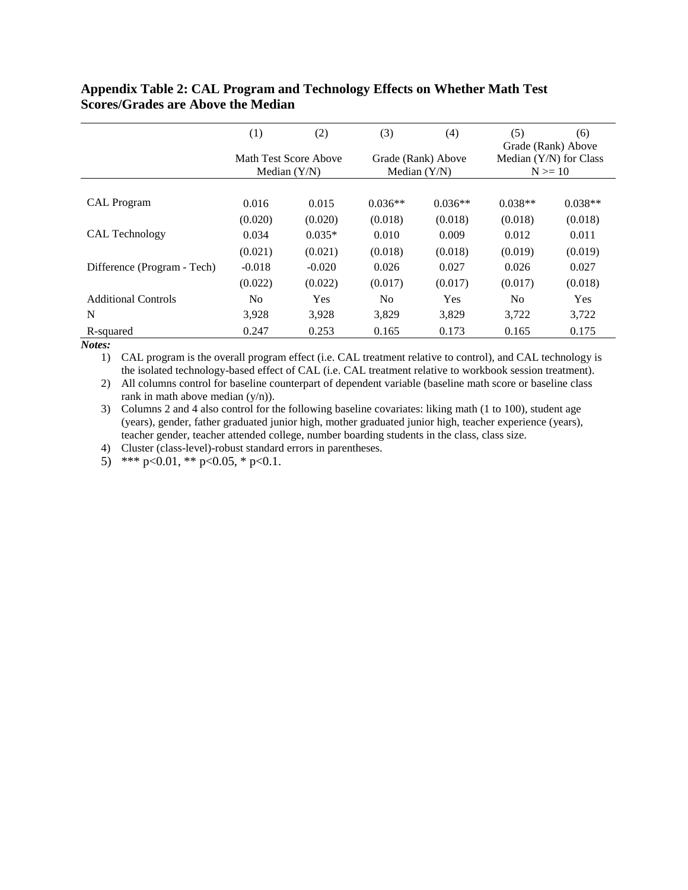**Appendix Table 2: CAL Program and Technology Effects on Whether Math Test Scores/Grades are Above the Median**

| | (1) | (2) | (3) | (4) | (5) | (6) |
|---|---|---|---|---|---|---|
| | Math Test Score Above Median (Y/N) | | Grade (Rank) Above Median (Y/N) | | Grade (Rank) Above Median (Y/N) for Class N >= 10 | |
| CAL Program | 0.016 | 0.015 | 0.036** | 0.036** | 0.038** | 0.038** |
| | (0.020) | (0.020) | (0.018) | (0.018) | (0.018) | (0.018) |
| CAL Technology | 0.034 | 0.035* | 0.010 | 0.009 | 0.012 | 0.011 |
| | (0.021) | (0.021) | (0.018) | (0.018) | (0.019) | (0.019) |
| Difference (Program - Tech) | -0.018 | -0.020 | 0.026 | 0.027 | 0.026 | 0.027 |
| | (0.022) | (0.022) | (0.017) | (0.017) | (0.017) | (0.018) |
| Additional Controls | No | Yes | No | Yes | No | Yes |
| N | 3,928 | 3,928 | 3,829 | 3,829 | 3,722 | 3,722 |
| R-squared | 0.247 | 0.253 | 0.165 | 0.173 | 0.165 | 0.175 |

***Notes:***

1) CAL program is the overall program effect (i.e. CAL treatment relative to control), and CAL technology is the isolated technology-based effect of CAL (i.e. CAL treatment relative to workbook session treatment).
2) All columns control for baseline counterpart of dependent variable (baseline math score or baseline class rank in math above median (y/n)).
3) Columns 2 and 4 also control for the following baseline covariates: liking math (1 to 100), student age (years), gender, father graduated junior high, mother graduated junior high, teacher experience (years), teacher gender, teacher attended college, number boarding students in the class, class size.
4) Cluster (class-level)-robust standard errors in parentheses.
5) *** p<0.01, ** p<0.05, * p<0.1.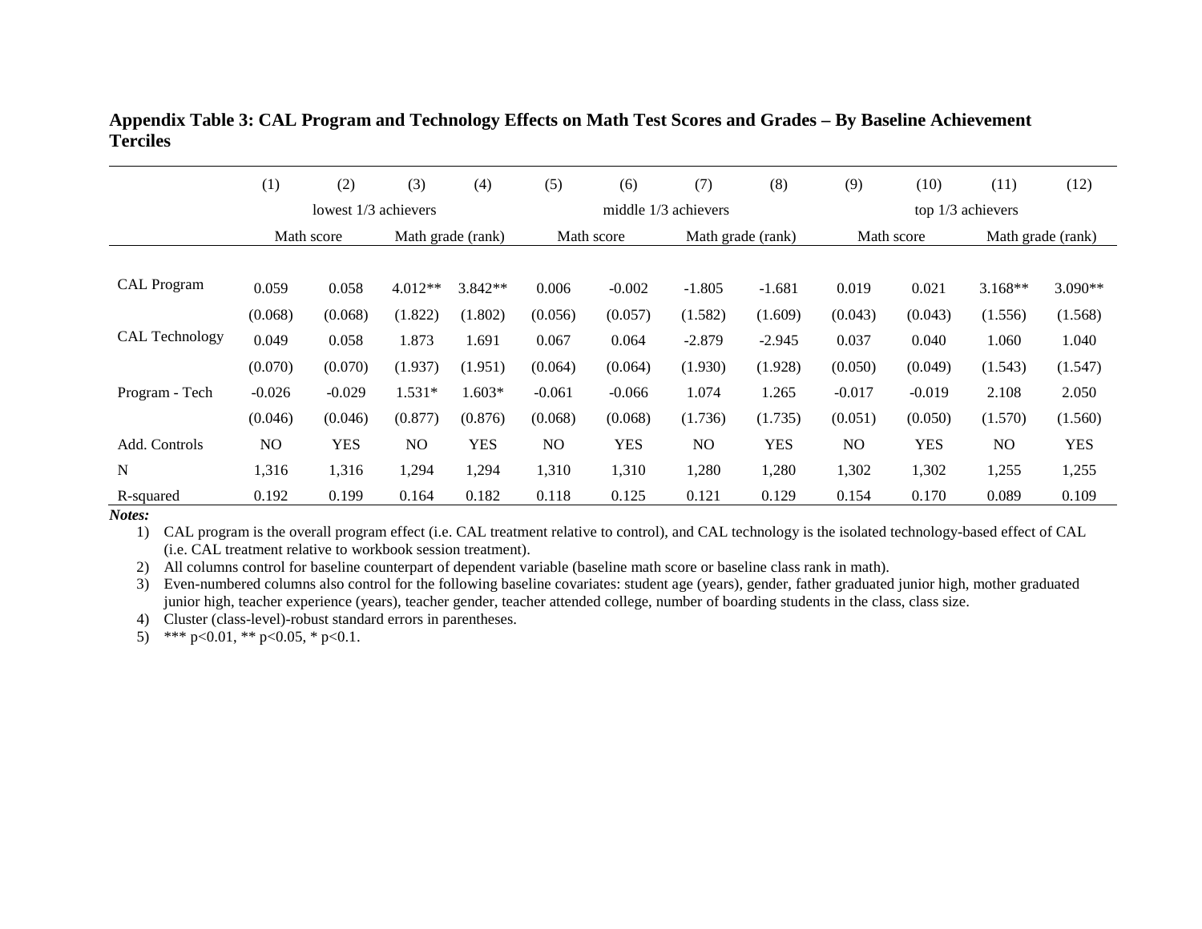**Appendix Table 3: CAL Program and Technology Effects on Math Test Scores and Grades – By Baseline Achievement Terciles**

| | (1) | (2) | (3) | (4) | (5) | (6) | (7) | (8) | (9) | (10) | (11) | (12) |
|---|---|---|---|---|---|---|---|---|---|---|---|---|
| | lowest 1/3 achievers | | | | middle 1/3 achievers | | | | top 1/3 achievers | | | |
| | Math score | | Math grade (rank) | | Math score | | Math grade (rank) | | Math score | | Math grade (rank) | |
| CAL Program | 0.059 | 0.058 | 4.012** | 3.842** | 0.006 | -0.002 | -1.805 | -1.681 | 0.019 | 0.021 | 3.168** | 3.090** |
| | (0.068) | (0.068) | (1.822) | (1.802) | (0.056) | (0.057) | (1.582) | (1.609) | (0.043) | (0.043) | (1.556) | (1.568) |
| CAL Technology | 0.049 | 0.058 | 1.873 | 1.691 | 0.067 | 0.064 | -2.879 | -2.945 | 0.037 | 0.040 | 1.060 | 1.040 |
| | (0.070) | (0.070) | (1.937) | (1.951) | (0.064) | (0.064) | (1.930) | (1.928) | (0.050) | (0.049) | (1.543) | (1.547) |
| Program - Tech | -0.026 | -0.029 | 1.531* | 1.603* | -0.061 | -0.066 | 1.074 | 1.265 | -0.017 | -0.019 | 2.108 | 2.050 |
| | (0.046) | (0.046) | (0.877) | (0.876) | (0.068) | (0.068) | (1.736) | (1.735) | (0.051) | (0.050) | (1.570) | (1.560) |
| Add. Controls | NO | YES | NO | YES | NO | YES | NO | YES | NO | YES | NO | YES |
| N | 1,316 | 1,316 | 1,294 | 1,294 | 1,310 | 1,310 | 1,280 | 1,280 | 1,302 | 1,302 | 1,255 | 1,255 |
| R-squared | 0.192 | 0.199 | 0.164 | 0.182 | 0.118 | 0.125 | 0.121 | 0.129 | 0.154 | 0.170 | 0.089 | 0.109 |

***Notes:***

1) CAL program is the overall program effect (i.e. CAL treatment relative to control), and CAL technology is the isolated technology-based effect of CAL (i.e. CAL treatment relative to workbook session treatment).
2) All columns control for baseline counterpart of dependent variable (baseline math score or baseline class rank in math).
3) Even-numbered columns also control for the following baseline covariates: student age (years), gender, father graduated junior high, mother graduated junior high, teacher experience (years), teacher gender, teacher attended college, number of boarding students in the class, class size.
4) Cluster (class-level)-robust standard errors in parentheses.
5) *** p<0.01, ** p<0.05, * p<0.1.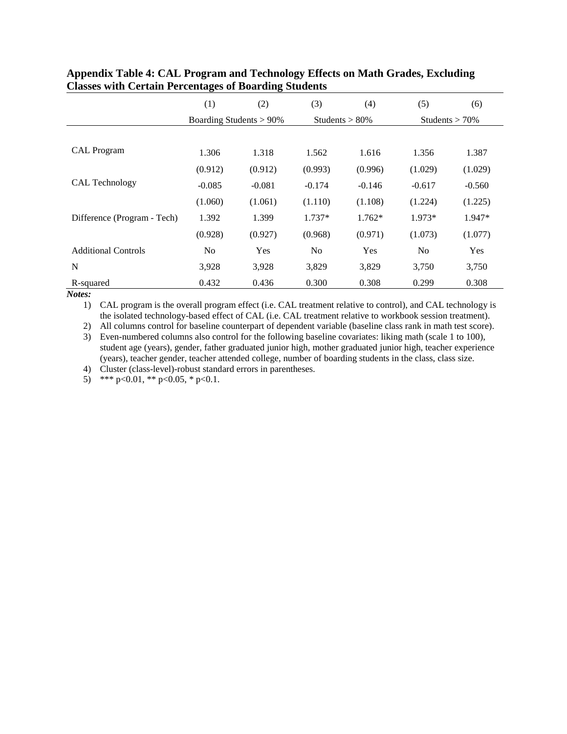**Appendix Table 4: CAL Program and Technology Effects on Math Grades, Excluding Classes with Certain Percentages of Boarding Students**

| | (1) | (2) | (3) | (4) | (5) | (6) |
|---|---|---|---|---|---|---|
| | Boarding Students > 90% | | Students > 80% | | Students > 70% | |
| CAL Program | 1.306 | 1.318 | 1.562 | 1.616 | 1.356 | 1.387 |
| | (0.912) | (0.912) | (0.993) | (0.996) | (1.029) | (1.029) |
| CAL Technology | -0.085 | -0.081 | -0.174 | -0.146 | -0.617 | -0.560 |
| | (1.060) | (1.061) | (1.110) | (1.108) | (1.224) | (1.225) |
| Difference (Program - Tech) | 1.392 | 1.399 | 1.737* | 1.762* | 1.973* | 1.947* |
| | (0.928) | (0.927) | (0.968) | (0.971) | (1.073) | (1.077) |
| Additional Controls | No | Yes | No | Yes | No | Yes |
| N | 3,928 | 3,928 | 3,829 | 3,829 | 3,750 | 3,750 |
| R-squared | 0.432 | 0.436 | 0.300 | 0.308 | 0.299 | 0.308 |

***Notes:***

1) CAL program is the overall program effect (i.e. CAL treatment relative to control), and CAL technology is the isolated technology-based effect of CAL (i.e. CAL treatment relative to workbook session treatment).
2) All columns control for baseline counterpart of dependent variable (baseline class rank in math test score).
3) Even-numbered columns also control for the following baseline covariates: liking math (scale 1 to 100), student age (years), gender, father graduated junior high, mother graduated junior high, teacher experience (years), teacher gender, teacher attended college, number of boarding students in the class, class size.
4) Cluster (class-level)-robust standard errors in parentheses.
5) *** p<0.01, ** p<0.05, * p<0.1.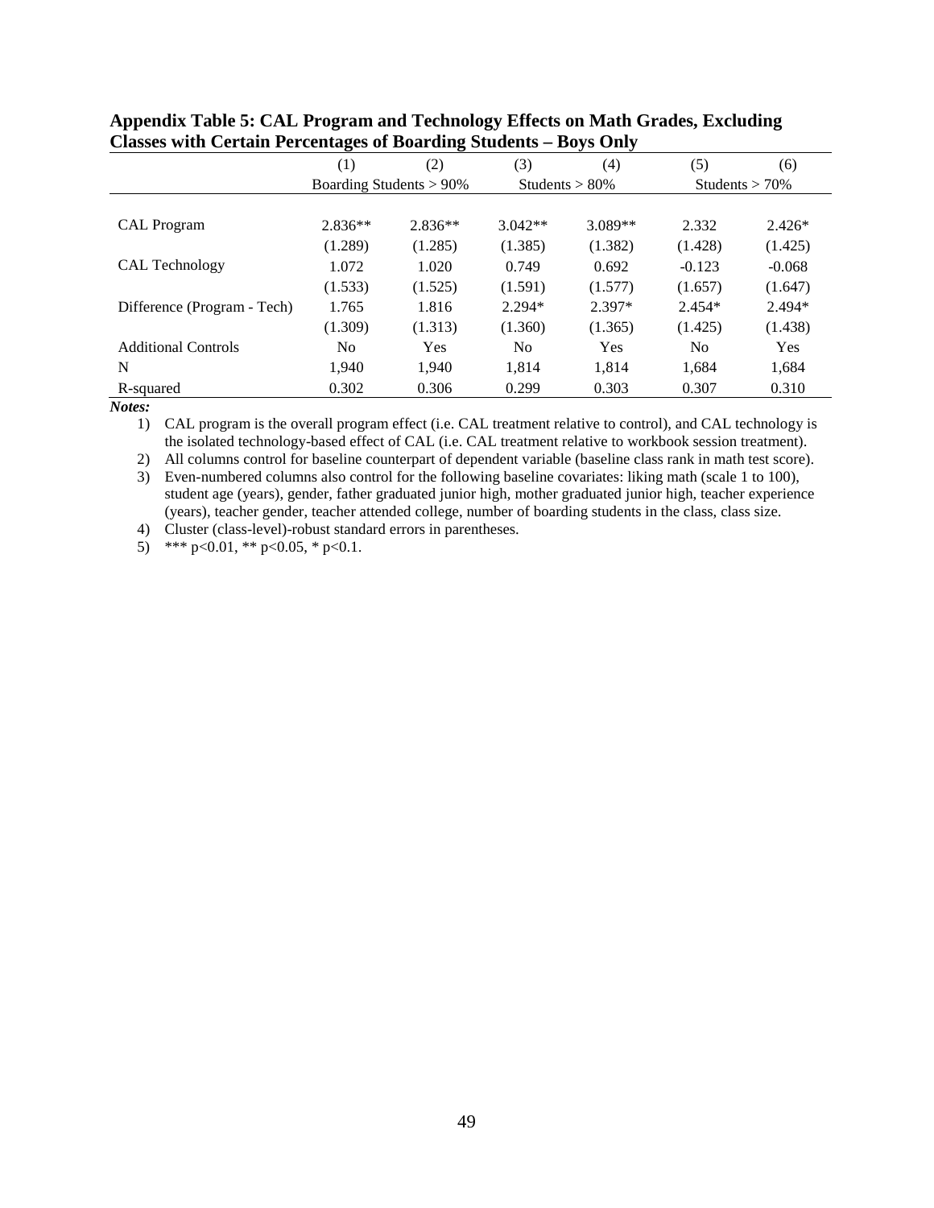**Appendix Table 5: CAL Program and Technology Effects on Math Grades, Excluding Classes with Certain Percentages of Boarding Students – Boys Only**

| | (1) | (2) | (3) | (4) | (5) | (6) |
|---|---|---|---|---|---|---|
| | Boarding Students > 90% | | Students > 80% | | Students > 70% | |
| CAL Program | 2.836** | 2.836** | 3.042** | 3.089** | 2.332 | 2.426* |
| | (1.289) | (1.285) | (1.385) | (1.382) | (1.428) | (1.425) |
| CAL Technology | 1.072 | 1.020 | 0.749 | 0.692 | -0.123 | -0.068 |
| | (1.533) | (1.525) | (1.591) | (1.577) | (1.657) | (1.647) |
| Difference (Program - Tech) | 1.765 | 1.816 | 2.294* | 2.397* | 2.454* | 2.494* |
| | (1.309) | (1.313) | (1.360) | (1.365) | (1.425) | (1.438) |
| Additional Controls | No | Yes | No | Yes | No | Yes |
| N | 1,940 | 1,940 | 1,814 | 1,814 | 1,684 | 1,684 |
| R-squared | 0.302 | 0.306 | 0.299 | 0.303 | 0.307 | 0.310 |

***Notes:***

1) CAL program is the overall program effect (i.e. CAL treatment relative to control), and CAL technology is the isolated technology-based effect of CAL (i.e. CAL treatment relative to workbook session treatment).
2) All columns control for baseline counterpart of dependent variable (baseline class rank in math test score).
3) Even-numbered columns also control for the following baseline covariates: liking math (scale 1 to 100), student age (years), gender, father graduated junior high, mother graduated junior high, teacher experience (years), teacher gender, teacher attended college, number of boarding students in the class, class size.
4) Cluster (class-level)-robust standard errors in parentheses.
5) *** p<0.01, ** p<0.05, * p<0.1.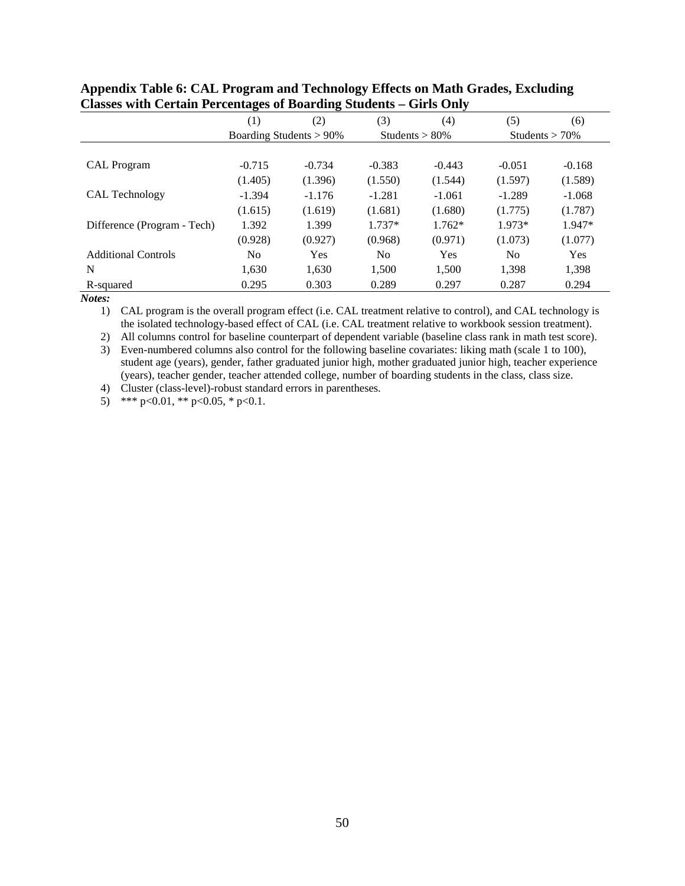**Appendix Table 6: CAL Program and Technology Effects on Math Grades, Excluding Classes with Certain Percentages of Boarding Students – Girls Only**

| | (1) | (2) | (3) | (4) | (5) | (6) |
|---|---|---|---|---|---|---|
| | Boarding Students > 90% | | Students > 80% | | Students > 70% | |
| CAL Program | -0.715 | -0.734 | -0.383 | -0.443 | -0.051 | -0.168 |
| | (1.405) | (1.396) | (1.550) | (1.544) | (1.597) | (1.589) |
| CAL Technology | -1.394 | -1.176 | -1.281 | -1.061 | -1.289 | -1.068 |
| | (1.615) | (1.619) | (1.681) | (1.680) | (1.775) | (1.787) |
| Difference (Program - Tech) | 1.392 | 1.399 | 1.737* | 1.762* | 1.973* | 1.947* |
| | (0.928) | (0.927) | (0.968) | (0.971) | (1.073) | (1.077) |
| Additional Controls | No | Yes | No | Yes | No | Yes |
| N | 1,630 | 1,630 | 1,500 | 1,500 | 1,398 | 1,398 |
| R-squared | 0.295 | 0.303 | 0.289 | 0.297 | 0.287 | 0.294 |

***Notes:***

1) CAL program is the overall program effect (i.e. CAL treatment relative to control), and CAL technology is the isolated technology-based effect of CAL (i.e. CAL treatment relative to workbook session treatment).
2) All columns control for baseline counterpart of dependent variable (baseline class rank in math test score).
3) Even-numbered columns also control for the following baseline covariates: liking math (scale 1 to 100), student age (years), gender, father graduated junior high, mother graduated junior high, teacher experience (years), teacher gender, teacher attended college, number of boarding students in the class, class size.
4) Cluster (class-level)-robust standard errors in parentheses.
5) *** p<0.01, ** p<0.05, * p<0.1.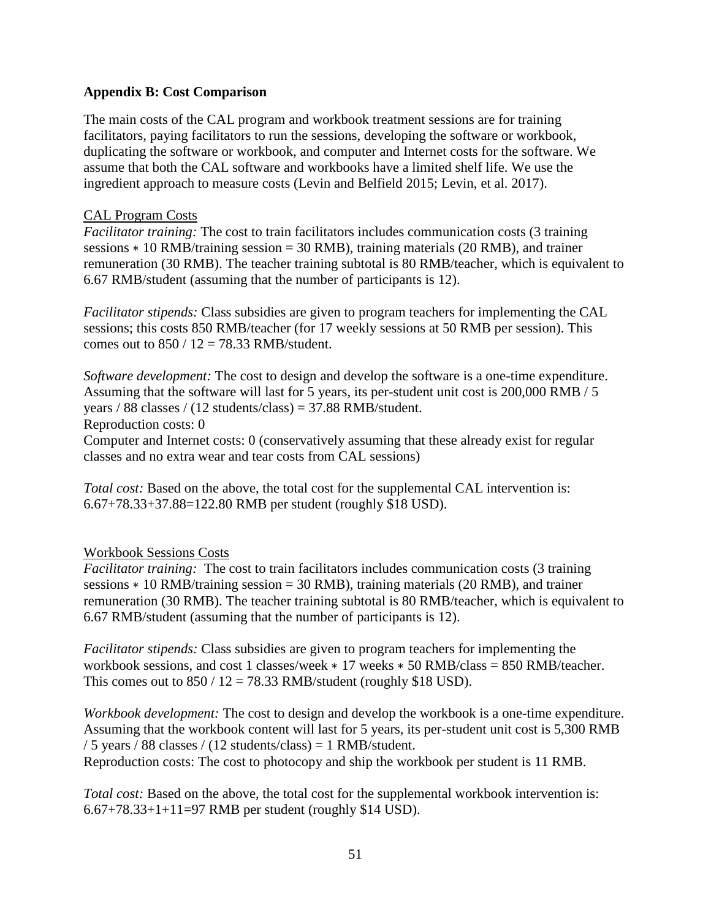**Appendix B: Cost Comparison**

The main costs of the CAL program and workbook treatment sessions are for training facilitators, paying facilitators to run the sessions, developing the software or workbook, duplicating the software or workbook, and computer and Internet costs for the software. We assume that both the CAL software and workbooks have a limited shelf life. We use the ingredient approach to measure costs (Levin and Belfield 2015; Levin, et al. 2017).

CAL Program Costs

*Facilitator training:* The cost to train facilitators includes communication costs (3 training sessions $*$ 10 RMB/training session = 30 RMB), training materials (20 RMB), and trainer remuneration (30 RMB). The teacher training subtotal is 80 RMB/teacher, which is equivalent to 6.67 RMB/student (assuming that the number of participants is 12).

*Facilitator stipends:* Class subsidies are given to program teachers for implementing the CAL sessions; this costs 850 RMB/teacher (for 17 weekly sessions at 50 RMB per session). This comes out to 850 / 12 = 78.33 RMB/student.

*Software development:* The cost to design and develop the software is a one-time expenditure. Assuming that the software will last for 5 years, its per-student unit cost is 200,000 RMB / 5 years / 88 classes / (12 students/class) = 37.88 RMB/student.
Reproduction costs: 0
Computer and Internet costs: 0 (conservatively assuming that these already exist for regular classes and no extra wear and tear costs from CAL sessions)

*Total cost:* Based on the above, the total cost for the supplemental CAL intervention is: 6.67+78.33+37.88=122.80 RMB per student (roughly $18 USD).

Workbook Sessions Costs

*Facilitator training:* The cost to train facilitators includes communication costs (3 training sessions $*$ 10 RMB/training session = 30 RMB), training materials (20 RMB), and trainer remuneration (30 RMB). The teacher training subtotal is 80 RMB/teacher, which is equivalent to 6.67 RMB/student (assuming that the number of participants is 12).

*Facilitator stipends:* Class subsidies are given to program teachers for implementing the workbook sessions, and cost 1 classes/week $*$ 17 weeks $*$ 50 RMB/class = 850 RMB/teacher. This comes out to 850 / 12 = 78.33 RMB/student (roughly $18 USD).

*Workbook development:* The cost to design and develop the workbook is a one-time expenditure. Assuming that the workbook content will last for 5 years, its per-student unit cost is 5,300 RMB / 5 years / 88 classes / (12 students/class) = 1 RMB/student.
Reproduction costs: The cost to photocopy and ship the workbook per student is 11 RMB.

*Total cost:* Based on the above, the total cost for the supplemental workbook intervention is: 6.67+78.33+1+11=97 RMB per student (roughly $14 USD).